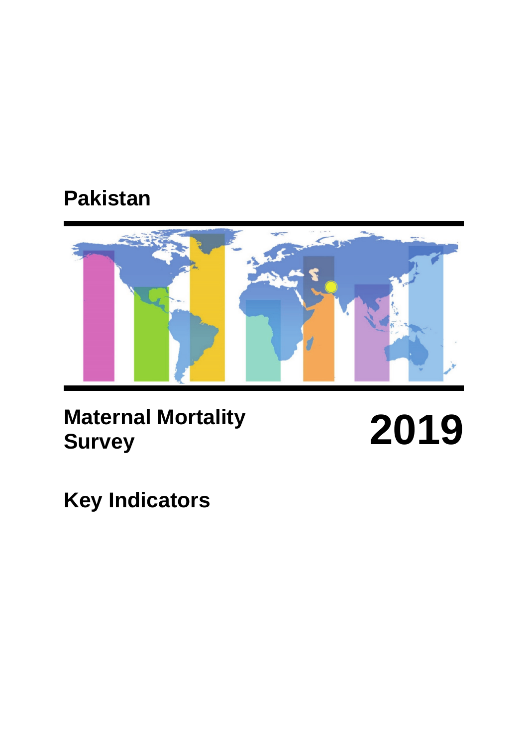# Pakistan

# Maternal Mortality Survey

# 2019

## Key Indicators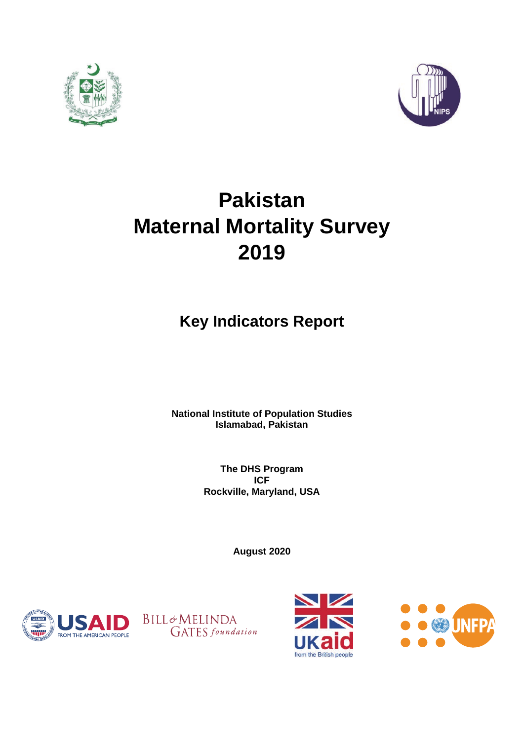# Pakistan Maternal Mortality Survey 2019

## Key Indicators Report

**National Institute of Population Studies**
**Islamabad, Pakistan**

**The DHS Program**
**ICF**
**Rockville, Maryland, USA**

**August 2020**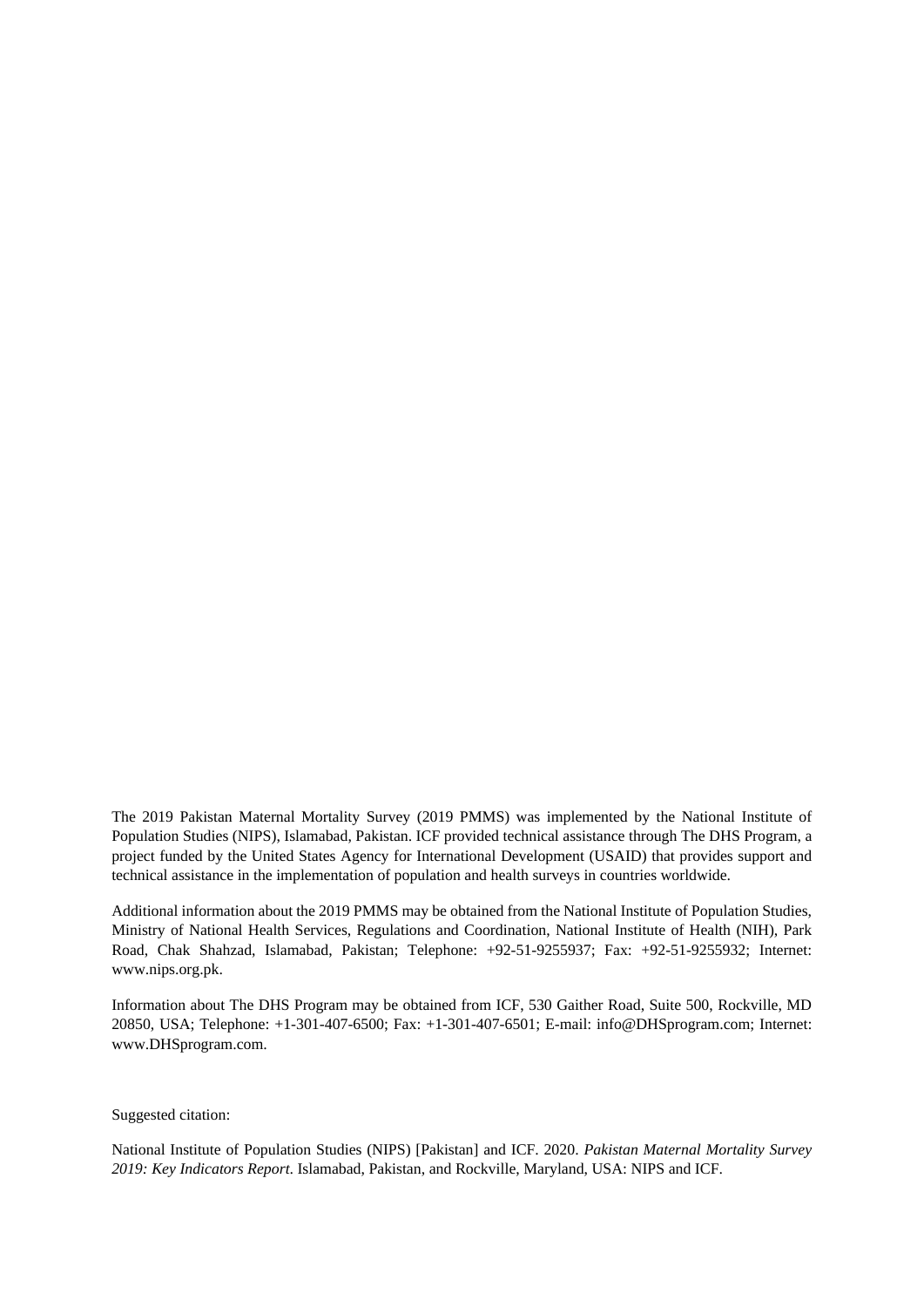The 2019 Pakistan Maternal Mortality Survey (2019 PMMS) was implemented by the National Institute of Population Studies (NIPS), Islamabad, Pakistan. ICF provided technical assistance through The DHS Program, a project funded by the United States Agency for International Development (USAID) that provides support and technical assistance in the implementation of population and health surveys in countries worldwide.

Additional information about the 2019 PMMS may be obtained from the National Institute of Population Studies, Ministry of National Health Services, Regulations and Coordination, National Institute of Health (NIH), Park Road, Chak Shahzad, Islamabad, Pakistan; Telephone: +92-51-9255937; Fax: +92-51-9255932; Internet: www.nips.org.pk.

Information about The DHS Program may be obtained from ICF, 530 Gaither Road, Suite 500, Rockville, MD 20850, USA; Telephone: +1-301-407-6500; Fax: +1-301-407-6501; E-mail: info@DHSprogram.com; Internet: www.DHSprogram.com.

Suggested citation:

National Institute of Population Studies (NIPS) [Pakistan] and ICF. 2020. *Pakistan Maternal Mortality Survey 2019: Key Indicators Report*. Islamabad, Pakistan, and Rockville, Maryland, USA: NIPS and ICF.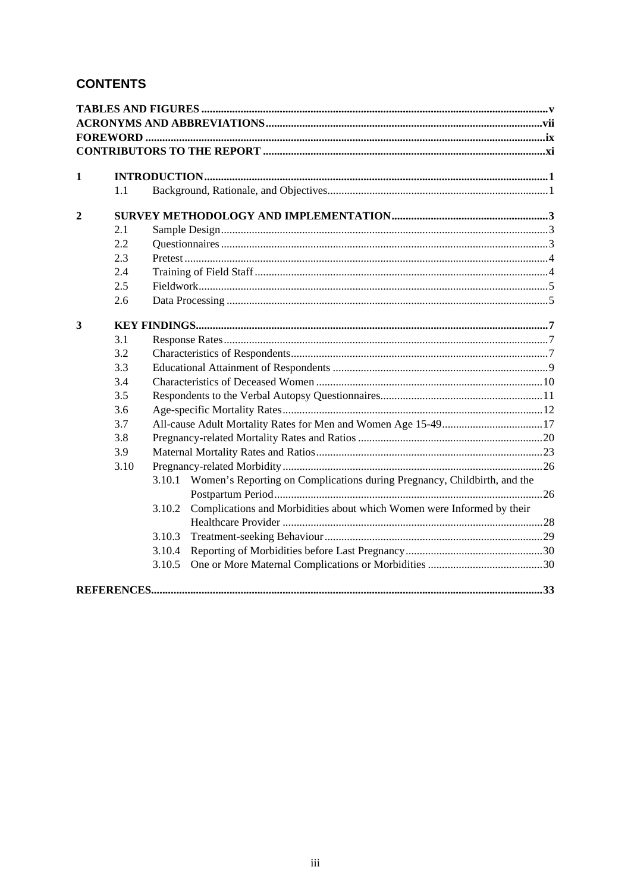## CONTENTS

| | | | |
|---|---|---|---|
| **TABLES AND FIGURES** | | | **v** |
| **ACRONYMS AND ABBREVIATIONS** | | | **vii** |
| **FOREWORD** | | | **ix** |
| **CONTRIBUTORS TO THE REPORT** | | | **xi** |
| **1** | **INTRODUCTION** | | **1** |
| | 1.1 | Background, Rationale, and Objectives | 1 |
| **2** | **SURVEY METHODOLOGY AND IMPLEMENTATION** | | **3** |
| | 2.1 | Sample Design | 3 |
| | 2.2 | Questionnaires | 3 |
| | 2.3 | Pretest | 4 |
| | 2.4 | Training of Field Staff | 4 |
| | 2.5 | Fieldwork | 5 |
| | 2.6 | Data Processing | 5 |
| **3** | **KEY FINDINGS** | | **7** |
| | 3.1 | Response Rates | 7 |
| | 3.2 | Characteristics of Respondents | 7 |
| | 3.3 | Educational Attainment of Respondents | 9 |
| | 3.4 | Characteristics of Deceased Women | 10 |
| | 3.5 | Respondents to the Verbal Autopsy Questionnaires | 11 |
| | 3.6 | Age-specific Mortality Rates | 12 |
| | 3.7 | All-cause Adult Mortality Rates for Men and Women Age 15-49 | 17 |
| | 3.8 | Pregnancy-related Mortality Rates and Ratios | 20 |
| | 3.9 | Maternal Mortality Rates and Ratios | 23 |
| | 3.10 | Pregnancy-related Morbidity | 26 |
| | | 3.10.1 Women's Reporting on Complications during Pregnancy, Childbirth, and the Postpartum Period | 26 |
| | | 3.10.2 Complications and Morbidities about which Women were Informed by their Healthcare Provider | 28 |
| | | 3.10.3 Treatment-seeking Behaviour | 29 |
| | | 3.10.4 Reporting of Morbidities before Last Pregnancy | 30 |
| | | 3.10.5 One or More Maternal Complications or Morbidities | 30 |
| **REFERENCES** | | | **33** |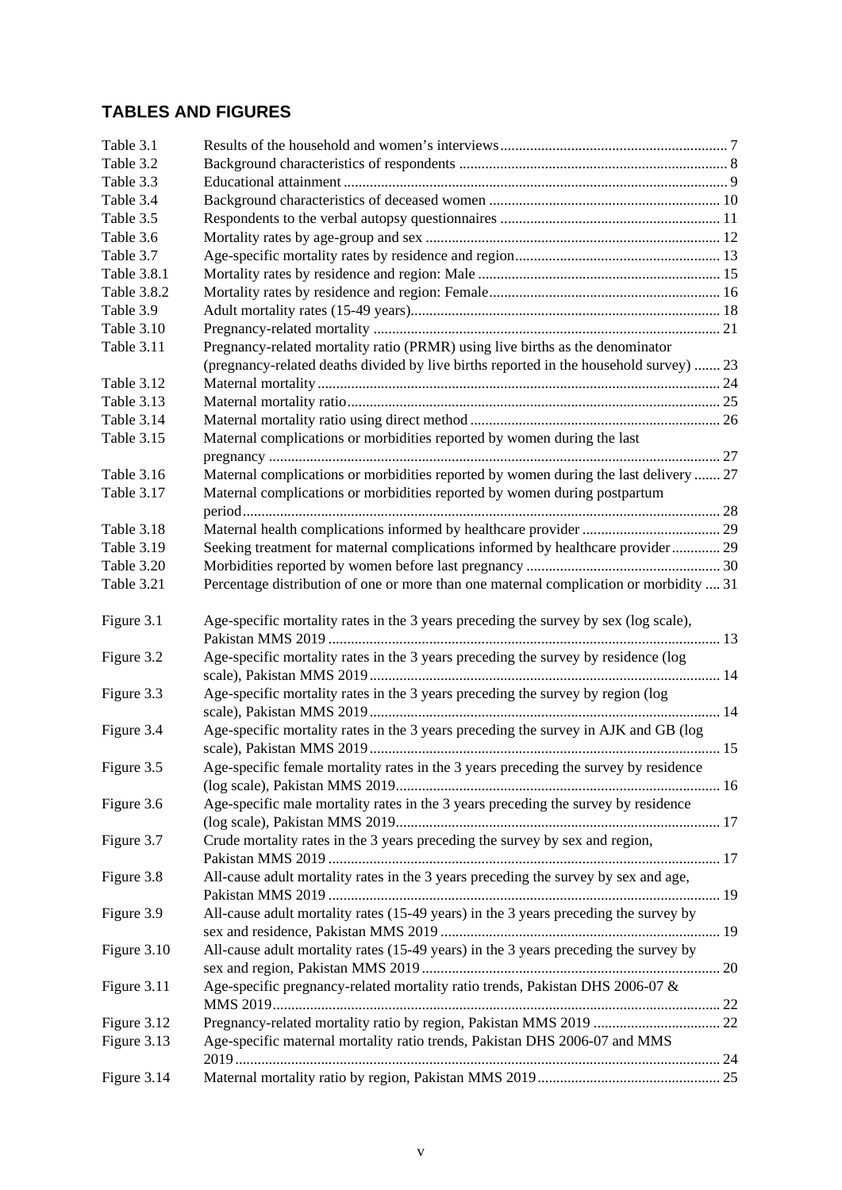## TABLES AND FIGURES

| | | |
|---|---|---|
| Table 3.1 | Results of the household and women's interviews | 7 |
| Table 3.2 | Background characteristics of respondents | 8 |
| Table 3.3 | Educational attainment | 9 |
| Table 3.4 | Background characteristics of deceased women | 10 |
| Table 3.5 | Respondents to the verbal autopsy questionnaires | 11 |
| Table 3.6 | Mortality rates by age-group and sex | 12 |
| Table 3.7 | Age-specific mortality rates by residence and region | 13 |
| Table 3.8.1 | Mortality rates by residence and region: Male | 15 |
| Table 3.8.2 | Mortality rates by residence and region: Female | 16 |
| Table 3.9 | Adult mortality rates (15-49 years) | 18 |
| Table 3.10 | Pregnancy-related mortality | 21 |
| Table 3.11 | Pregnancy-related mortality ratio (PRMR) using live births as the denominator (pregnancy-related deaths divided by live births reported in the household survey) | 23 |
| Table 3.12 | Maternal mortality | 24 |
| Table 3.13 | Maternal mortality ratio | 25 |
| Table 3.14 | Maternal mortality ratio using direct method | 26 |
| Table 3.15 | Maternal complications or morbidities reported by women during the last pregnancy | 27 |
| Table 3.16 | Maternal complications or morbidities reported by women during the last delivery | 27 |
| Table 3.17 | Maternal complications or morbidities reported by women during postpartum period | 28 |
| Table 3.18 | Maternal health complications informed by healthcare provider | 29 |
| Table 3.19 | Seeking treatment for maternal complications informed by healthcare provider | 29 |
| Table 3.20 | Morbidities reported by women before last pregnancy | 30 |
| Table 3.21 | Percentage distribution of one or more than one maternal complication or morbidity | 31 |
| Figure 3.1 | Age-specific mortality rates in the 3 years preceding the survey by sex (log scale), Pakistan MMS 2019 | 13 |
| Figure 3.2 | Age-specific mortality rates in the 3 years preceding the survey by residence (log scale), Pakistan MMS 2019 | 14 |
| Figure 3.3 | Age-specific mortality rates in the 3 years preceding the survey by region (log scale), Pakistan MMS 2019 | 14 |
| Figure 3.4 | Age-specific mortality rates in the 3 years preceding the survey in AJK and GB (log scale), Pakistan MMS 2019 | 15 |
| Figure 3.5 | Age-specific female mortality rates in the 3 years preceding the survey by residence (log scale), Pakistan MMS 2019 | 16 |
| Figure 3.6 | Age-specific male mortality rates in the 3 years preceding the survey by residence (log scale), Pakistan MMS 2019 | 17 |
| Figure 3.7 | Crude mortality rates in the 3 years preceding the survey by sex and region, Pakistan MMS 2019 | 17 |
| Figure 3.8 | All-cause adult mortality rates in the 3 years preceding the survey by sex and age, Pakistan MMS 2019 | 19 |
| Figure 3.9 | All-cause adult mortality rates (15-49 years) in the 3 years preceding the survey by sex and residence, Pakistan MMS 2019 | 19 |
| Figure 3.10 | All-cause adult mortality rates (15-49 years) in the 3 years preceding the survey by sex and region, Pakistan MMS 2019 | 20 |
| Figure 3.11 | Age-specific pregnancy-related mortality ratio trends, Pakistan DHS 2006-07 & MMS 2019 | 22 |
| Figure 3.12 | Pregnancy-related mortality ratio by region, Pakistan MMS 2019 | 22 |
| Figure 3.13 | Age-specific maternal mortality ratio trends, Pakistan DHS 2006-07 and MMS 2019 | 24 |
| Figure 3.14 | Maternal mortality ratio by region, Pakistan MMS 2019 | 25 |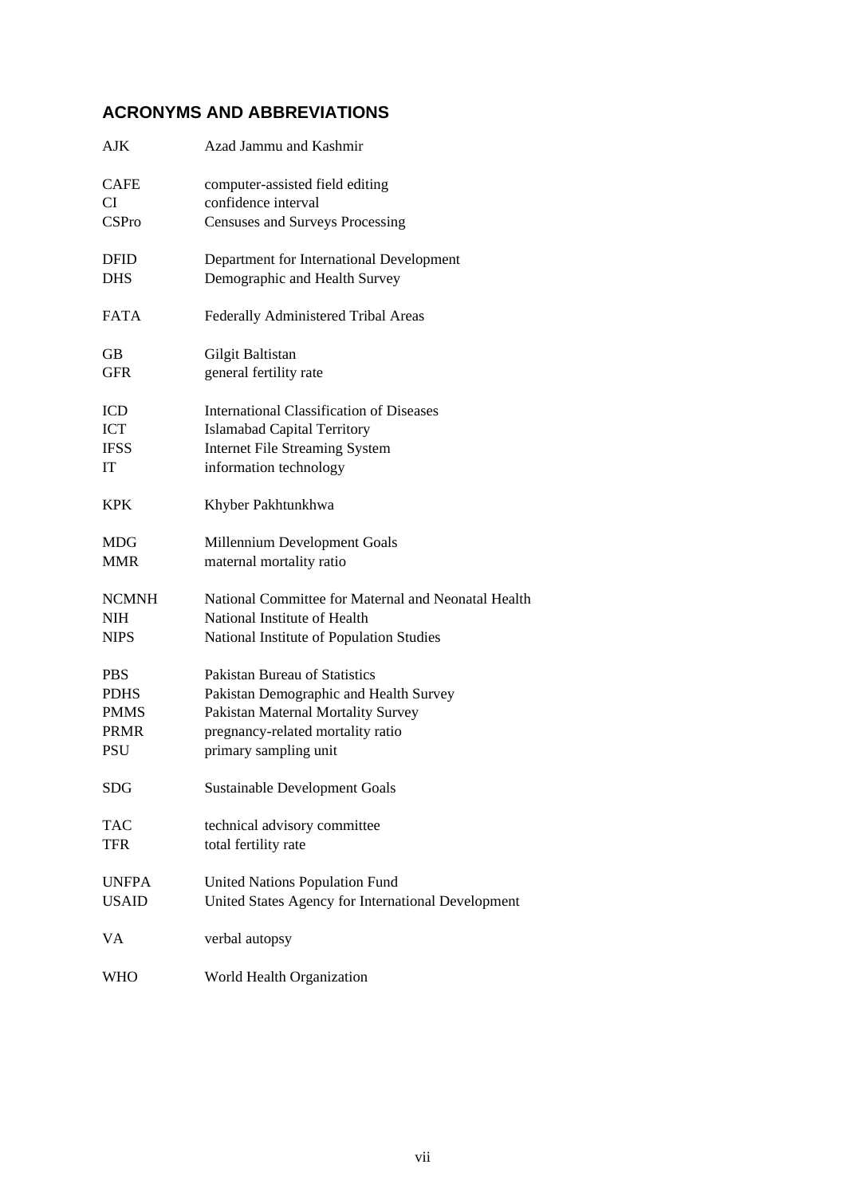## ACRONYMS AND ABBREVIATIONS

| | |
|---|---|
| AJK | Azad Jammu and Kashmir |
| CAFE | computer-assisted field editing |
| CI | confidence interval |
| CSPro | Censuses and Surveys Processing |
| DFID | Department for International Development |
| DHS | Demographic and Health Survey |
| FATA | Federally Administered Tribal Areas |
| GB | Gilgit Baltistan |
| GFR | general fertility rate |
| ICD | International Classification of Diseases |
| ICT | Islamabad Capital Territory |
| IFSS | Internet File Streaming System |
| IT | information technology |
| KPK | Khyber Pakhtunkhwa |
| MDG | Millennium Development Goals |
| MMR | maternal mortality ratio |
| NCMNH | National Committee for Maternal and Neonatal Health |
| NIH | National Institute of Health |
| NIPS | National Institute of Population Studies |
| PBS | Pakistan Bureau of Statistics |
| PDHS | Pakistan Demographic and Health Survey |
| PMMS | Pakistan Maternal Mortality Survey |
| PRMR | pregnancy-related mortality ratio |
| PSU | primary sampling unit |
| SDG | Sustainable Development Goals |
| TAC | technical advisory committee |
| TFR | total fertility rate |
| UNFPA | United Nations Population Fund |
| USAID | United States Agency for International Development |
| VA | verbal autopsy |
| WHO | World Health Organization |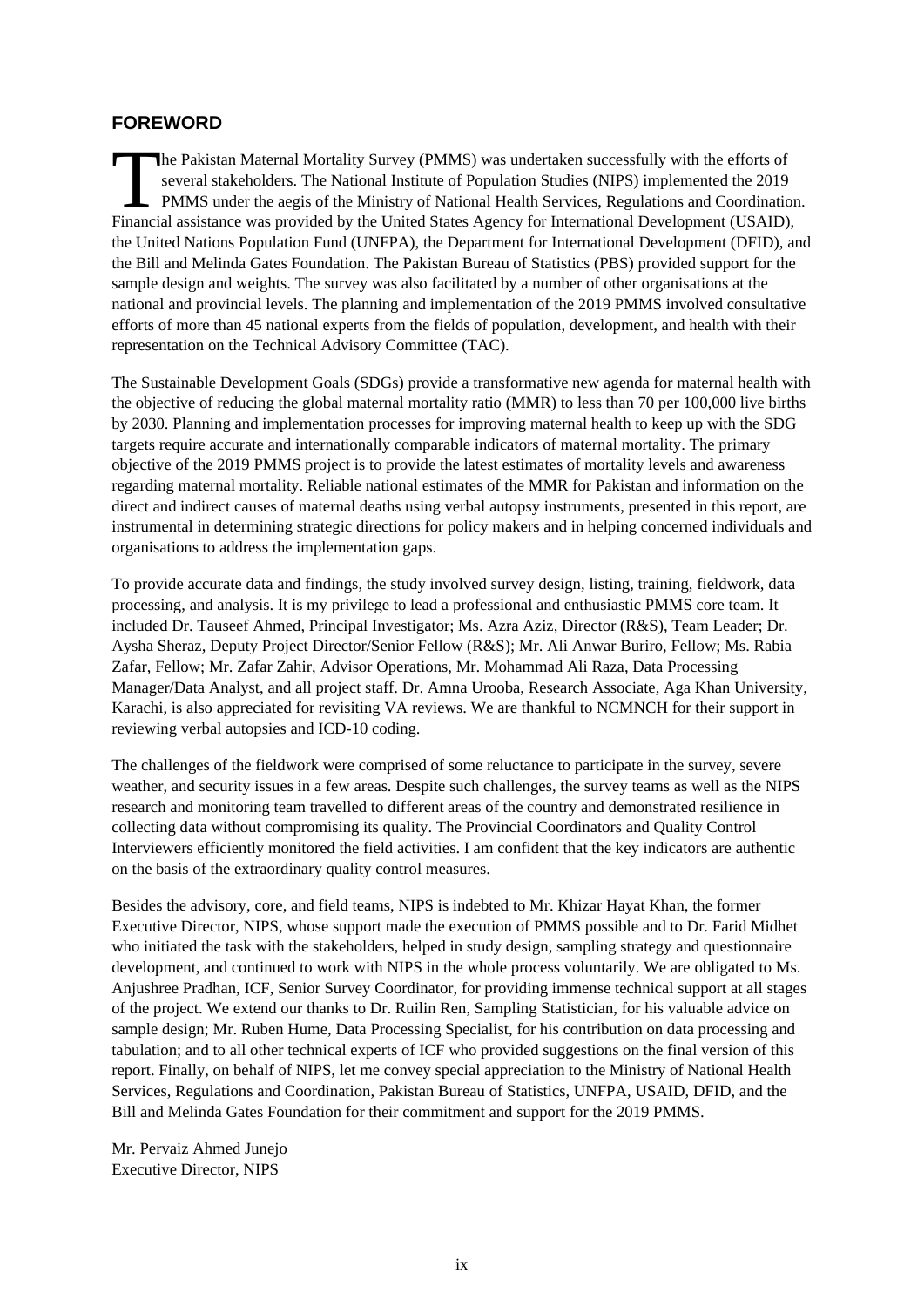## FOREWORD

The Pakistan Maternal Mortality Survey (PMMS) was undertaken successfully with the efforts of several stakeholders. The National Institute of Population Studies (NIPS) implemented the 2019 PMMS under the aegis of the Ministry of National Health Services, Regulations and Coordination. Financial assistance was provided by the United States Agency for International Development (USAID), the United Nations Population Fund (UNFPA), the Department for International Development (DFID), and the Bill and Melinda Gates Foundation. The Pakistan Bureau of Statistics (PBS) provided support for the sample design and weights. The survey was also facilitated by a number of other organisations at the national and provincial levels. The planning and implementation of the 2019 PMMS involved consultative efforts of more than 45 national experts from the fields of population, development, and health with their representation on the Technical Advisory Committee (TAC).

The Sustainable Development Goals (SDGs) provide a transformative new agenda for maternal health with the objective of reducing the global maternal mortality ratio (MMR) to less than 70 per 100,000 live births by 2030. Planning and implementation processes for improving maternal health to keep up with the SDG targets require accurate and internationally comparable indicators of maternal mortality. The primary objective of the 2019 PMMS project is to provide the latest estimates of mortality levels and awareness regarding maternal mortality. Reliable national estimates of the MMR for Pakistan and information on the direct and indirect causes of maternal deaths using verbal autopsy instruments, presented in this report, are instrumental in determining strategic directions for policy makers and in helping concerned individuals and organisations to address the implementation gaps.

To provide accurate data and findings, the study involved survey design, listing, training, fieldwork, data processing, and analysis. It is my privilege to lead a professional and enthusiastic PMMS core team. It included Dr. Tauseef Ahmed, Principal Investigator; Ms. Azra Aziz, Director (R&S), Team Leader; Dr. Aysha Sheraz, Deputy Project Director/Senior Fellow (R&S); Mr. Ali Anwar Buriro, Fellow; Ms. Rabia Zafar, Fellow; Mr. Zafar Zahir, Advisor Operations, Mr. Mohammad Ali Raza, Data Processing Manager/Data Analyst, and all project staff. Dr. Amna Urooba, Research Associate, Aga Khan University, Karachi, is also appreciated for revisiting VA reviews. We are thankful to NCMNCH for their support in reviewing verbal autopsies and ICD-10 coding.

The challenges of the fieldwork were comprised of some reluctance to participate in the survey, severe weather, and security issues in a few areas. Despite such challenges, the survey teams as well as the NIPS research and monitoring team travelled to different areas of the country and demonstrated resilience in collecting data without compromising its quality. The Provincial Coordinators and Quality Control Interviewers efficiently monitored the field activities. I am confident that the key indicators are authentic on the basis of the extraordinary quality control measures.

Besides the advisory, core, and field teams, NIPS is indebted to Mr. Khizar Hayat Khan, the former Executive Director, NIPS, whose support made the execution of PMMS possible and to Dr. Farid Midhet who initiated the task with the stakeholders, helped in study design, sampling strategy and questionnaire development, and continued to work with NIPS in the whole process voluntarily. We are obligated to Ms. Anjushree Pradhan, ICF, Senior Survey Coordinator, for providing immense technical support at all stages of the project. We extend our thanks to Dr. Ruilin Ren, Sampling Statistician, for his valuable advice on sample design; Mr. Ruben Hume, Data Processing Specialist, for his contribution on data processing and tabulation; and to all other technical experts of ICF who provided suggestions on the final version of this report. Finally, on behalf of NIPS, let me convey special appreciation to the Ministry of National Health Services, Regulations and Coordination, Pakistan Bureau of Statistics, UNFPA, USAID, DFID, and the Bill and Melinda Gates Foundation for their commitment and support for the 2019 PMMS.

Mr. Pervaiz Ahmed Junejo
Executive Director, NIPS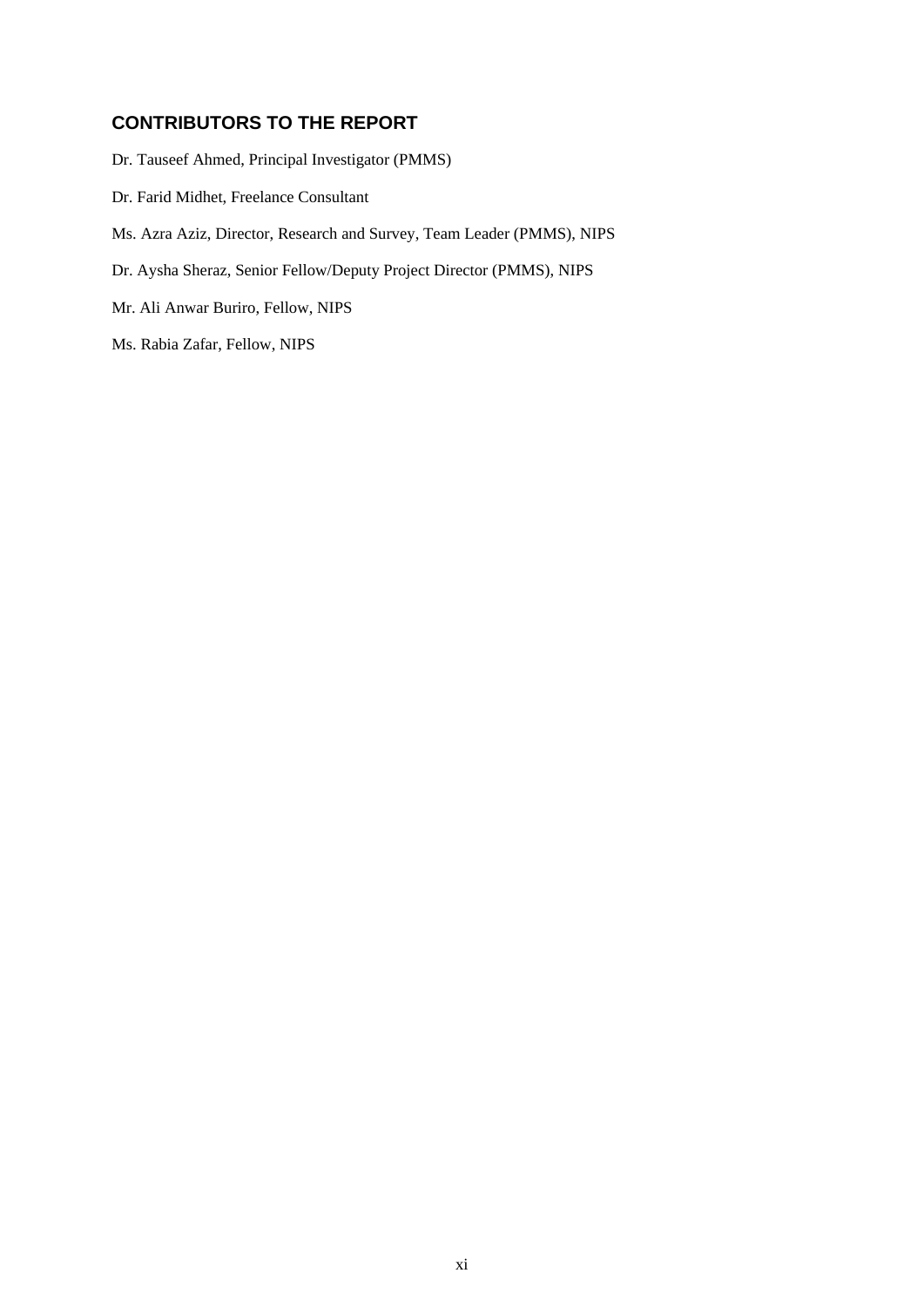## CONTRIBUTORS TO THE REPORT

Dr. Tauseef Ahmed, Principal Investigator (PMMS)

Dr. Farid Midhet, Freelance Consultant

Ms. Azra Aziz, Director, Research and Survey, Team Leader (PMMS), NIPS

Dr. Aysha Sheraz, Senior Fellow/Deputy Project Director (PMMS), NIPS

Mr. Ali Anwar Buriro, Fellow, NIPS

Ms. Rabia Zafar, Fellow, NIPS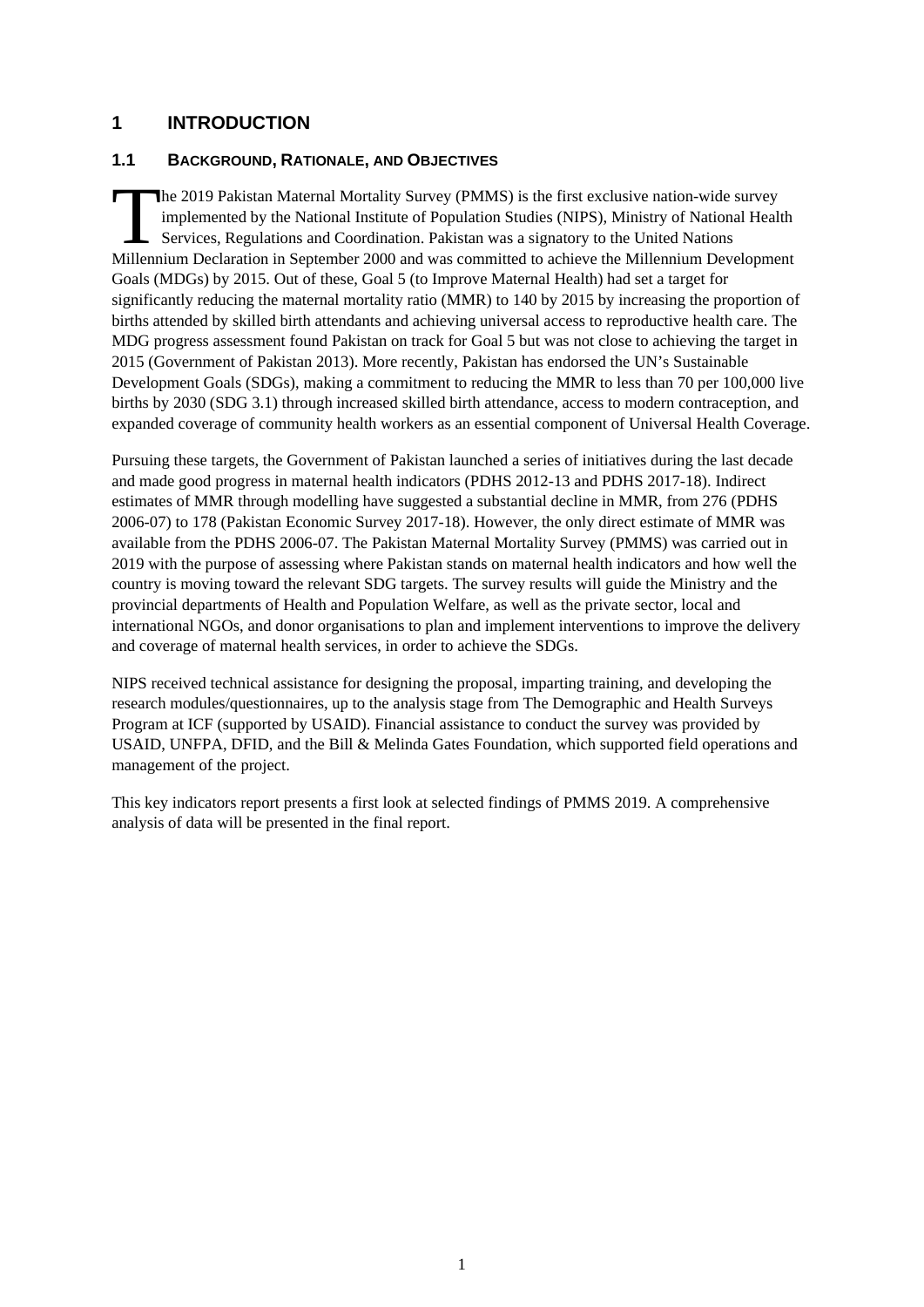# 1 INTRODUCTION

## 1.1 BACKGROUND, RATIONALE, AND OBJECTIVES

The 2019 Pakistan Maternal Mortality Survey (PMMS) is the first exclusive nation-wide survey implemented by the National Institute of Population Studies (NIPS), Ministry of National Health Services, Regulations and Coordination. Pakistan was a signatory to the United Nations Millennium Declaration in September 2000 and was committed to achieve the Millennium Development Goals (MDGs) by 2015. Out of these, Goal 5 (to Improve Maternal Health) had set a target for significantly reducing the maternal mortality ratio (MMR) to 140 by 2015 by increasing the proportion of births attended by skilled birth attendants and achieving universal access to reproductive health care. The MDG progress assessment found Pakistan on track for Goal 5 but was not close to achieving the target in 2015 (Government of Pakistan 2013). More recently, Pakistan has endorsed the UN's Sustainable Development Goals (SDGs), making a commitment to reducing the MMR to less than 70 per 100,000 live births by 2030 (SDG 3.1) through increased skilled birth attendance, access to modern contraception, and expanded coverage of community health workers as an essential component of Universal Health Coverage.

Pursuing these targets, the Government of Pakistan launched a series of initiatives during the last decade and made good progress in maternal health indicators (PDHS 2012-13 and PDHS 2017-18). Indirect estimates of MMR through modelling have suggested a substantial decline in MMR, from 276 (PDHS 2006-07) to 178 (Pakistan Economic Survey 2017-18). However, the only direct estimate of MMR was available from the PDHS 2006-07. The Pakistan Maternal Mortality Survey (PMMS) was carried out in 2019 with the purpose of assessing where Pakistan stands on maternal health indicators and how well the country is moving toward the relevant SDG targets. The survey results will guide the Ministry and the provincial departments of Health and Population Welfare, as well as the private sector, local and international NGOs, and donor organisations to plan and implement interventions to improve the delivery and coverage of maternal health services, in order to achieve the SDGs.

NIPS received technical assistance for designing the proposal, imparting training, and developing the research modules/questionnaires, up to the analysis stage from The Demographic and Health Surveys Program at ICF (supported by USAID). Financial assistance to conduct the survey was provided by USAID, UNFPA, DFID, and the Bill & Melinda Gates Foundation, which supported field operations and management of the project.

This key indicators report presents a first look at selected findings of PMMS 2019. A comprehensive analysis of data will be presented in the final report.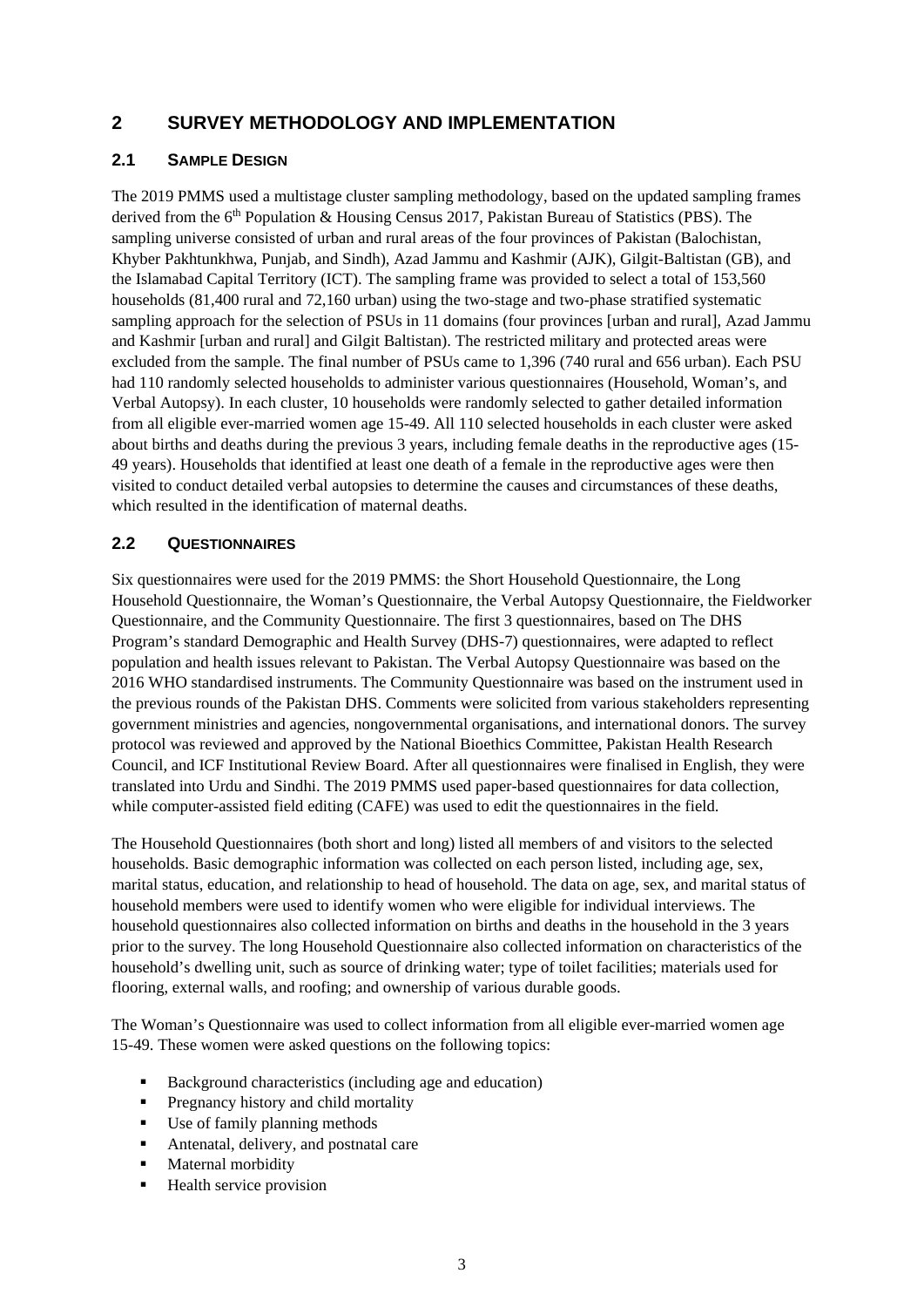# 2 SURVEY METHODOLOGY AND IMPLEMENTATION

## 2.1 SAMPLE DESIGN

The 2019 PMMS used a multistage cluster sampling methodology, based on the updated sampling frames derived from the 6th Population & Housing Census 2017, Pakistan Bureau of Statistics (PBS). The sampling universe consisted of urban and rural areas of the four provinces of Pakistan (Balochistan, Khyber Pakhtunkhwa, Punjab, and Sindh), Azad Jammu and Kashmir (AJK), Gilgit-Baltistan (GB), and the Islamabad Capital Territory (ICT). The sampling frame was provided to select a total of 153,560 households (81,400 rural and 72,160 urban) using the two-stage and two-phase stratified systematic sampling approach for the selection of PSUs in 11 domains (four provinces [urban and rural], Azad Jammu and Kashmir [urban and rural] and Gilgit Baltistan). The restricted military and protected areas were excluded from the sample. The final number of PSUs came to 1,396 (740 rural and 656 urban). Each PSU had 110 randomly selected households to administer various questionnaires (Household, Woman's, and Verbal Autopsy). In each cluster, 10 households were randomly selected to gather detailed information from all eligible ever-married women age 15-49. All 110 selected households in each cluster were asked about births and deaths during the previous 3 years, including female deaths in the reproductive ages (15-49 years). Households that identified at least one death of a female in the reproductive ages were then visited to conduct detailed verbal autopsies to determine the causes and circumstances of these deaths, which resulted in the identification of maternal deaths.

## 2.2 QUESTIONNAIRES

Six questionnaires were used for the 2019 PMMS: the Short Household Questionnaire, the Long Household Questionnaire, the Woman's Questionnaire, the Verbal Autopsy Questionnaire, the Fieldworker Questionnaire, and the Community Questionnaire. The first 3 questionnaires, based on The DHS Program's standard Demographic and Health Survey (DHS-7) questionnaires, were adapted to reflect population and health issues relevant to Pakistan. The Verbal Autopsy Questionnaire was based on the 2016 WHO standardised instruments. The Community Questionnaire was based on the instrument used in the previous rounds of the Pakistan DHS. Comments were solicited from various stakeholders representing government ministries and agencies, nongovernmental organisations, and international donors. The survey protocol was reviewed and approved by the National Bioethics Committee, Pakistan Health Research Council, and ICF Institutional Review Board. After all questionnaires were finalised in English, they were translated into Urdu and Sindhi. The 2019 PMMS used paper-based questionnaires for data collection, while computer-assisted field editing (CAFE) was used to edit the questionnaires in the field.

The Household Questionnaires (both short and long) listed all members of and visitors to the selected households. Basic demographic information was collected on each person listed, including age, sex, marital status, education, and relationship to head of household. The data on age, sex, and marital status of household members were used to identify women who were eligible for individual interviews. The household questionnaires also collected information on births and deaths in the household in the 3 years prior to the survey. The long Household Questionnaire also collected information on characteristics of the household's dwelling unit, such as source of drinking water; type of toilet facilities; materials used for flooring, external walls, and roofing; and ownership of various durable goods.

The Woman's Questionnaire was used to collect information from all eligible ever-married women age 15-49. These women were asked questions on the following topics:

- Background characteristics (including age and education)
- Pregnancy history and child mortality
- Use of family planning methods
- Antenatal, delivery, and postnatal care
- Maternal morbidity
- Health service provision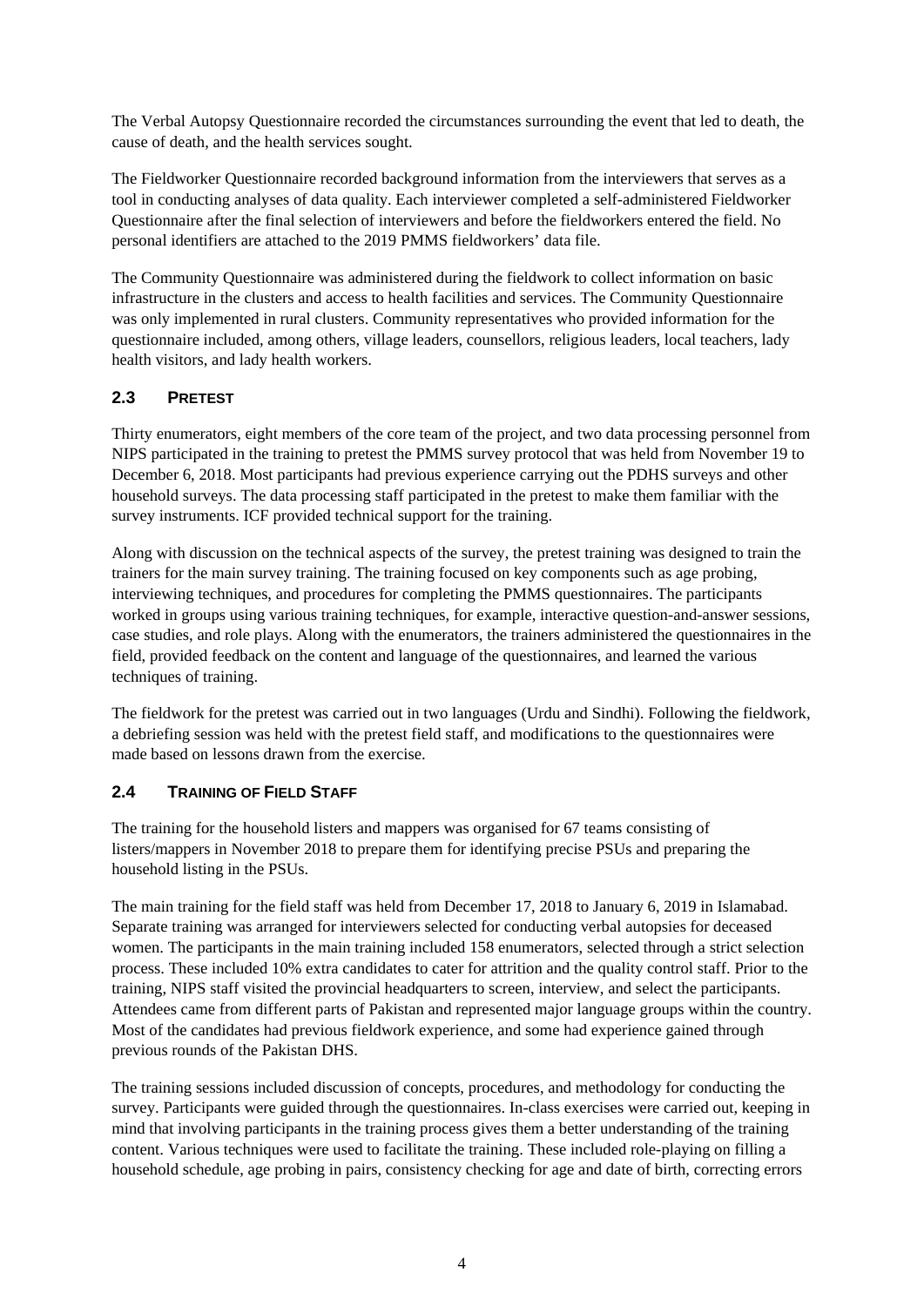The Verbal Autopsy Questionnaire recorded the circumstances surrounding the event that led to death, the cause of death, and the health services sought.

The Fieldworker Questionnaire recorded background information from the interviewers that serves as a tool in conducting analyses of data quality. Each interviewer completed a self-administered Fieldworker Questionnaire after the final selection of interviewers and before the fieldworkers entered the field. No personal identifiers are attached to the 2019 PMMS fieldworkers' data file.

The Community Questionnaire was administered during the fieldwork to collect information on basic infrastructure in the clusters and access to health facilities and services. The Community Questionnaire was only implemented in rural clusters. Community representatives who provided information for the questionnaire included, among others, village leaders, counsellors, religious leaders, local teachers, lady health visitors, and lady health workers.

## 2.3 PRETEST

Thirty enumerators, eight members of the core team of the project, and two data processing personnel from NIPS participated in the training to pretest the PMMS survey protocol that was held from November 19 to December 6, 2018. Most participants had previous experience carrying out the PDHS surveys and other household surveys. The data processing staff participated in the pretest to make them familiar with the survey instruments. ICF provided technical support for the training.

Along with discussion on the technical aspects of the survey, the pretest training was designed to train the trainers for the main survey training. The training focused on key components such as age probing, interviewing techniques, and procedures for completing the PMMS questionnaires. The participants worked in groups using various training techniques, for example, interactive question-and-answer sessions, case studies, and role plays. Along with the enumerators, the trainers administered the questionnaires in the field, provided feedback on the content and language of the questionnaires, and learned the various techniques of training.

The fieldwork for the pretest was carried out in two languages (Urdu and Sindhi). Following the fieldwork, a debriefing session was held with the pretest field staff, and modifications to the questionnaires were made based on lessons drawn from the exercise.

## 2.4 TRAINING OF FIELD STAFF

The training for the household listers and mappers was organised for 67 teams consisting of listers/mappers in November 2018 to prepare them for identifying precise PSUs and preparing the household listing in the PSUs.

The main training for the field staff was held from December 17, 2018 to January 6, 2019 in Islamabad. Separate training was arranged for interviewers selected for conducting verbal autopsies for deceased women. The participants in the main training included 158 enumerators, selected through a strict selection process. These included 10% extra candidates to cater for attrition and the quality control staff. Prior to the training, NIPS staff visited the provincial headquarters to screen, interview, and select the participants. Attendees came from different parts of Pakistan and represented major language groups within the country. Most of the candidates had previous fieldwork experience, and some had experience gained through previous rounds of the Pakistan DHS.

The training sessions included discussion of concepts, procedures, and methodology for conducting the survey. Participants were guided through the questionnaires. In-class exercises were carried out, keeping in mind that involving participants in the training process gives them a better understanding of the training content. Various techniques were used to facilitate the training. These included role-playing on filling a household schedule, age probing in pairs, consistency checking for age and date of birth, correcting errors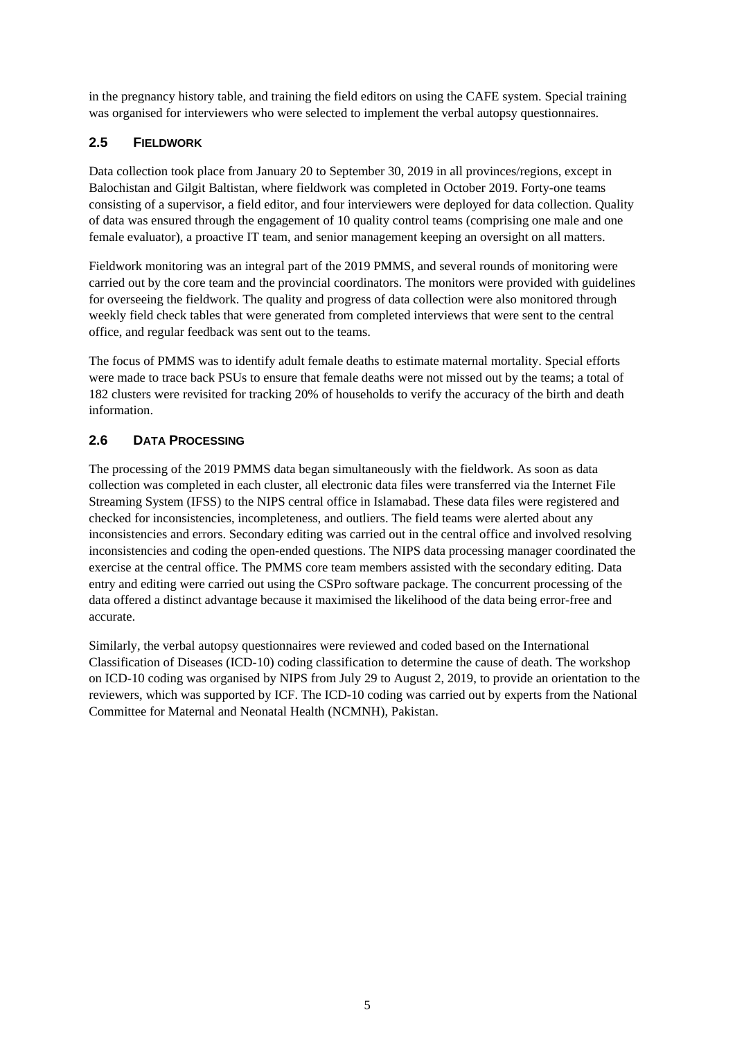in the pregnancy history table, and training the field editors on using the CAFE system. Special training was organised for interviewers who were selected to implement the verbal autopsy questionnaires.

## 2.5 FIELDWORK

Data collection took place from January 20 to September 30, 2019 in all provinces/regions, except in Balochistan and Gilgit Baltistan, where fieldwork was completed in October 2019. Forty-one teams consisting of a supervisor, a field editor, and four interviewers were deployed for data collection. Quality of data was ensured through the engagement of 10 quality control teams (comprising one male and one female evaluator), a proactive IT team, and senior management keeping an oversight on all matters.

Fieldwork monitoring was an integral part of the 2019 PMMS, and several rounds of monitoring were carried out by the core team and the provincial coordinators. The monitors were provided with guidelines for overseeing the fieldwork. The quality and progress of data collection were also monitored through weekly field check tables that were generated from completed interviews that were sent to the central office, and regular feedback was sent out to the teams.

The focus of PMMS was to identify adult female deaths to estimate maternal mortality. Special efforts were made to trace back PSUs to ensure that female deaths were not missed out by the teams; a total of 182 clusters were revisited for tracking 20% of households to verify the accuracy of the birth and death information.

## 2.6 DATA PROCESSING

The processing of the 2019 PMMS data began simultaneously with the fieldwork. As soon as data collection was completed in each cluster, all electronic data files were transferred via the Internet File Streaming System (IFSS) to the NIPS central office in Islamabad. These data files were registered and checked for inconsistencies, incompleteness, and outliers. The field teams were alerted about any inconsistencies and errors. Secondary editing was carried out in the central office and involved resolving inconsistencies and coding the open-ended questions. The NIPS data processing manager coordinated the exercise at the central office. The PMMS core team members assisted with the secondary editing. Data entry and editing were carried out using the CSPro software package. The concurrent processing of the data offered a distinct advantage because it maximised the likelihood of the data being error-free and accurate.

Similarly, the verbal autopsy questionnaires were reviewed and coded based on the International Classification of Diseases (ICD-10) coding classification to determine the cause of death. The workshop on ICD-10 coding was organised by NIPS from July 29 to August 2, 2019, to provide an orientation to the reviewers, which was supported by ICF. The ICD-10 coding was carried out by experts from the National Committee for Maternal and Neonatal Health (NCMNH), Pakistan.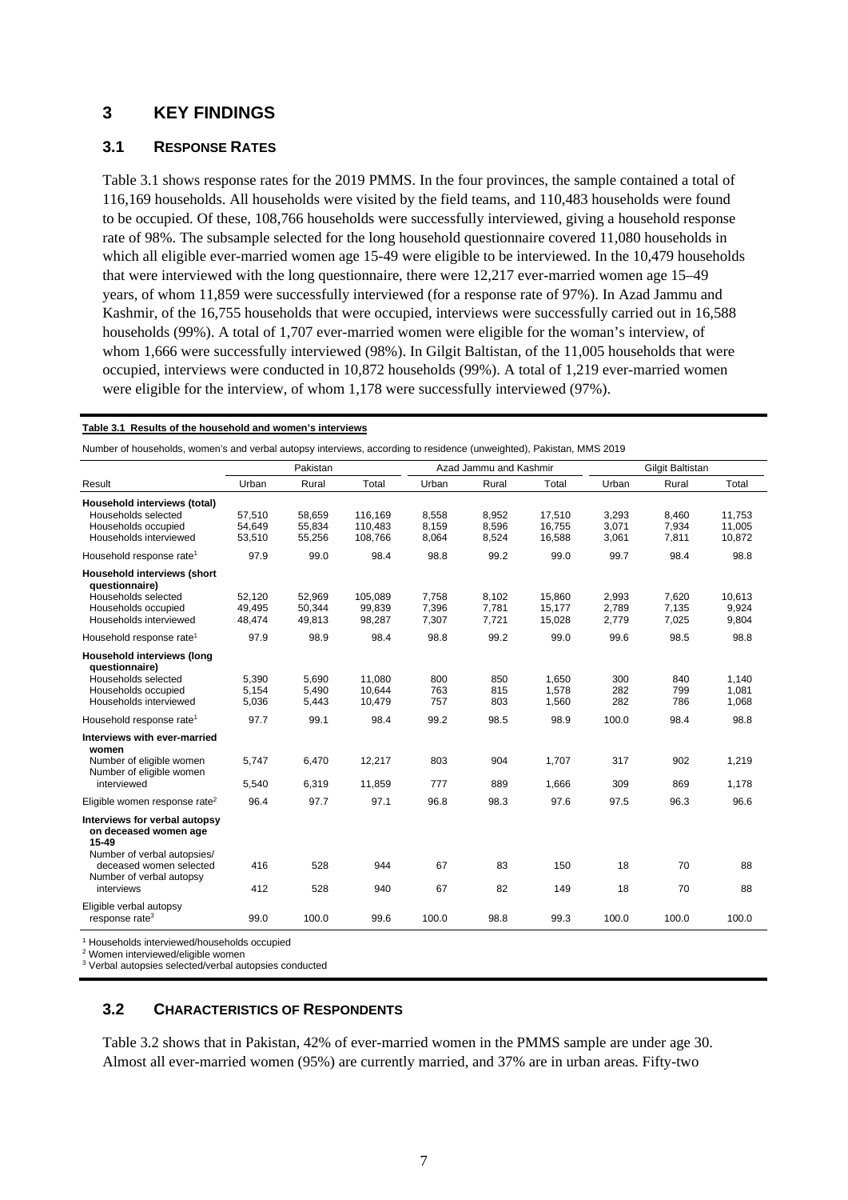# 3 KEY FINDINGS

## 3.1 RESPONSE RATES

Table 3.1 shows response rates for the 2019 PMMS. In the four provinces, the sample contained a total of 116,169 households. All households were visited by the field teams, and 110,483 households were found to be occupied. Of these, 108,766 households were successfully interviewed, giving a household response rate of 98%. The subsample selected for the long household questionnaire covered 11,080 households in which all eligible ever-married women age 15-49 were eligible to be interviewed. In the 10,479 households that were interviewed with the long questionnaire, there were 12,217 ever-married women age 15–49 years, of whom 11,859 were successfully interviewed (for a response rate of 97%). In Azad Jammu and Kashmir, of the 16,755 households that were occupied, interviews were successfully carried out in 16,588 households (99%). A total of 1,707 ever-married women were eligible for the woman's interview, of whom 1,666 were successfully interviewed (98%). In Gilgit Baltistan, of the 11,005 households that were occupied, interviews were conducted in 10,872 households (99%). A total of 1,219 ever-married women were eligible for the interview, of whom 1,178 were successfully interviewed (97%).

**Table 3.1 Results of the household and women's interviews**

Number of households, women's and verbal autopsy interviews, according to residence (unweighted), Pakistan, MMS 2019

| | Pakistan | | | Azad Jammu and Kashmir | | | Gilgit Baltistan | | |
|---|---|---|---|---|---|---|---|---|---|
| Result | Urban | Rural | Total | Urban | Rural | Total | Urban | Rural | Total |
| **Household interviews (total)** | | | | | | | | | |
| Households selected | 57,510 | 58,659 | 116,169 | 8,558 | 8,952 | 17,510 | 3,293 | 8,460 | 11,753 |
| Households occupied | 54,649 | 55,834 | 110,483 | 8,159 | 8,596 | 16,755 | 3,071 | 7,934 | 11,005 |
| Households interviewed | 53,510 | 55,256 | 108,766 | 8,064 | 8,524 | 16,588 | 3,061 | 7,811 | 10,872 |
| Household response rate[1] | 97.9 | 99.0 | 98.4 | 98.8 | 99.2 | 99.0 | 99.7 | 98.4 | 98.8 |
| **Household interviews (short questionnaire)** | | | | | | | | | |
| Households selected | 52,120 | 52,969 | 105,089 | 7,758 | 8,102 | 15,860 | 2,993 | 7,620 | 10,613 |
| Households occupied | 49,495 | 50,344 | 99,839 | 7,396 | 7,781 | 15,177 | 2,789 | 7,135 | 9,924 |
| Households interviewed | 48,474 | 49,813 | 98,287 | 7,307 | 7,721 | 15,028 | 2,779 | 7,025 | 9,804 |
| Household response rate[1] | 97.9 | 98.9 | 98.4 | 98.8 | 99.2 | 99.0 | 99.6 | 98.5 | 98.8 |
| **Household interviews (long questionnaire)** | | | | | | | | | |
| Households selected | 5,390 | 5,690 | 11,080 | 800 | 850 | 1,650 | 300 | 840 | 1,140 |
| Households occupied | 5,154 | 5,490 | 10,644 | 763 | 815 | 1,578 | 282 | 799 | 1,081 |
| Households interviewed | 5,036 | 5,443 | 10,479 | 757 | 803 | 1,560 | 282 | 786 | 1,068 |
| Household response rate[1] | 97.7 | 99.1 | 98.4 | 99.2 | 98.5 | 98.9 | 100.0 | 98.4 | 98.8 |
| **Interviews with ever-married women** | | | | | | | | | |
| Number of eligible women | 5,747 | 6,470 | 12,217 | 803 | 904 | 1,707 | 317 | 902 | 1,219 |
| Number of eligible women interviewed | 5,540 | 6,319 | 11,859 | 777 | 889 | 1,666 | 309 | 869 | 1,178 |
| Eligible women response rate[2] | 96.4 | 97.7 | 97.1 | 96.8 | 98.3 | 97.6 | 97.5 | 96.3 | 96.6 |
| **Interviews for verbal autopsy on deceased women age 15-49** | | | | | | | | | |
| Number of verbal autopsies/ deceased women selected | 416 | 528 | 944 | 67 | 83 | 150 | 18 | 70 | 88 |
| Number of verbal autopsy interviews | 412 | 528 | 940 | 67 | 82 | 149 | 18 | 70 | 88 |
| Eligible verbal autopsy response rate[3] | 99.0 | 100.0 | 99.6 | 100.0 | 98.8 | 99.3 | 100.0 | 100.0 | 100.0 |

[1] Households interviewed/households occupied
[2] Women interviewed/eligible women
[3] Verbal autopsies selected/verbal autopsies conducted

## 3.2 CHARACTERISTICS OF RESPONDENTS

Table 3.2 shows that in Pakistan, 42% of ever-married women in the PMMS sample are under age 30. Almost all ever-married women (95%) are currently married, and 37% are in urban areas. Fifty-two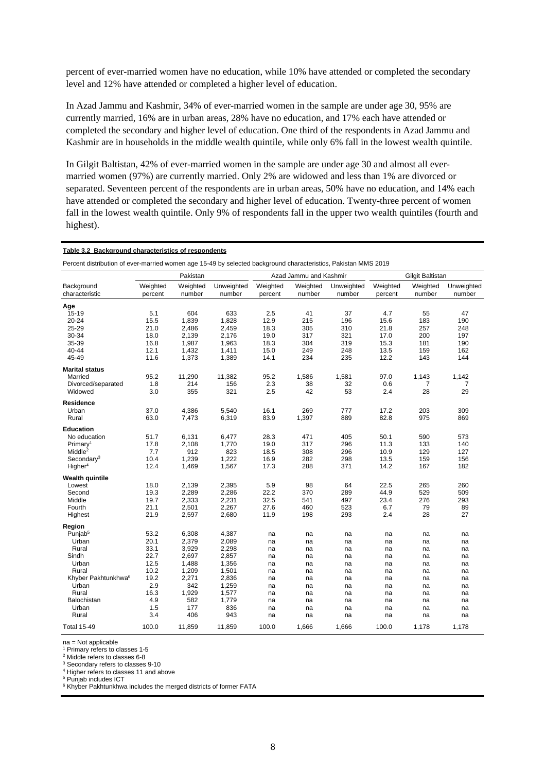percent of ever-married women have no education, while 10% have attended or completed the secondary level and 12% have attended or completed a higher level of education.

In Azad Jammu and Kashmir, 34% of ever-married women in the sample are under age 30, 95% are currently married, 16% are in urban areas, 28% have no education, and 17% each have attended or completed the secondary and higher level of education. One third of the respondents in Azad Jammu and Kashmir are in households in the middle wealth quintile, while only 6% fall in the lowest wealth quintile.

In Gilgit Baltistan, 42% of ever-married women in the sample are under age 30 and almost all ever-married women (97%) are currently married. Only 2% are widowed and less than 1% are divorced or separated. Seventeen percent of the respondents are in urban areas, 50% have no education, and 14% each have attended or completed the secondary and higher level of education. Twenty-three percent of women fall in the lowest wealth quintile. Only 9% of respondents fall in the upper two wealth quintiles (fourth and highest).

**Table 3.2 Background characteristics of respondents**

Percent distribution of ever-married women age 15-49 by selected background characteristics, Pakistan MMS 2019

| Background characteristic | Pakistan | | | Azad Jammu and Kashmir | | | Gilgit Baltistan | | |
|---|---|---|---|---|---|---|---|---|---|
| | Weighted percent | Weighted number | Unweighted number | Weighted percent | Weighted number | Unweighted number | Weighted percent | Weighted number | Unweighted number |
| **Age** | | | | | | | | | |
| 15-19 | 5.1 | 604 | 633 | 2.5 | 41 | 37 | 4.7 | 55 | 47 |
| 20-24 | 15.5 | 1,839 | 1,828 | 12.9 | 215 | 196 | 15.6 | 183 | 190 |
| 25-29 | 21.0 | 2,486 | 2,459 | 18.3 | 305 | 310 | 21.8 | 257 | 248 |
| 30-34 | 18.0 | 2,139 | 2,176 | 19.0 | 317 | 321 | 17.0 | 200 | 197 |
| 35-39 | 16.8 | 1,987 | 1,963 | 18.3 | 304 | 319 | 15.3 | 181 | 190 |
| 40-44 | 12.1 | 1,432 | 1,411 | 15.0 | 249 | 248 | 13.5 | 159 | 162 |
| 45-49 | 11.6 | 1,373 | 1,389 | 14.1 | 234 | 235 | 12.2 | 143 | 144 |
| **Marital status** | | | | | | | | | |
| Married | 95.2 | 11,290 | 11,382 | 95.2 | 1,586 | 1,581 | 97.0 | 1,143 | 1,142 |
| Divorced/separated | 1.8 | 214 | 156 | 2.3 | 38 | 32 | 0.6 | 7 | 7 |
| Widowed | 3.0 | 355 | 321 | 2.5 | 42 | 53 | 2.4 | 28 | 29 |
| **Residence** | | | | | | | | | |
| Urban | 37.0 | 4,386 | 5,540 | 16.1 | 269 | 777 | 17.2 | 203 | 309 |
| Rural | 63.0 | 7,473 | 6,319 | 83.9 | 1,397 | 889 | 82.8 | 975 | 869 |
| **Education** | | | | | | | | | |
| No education | 51.7 | 6,131 | 6,477 | 28.3 | 471 | 405 | 50.1 | 590 | 573 |
| Primary[1] | 17.8 | 2,108 | 1,770 | 19.0 | 317 | 296 | 11.3 | 133 | 140 |
| Middle[2] | 7.7 | 912 | 823 | 18.5 | 308 | 296 | 10.9 | 129 | 127 |
| Secondary[3] | 10.4 | 1,239 | 1,222 | 16.9 | 282 | 298 | 13.5 | 159 | 156 |
| Higher[4] | 12.4 | 1,469 | 1,567 | 17.3 | 288 | 371 | 14.2 | 167 | 182 |
| **Wealth quintile** | | | | | | | | | |
| Lowest | 18.0 | 2,139 | 2,395 | 5.9 | 98 | 64 | 22.5 | 265 | 260 |
| Second | 19.3 | 2,289 | 2,286 | 22.2 | 370 | 289 | 44.9 | 529 | 509 |
| Middle | 19.7 | 2,333 | 2,231 | 32.5 | 541 | 497 | 23.4 | 276 | 293 |
| Fourth | 21.1 | 2,501 | 2,267 | 27.6 | 460 | 523 | 6.7 | 79 | 89 |
| Highest | 21.9 | 2,597 | 2,680 | 11.9 | 198 | 293 | 2.4 | 28 | 27 |
| **Region** | | | | | | | | | |
| Punjab[5] | 53.2 | 6,308 | 4,387 | na | na | na | na | na | na |
| Urban | 20.1 | 2,379 | 2,089 | na | na | na | na | na | na |
| Rural | 33.1 | 3,929 | 2,298 | na | na | na | na | na | na |
| Sindh | 22.7 | 2,697 | 2,857 | na | na | na | na | na | na |
| Urban | 12.5 | 1,488 | 1,356 | na | na | na | na | na | na |
| Rural | 10.2 | 1,209 | 1,501 | na | na | na | na | na | na |
| Khyber Pakhtunkhwa[6] | 19.2 | 2,271 | 2,836 | na | na | na | na | na | na |
| Urban | 2.9 | 342 | 1,259 | na | na | na | na | na | na |
| Rural | 16.3 | 1,929 | 1,577 | na | na | na | na | na | na |
| Balochistan | 4.9 | 582 | 1,779 | na | na | na | na | na | na |
| Urban | 1.5 | 177 | 836 | na | na | na | na | na | na |
| Rural | 3.4 | 406 | 943 | na | na | na | na | na | na |
| Total 15-49 | 100.0 | 11,859 | 11,859 | 100.0 | 1,666 | 1,666 | 100.0 | 1,178 | 1,178 |

na = Not applicable
[1] Primary refers to classes 1-5
[2] Middle refers to classes 6-8
[3] Secondary refers to classes 9-10
[4] Higher refers to classes 11 and above
[5] Punjab includes ICT
[6] Khyber Pakhtunkhwa includes the merged districts of former FATA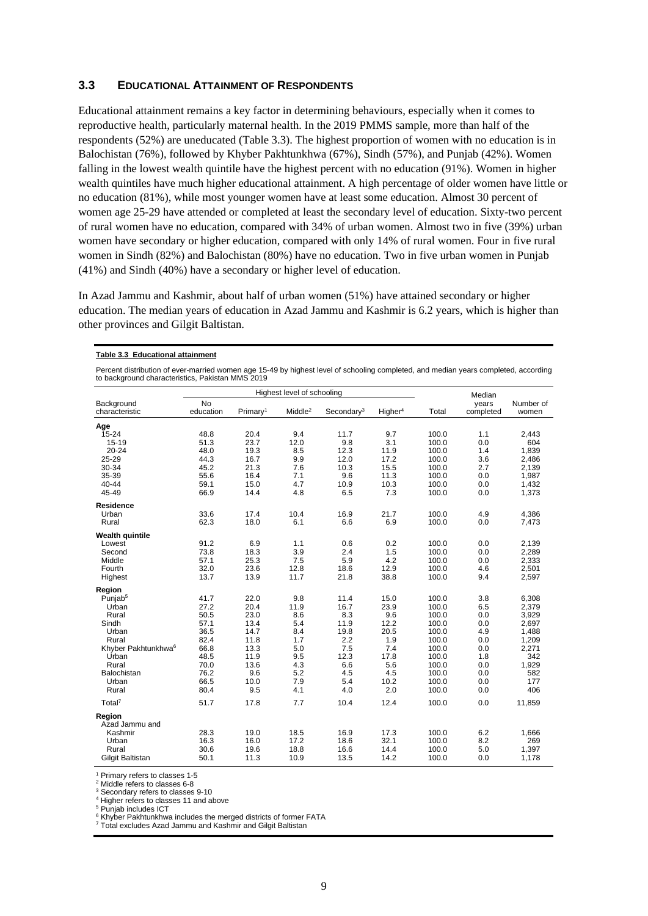### 3.3 Educational Attainment of Respondents

Educational attainment remains a key factor in determining behaviours, especially when it comes to reproductive health, particularly maternal health. In the 2019 PMMS sample, more than half of the respondents (52%) are uneducated (Table 3.3). The highest proportion of women with no education is in Balochistan (76%), followed by Khyber Pakhtunkhwa (67%), Sindh (57%), and Punjab (42%). Women falling in the lowest wealth quintile have the highest percent with no education (91%). Women in higher wealth quintiles have much higher educational attainment. A high percentage of older women have little or no education (81%), while most younger women have at least some education. Almost 30 percent of women age 25-29 have attended or completed at least the secondary level of education. Sixty-two percent of rural women have no education, compared with 34% of urban women. Almost two in five (39%) urban women have secondary or higher education, compared with only 14% of rural women. Four in five rural women in Sindh (82%) and Balochistan (80%) have no education. Two in five urban women in Punjab (41%) and Sindh (40%) have a secondary or higher level of education.

In Azad Jammu and Kashmir, about half of urban women (51%) have attained secondary or higher education. The median years of education in Azad Jammu and Kashmir is 6.2 years, which is higher than other provinces and Gilgit Baltistan.

**Table 3.3 Educational attainment**

Percent distribution of ever-married women age 15-49 by highest level of schooling completed, and median years completed, according to background characteristics, Pakistan MMS 2019

| Background characteristic | Highest level of schooling | | | | | | Median years completed | Number of women |
|---|---|---|---|---|---|---|---|---|
| | No education | Primary[1] | Middle[2] | Secondary[3] | Higher[4] | Total | | |
| **Age** | | | | | | | | |
| 15-24 | 48.8 | 20.4 | 9.4 | 11.7 | 9.7 | 100.0 | 1.1 | 2,443 |
| 15-19 | 51.3 | 23.7 | 12.0 | 9.8 | 3.1 | 100.0 | 0.0 | 604 |
| 20-24 | 48.0 | 19.3 | 8.5 | 12.3 | 11.9 | 100.0 | 1.4 | 1,839 |
| 25-29 | 44.3 | 16.7 | 9.9 | 12.0 | 17.2 | 100.0 | 3.6 | 2,486 |
| 30-34 | 45.2 | 21.3 | 7.6 | 10.3 | 15.5 | 100.0 | 2.7 | 2,139 |
| 35-39 | 55.6 | 16.4 | 7.1 | 9.6 | 11.3 | 100.0 | 0.0 | 1,987 |
| 40-44 | 59.1 | 15.0 | 4.7 | 10.9 | 10.3 | 100.0 | 0.0 | 1,432 |
| 45-49 | 66.9 | 14.4 | 4.8 | 6.5 | 7.3 | 100.0 | 0.0 | 1,373 |
| **Residence** | | | | | | | | |
| Urban | 33.6 | 17.4 | 10.4 | 16.9 | 21.7 | 100.0 | 4.9 | 4,386 |
| Rural | 62.3 | 18.0 | 6.1 | 6.6 | 6.9 | 100.0 | 0.0 | 7,473 |
| **Wealth quintile** | | | | | | | | |
| Lowest | 91.2 | 6.9 | 1.1 | 0.6 | 0.2 | 100.0 | 0.0 | 2,139 |
| Second | 73.8 | 18.3 | 3.9 | 2.4 | 1.5 | 100.0 | 0.0 | 2,289 |
| Middle | 57.1 | 25.3 | 7.5 | 5.9 | 4.2 | 100.0 | 0.0 | 2,333 |
| Fourth | 32.0 | 23.6 | 12.8 | 18.6 | 12.9 | 100.0 | 4.6 | 2,501 |
| Highest | 13.7 | 13.9 | 11.7 | 21.8 | 38.8 | 100.0 | 9.4 | 2,597 |
| **Region** | | | | | | | | |
| Punjab[5] | 41.7 | 22.0 | 9.8 | 11.4 | 15.0 | 100.0 | 3.8 | 6,308 |
| Urban | 27.2 | 20.4 | 11.9 | 16.7 | 23.9 | 100.0 | 6.5 | 2,379 |
| Rural | 50.5 | 23.0 | 8.6 | 8.3 | 9.6 | 100.0 | 0.0 | 3,929 |
| Sindh | 57.1 | 13.4 | 5.4 | 11.9 | 12.2 | 100.0 | 0.0 | 2,697 |
| Urban | 36.5 | 14.7 | 8.4 | 19.8 | 20.5 | 100.0 | 4.9 | 1,488 |
| Rural | 82.4 | 11.8 | 1.7 | 2.2 | 1.9 | 100.0 | 0.0 | 1,209 |
| Khyber Pakhtunkhwa[6] | 66.8 | 13.3 | 5.0 | 7.5 | 7.4 | 100.0 | 0.0 | 2,271 |
| Urban | 48.5 | 11.9 | 9.5 | 12.3 | 17.8 | 100.0 | 1.8 | 342 |
| Rural | 70.0 | 13.6 | 4.3 | 6.6 | 5.6 | 100.0 | 0.0 | 1,929 |
| Balochistan | 76.2 | 9.6 | 5.2 | 4.5 | 4.5 | 100.0 | 0.0 | 582 |
| Urban | 66.5 | 10.0 | 7.9 | 5.4 | 10.2 | 100.0 | 0.0 | 177 |
| Rural | 80.4 | 9.5 | 4.1 | 4.0 | 2.0 | 100.0 | 0.0 | 406 |
| Total[7] | 51.7 | 17.8 | 7.7 | 10.4 | 12.4 | 100.0 | 0.0 | 11,859 |
| **Region** | | | | | | | | |
| Azad Jammu and Kashmir | 28.3 | 19.0 | 18.5 | 16.9 | 17.3 | 100.0 | 6.2 | 1,666 |
| Urban | 16.3 | 16.0 | 17.2 | 18.6 | 32.1 | 100.0 | 8.2 | 269 |
| Rural | 30.6 | 19.6 | 18.8 | 16.6 | 14.4 | 100.0 | 5.0 | 1,397 |
| Gilgit Baltistan | 50.1 | 11.3 | 10.9 | 13.5 | 14.2 | 100.0 | 0.0 | 1,178 |

[1] Primary refers to classes 1-5
[2] Middle refers to classes 6-8
[3] Secondary refers to classes 9-10
[4] Higher refers to classes 11 and above
[5] Punjab includes ICT
[6] Khyber Pakhtunkhwa includes the merged districts of former FATA
[7] Total excludes Azad Jammu and Kashmir and Gilgit Baltistan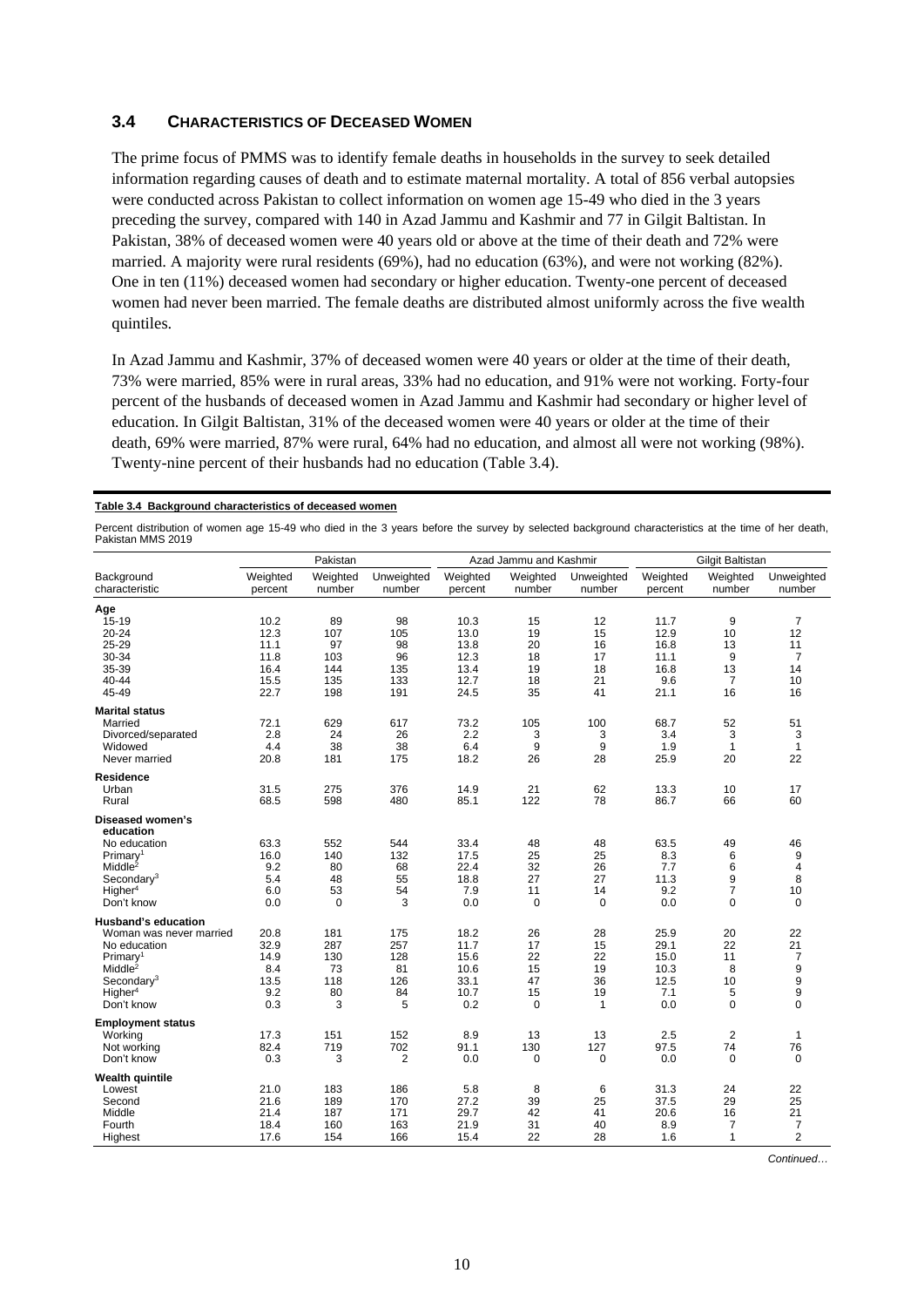## 3.4 Characteristics of Deceased Women

The prime focus of PMMS was to identify female deaths in households in the survey to seek detailed information regarding causes of death and to estimate maternal mortality. A total of 856 verbal autopsies were conducted across Pakistan to collect information on women age 15-49 who died in the 3 years preceding the survey, compared with 140 in Azad Jammu and Kashmir and 77 in Gilgit Baltistan. In Pakistan, 38% of deceased women were 40 years old or above at the time of their death and 72% were married. A majority were rural residents (69%), had no education (63%), and were not working (82%). One in ten (11%) deceased women had secondary or higher education. Twenty-one percent of deceased women had never been married. The female deaths are distributed almost uniformly across the five wealth quintiles.

In Azad Jammu and Kashmir, 37% of deceased women were 40 years or older at the time of their death, 73% were married, 85% were in rural areas, 33% had no education, and 91% were not working. Forty-four percent of the husbands of deceased women in Azad Jammu and Kashmir had secondary or higher level of education. In Gilgit Baltistan, 31% of the deceased women were 40 years or older at the time of their death, 69% were married, 87% were rural, 64% had no education, and almost all were not working (98%). Twenty-nine percent of their husbands had no education (Table 3.4).

**Table 3.4 Background characteristics of deceased women**

Percent distribution of women age 15-49 who died in the 3 years before the survey by selected background characteristics at the time of her death, Pakistan MMS 2019

| Background characteristic | Pakistan | | | Azad Jammu and Kashmir | | | Gilgit Baltistan | | |
|---|---|---|---|---|---|---|---|---|---|
| | Weighted percent | Weighted number | Unweighted number | Weighted percent | Weighted number | Unweighted number | Weighted percent | Weighted number | Unweighted number |
| **Age** | | | | | | | | | |
| 15-19 | 10.2 | 89 | 98 | 10.3 | 15 | 12 | 11.7 | 9 | 7 |
| 20-24 | 12.3 | 107 | 105 | 13.0 | 19 | 15 | 12.9 | 10 | 12 |
| 25-29 | 11.1 | 97 | 98 | 13.8 | 20 | 16 | 16.8 | 13 | 11 |
| 30-34 | 11.8 | 103 | 96 | 12.3 | 18 | 17 | 11.1 | 9 | 7 |
| 35-39 | 16.4 | 144 | 135 | 13.4 | 19 | 18 | 16.8 | 13 | 14 |
| 40-44 | 15.5 | 135 | 133 | 12.7 | 18 | 21 | 9.6 | 7 | 10 |
| 45-49 | 22.7 | 198 | 191 | 24.5 | 35 | 41 | 21.1 | 16 | 16 |
| **Marital status** | | | | | | | | | |
| Married | 72.1 | 629 | 617 | 73.2 | 105 | 100 | 68.7 | 52 | 51 |
| Divorced/separated | 2.8 | 24 | 26 | 2.2 | 3 | 3 | 3.4 | 3 | 3 |
| Widowed | 4.4 | 38 | 38 | 6.4 | 9 | 9 | 1.9 | 1 | 1 |
| Never married | 20.8 | 181 | 175 | 18.2 | 26 | 28 | 25.9 | 20 | 22 |
| **Residence** | | | | | | | | | |
| Urban | 31.5 | 275 | 376 | 14.9 | 21 | 62 | 13.3 | 10 | 17 |
| Rural | 68.5 | 598 | 480 | 85.1 | 122 | 78 | 86.7 | 66 | 60 |
| **Diseased women's education** | | | | | | | | | |
| No education | 63.3 | 552 | 544 | 33.4 | 48 | 48 | 63.5 | 49 | 46 |
| Primary[1] | 16.0 | 140 | 132 | 17.5 | 25 | 25 | 8.3 | 6 | 9 |
| Middle[2] | 9.2 | 80 | 68 | 22.4 | 32 | 26 | 7.7 | 6 | 4 |
| Secondary[3] | 5.4 | 48 | 55 | 18.8 | 27 | 27 | 11.3 | 9 | 8 |
| Higher[4] | 6.0 | 53 | 54 | 7.9 | 11 | 14 | 9.2 | 7 | 10 |
| Don't know | 0.0 | 0 | 3 | 0.0 | 0 | 0 | 0.0 | 0 | 0 |
| **Husband's education** | | | | | | | | | |
| Woman was never married | 20.8 | 181 | 175 | 18.2 | 26 | 28 | 25.9 | 20 | 22 |
| No education | 32.9 | 287 | 257 | 11.7 | 17 | 15 | 29.1 | 22 | 21 |
| Primary[1] | 14.9 | 130 | 128 | 15.6 | 22 | 22 | 15.0 | 11 | 7 |
| Middle[2] | 8.4 | 73 | 81 | 10.6 | 15 | 19 | 10.3 | 8 | 9 |
| Secondary[3] | 13.5 | 118 | 126 | 33.1 | 47 | 36 | 12.5 | 10 | 9 |
| Higher[4] | 9.2 | 80 | 84 | 10.7 | 15 | 19 | 7.1 | 5 | 9 |
| Don't know | 0.3 | 3 | 5 | 0.2 | 0 | 1 | 0.0 | 0 | 0 |
| **Employment status** | | | | | | | | | |
| Working | 17.3 | 151 | 152 | 8.9 | 13 | 13 | 2.5 | 2 | 1 |
| Not working | 82.4 | 719 | 702 | 91.1 | 130 | 127 | 97.5 | 74 | 76 |
| Don't know | 0.3 | 3 | 2 | 0.0 | 0 | 0 | 0.0 | 0 | 0 |
| **Wealth quintile** | | | | | | | | | |
| Lowest | 21.0 | 183 | 186 | 5.8 | 8 | 6 | 31.3 | 24 | 22 |
| Second | 21.6 | 189 | 170 | 27.2 | 39 | 25 | 37.5 | 29 | 25 |
| Middle | 21.4 | 187 | 171 | 29.7 | 42 | 41 | 20.6 | 16 | 21 |
| Fourth | 18.4 | 160 | 163 | 21.9 | 31 | 40 | 8.9 | 7 | 7 |
| Highest | 17.6 | 154 | 166 | 15.4 | 22 | 28 | 1.6 | 1 | 2 |

*Continued…*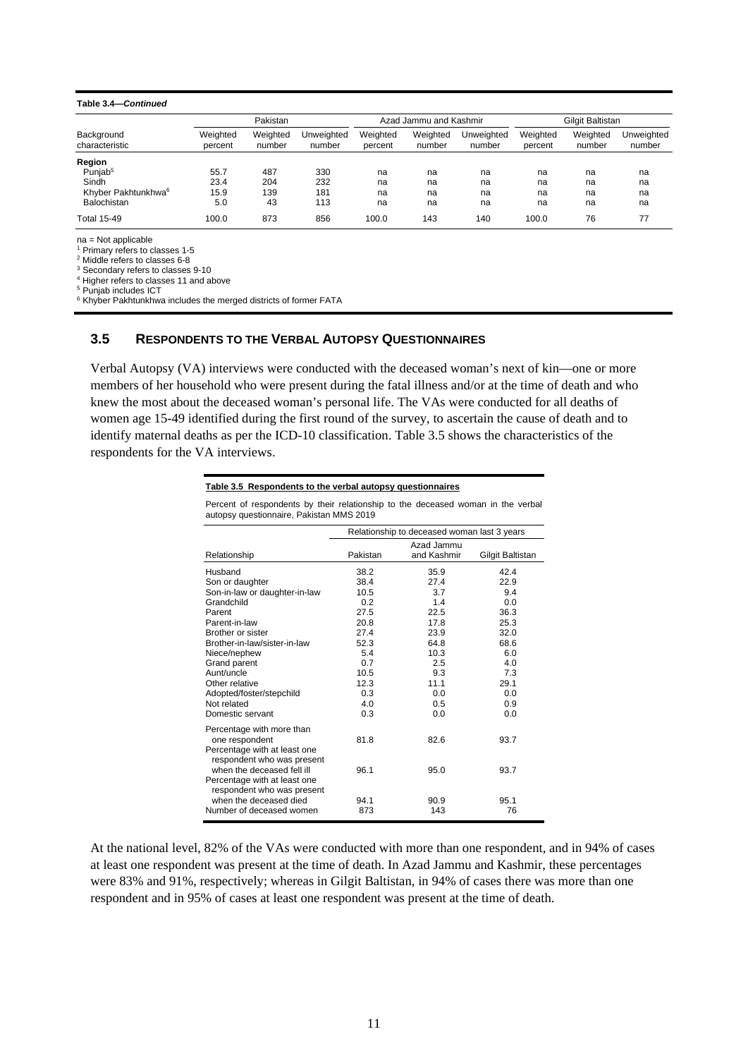**Table 3.4—*Continued***

| Background characteristic | Pakistan | | | Azad Jammu and Kashmir | | | Gilgit Baltistan | | |
|---|---|---|---|---|---|---|---|---|---|
| | Weighted percent | Weighted number | Unweighted number | Weighted percent | Weighted number | Unweighted number | Weighted percent | Weighted number | Unweighted number |
| **Region** | | | | | | | | | |
| Punjab[5] | 55.7 | 487 | 330 | na | na | na | na | na | na |
| Sindh | 23.4 | 204 | 232 | na | na | na | na | na | na |
| Khyber Pakhtunkhwa[6] | 15.9 | 139 | 181 | na | na | na | na | na | na |
| Balochistan | 5.0 | 43 | 113 | na | na | na | na | na | na |
| Total 15-49 | 100.0 | 873 | 856 | 100.0 | 143 | 140 | 100.0 | 76 | 77 |

na = Not applicable
[1] Primary refers to classes 1-5
[2] Middle refers to classes 6-8
[3] Secondary refers to classes 9-10
[4] Higher refers to classes 11 and above
[5] Punjab includes ICT
[6] Khyber Pakhtunkhwa includes the merged districts of former FATA

## 3.5 RESPONDENTS TO THE VERBAL AUTOPSY QUESTIONNAIRES

Verbal Autopsy (VA) interviews were conducted with the deceased woman's next of kin—one or more members of her household who were present during the fatal illness and/or at the time of death and who knew the most about the deceased woman's personal life. The VAs were conducted for all deaths of women age 15-49 identified during the first round of the survey, to ascertain the cause of death and to identify maternal deaths as per the ICD-10 classification. Table 3.5 shows the characteristics of the respondents for the VA interviews.

**Table 3.5 Respondents to the verbal autopsy questionnaires**

Percent of respondents by their relationship to the deceased woman in the verbal autopsy questionnaire, Pakistan MMS 2019

| Relationship | Relationship to deceased woman last 3 years | | |
|---|---|---|---|
| | Pakistan | Azad Jammu and Kashmir | Gilgit Baltistan |
| Husband | 38.2 | 35.9 | 42.4 |
| Son or daughter | 38.4 | 27.4 | 22.9 |
| Son-in-law or daughter-in-law | 10.5 | 3.7 | 9.4 |
| Grandchild | 0.2 | 1.4 | 0.0 |
| Parent | 27.5 | 22.5 | 36.3 |
| Parent-in-law | 20.8 | 17.8 | 25.3 |
| Brother or sister | 27.4 | 23.9 | 32.0 |
| Brother-in-law/sister-in-law | 52.3 | 64.8 | 68.6 |
| Niece/nephew | 5.4 | 10.3 | 6.0 |
| Grand parent | 0.7 | 2.5 | 4.0 |
| Aunt/uncle | 10.5 | 9.3 | 7.3 |
| Other relative | 12.3 | 11.1 | 29.1 |
| Adopted/foster/stepchild | 0.3 | 0.0 | 0.0 |
| Not related | 4.0 | 0.5 | 0.9 |
| Domestic servant | 0.3 | 0.0 | 0.0 |
| Percentage with more than one respondent | 81.8 | 82.6 | 93.7 |
| Percentage with at least one respondent who was present when the deceased fell ill | 96.1 | 95.0 | 93.7 |
| Percentage with at least one respondent who was present when the deceased died | 94.1 | 90.9 | 95.1 |
| Number of deceased women | 873 | 143 | 76 |

At the national level, 82% of the VAs were conducted with more than one respondent, and in 94% of cases at least one respondent was present at the time of death. In Azad Jammu and Kashmir, these percentages were 83% and 91%, respectively; whereas in Gilgit Baltistan, in 94% of cases there was more than one respondent and in 95% of cases at least one respondent was present at the time of death.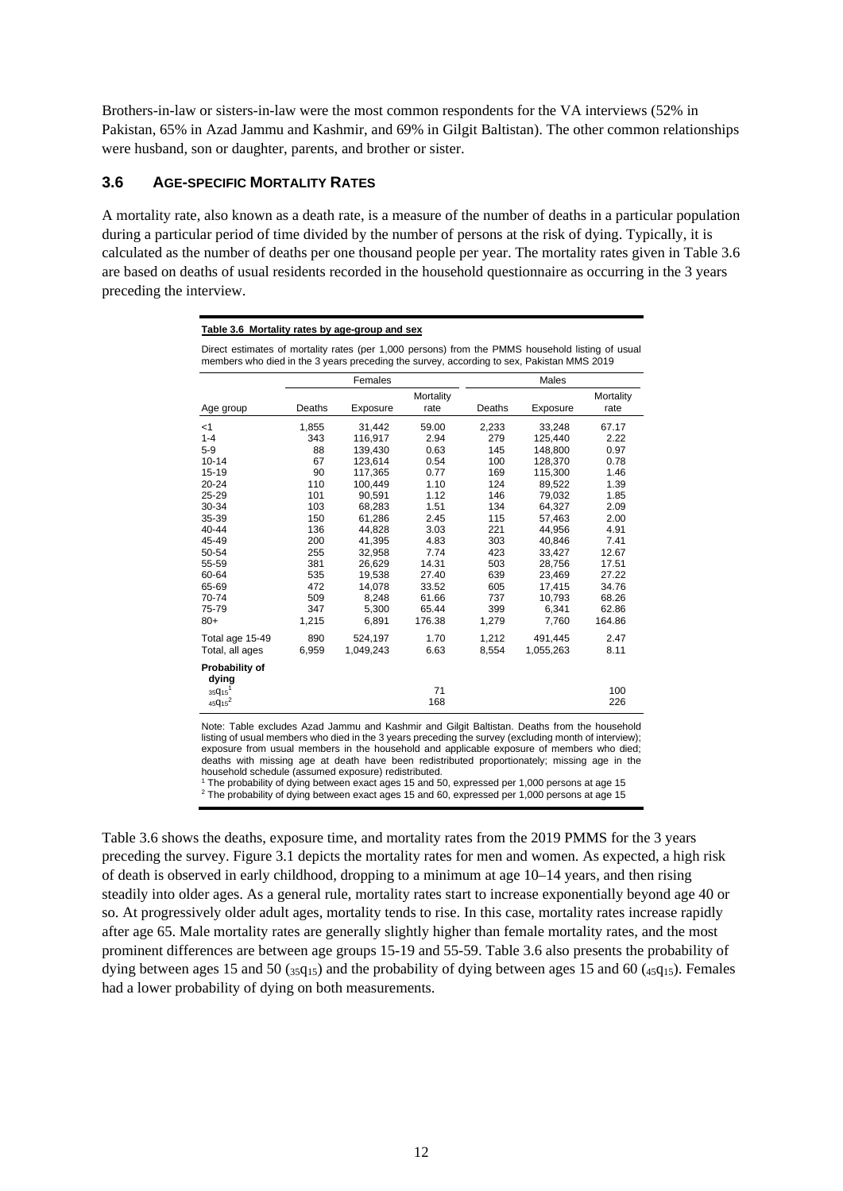Brothers-in-law or sisters-in-law were the most common respondents for the VA interviews (52% in Pakistan, 65% in Azad Jammu and Kashmir, and 69% in Gilgit Baltistan). The other common relationships were husband, son or daughter, parents, and brother or sister.

### 3.6 AGE-SPECIFIC MORTALITY RATES

A mortality rate, also known as a death rate, is a measure of the number of deaths in a particular population during a particular period of time divided by the number of persons at the risk of dying. Typically, it is calculated as the number of deaths per one thousand people per year. The mortality rates given in Table 3.6 are based on deaths of usual residents recorded in the household questionnaire as occurring in the 3 years preceding the interview.

**Table 3.6 Mortality rates by age-group and sex**

Direct estimates of mortality rates (per 1,000 persons) from the PMMS household listing of usual members who died in the 3 years preceding the survey, according to sex, Pakistan MMS 2019

| | Females | | | Males | | |
|---|---|---|---|---|---|---|
| Age group | Deaths | Exposure | Mortality rate | Deaths | Exposure | Mortality rate |
| <1 | 1,855 | 31,442 | 59.00 | 2,233 | 33,248 | 67.17 |
| 1-4 | 343 | 116,917 | 2.94 | 279 | 125,440 | 2.22 |
| 5-9 | 88 | 139,430 | 0.63 | 145 | 148,800 | 0.97 |
| 10-14 | 67 | 123,614 | 0.54 | 100 | 128,370 | 0.78 |
| 15-19 | 90 | 117,365 | 0.77 | 169 | 115,300 | 1.46 |
| 20-24 | 110 | 100,449 | 1.10 | 124 | 89,522 | 1.39 |
| 25-29 | 101 | 90,591 | 1.12 | 146 | 79,032 | 1.85 |
| 30-34 | 103 | 68,283 | 1.51 | 134 | 64,327 | 2.09 |
| 35-39 | 150 | 61,286 | 2.45 | 115 | 57,463 | 2.00 |
| 40-44 | 136 | 44,828 | 3.03 | 221 | 44,956 | 4.91 |
| 45-49 | 200 | 41,395 | 4.83 | 303 | 40,846 | 7.41 |
| 50-54 | 255 | 32,958 | 7.74 | 423 | 33,427 | 12.67 |
| 55-59 | 381 | 26,629 | 14.31 | 503 | 28,756 | 17.51 |
| 60-64 | 535 | 19,538 | 27.40 | 639 | 23,469 | 27.22 |
| 65-69 | 472 | 14,078 | 33.52 | 605 | 17,415 | 34.76 |
| 70-74 | 509 | 8,248 | 61.66 | 737 | 10,793 | 68.26 |
| 75-79 | 347 | 5,300 | 65.44 | 399 | 6,341 | 62.86 |
| 80+ | 1,215 | 6,891 | 176.38 | 1,279 | 7,760 | 164.86 |
| Total age 15-49 | 890 | 524,197 | 1.70 | 1,212 | 491,445 | 2.47 |
| Total, all ages | 6,959 | 1,049,243 | 6.63 | 8,554 | 1,055,263 | 8.11 |
| **Probability of dying** | | | | | | |
| ${}_{35}q_{15}$[1] | | | 71 | | | 100 |
| ${}_{45}q_{15}$[2] | | | 168 | | | 226 |

Note: Table excludes Azad Jammu and Kashmir and Gilgit Baltistan. Deaths from the household listing of usual members who died in the 3 years preceding the survey (excluding month of interview); exposure from usual members in the household and applicable exposure of members who died; deaths with missing age at death have been redistributed proportionately; missing age in the household schedule (assumed exposure) redistributed.
[1] The probability of dying between exact ages 15 and 50, expressed per 1,000 persons at age 15
[2] The probability of dying between exact ages 15 and 60, expressed per 1,000 persons at age 15

Table 3.6 shows the deaths, exposure time, and mortality rates from the 2019 PMMS for the 3 years preceding the survey. Figure 3.1 depicts the mortality rates for men and women. As expected, a high risk of death is observed in early childhood, dropping to a minimum at age 10–14 years, and then rising steadily into older ages. As a general rule, mortality rates start to increase exponentially beyond age 40 or so. At progressively older adult ages, mortality tends to rise. In this case, mortality rates increase rapidly after age 65. Male mortality rates are generally slightly higher than female mortality rates, and the most prominent differences are between age groups 15-19 and 55-59. Table 3.6 also presents the probability of dying between ages 15 and 50 (${}_{35}q_{15}$) and the probability of dying between ages 15 and 60 (${}_{45}q_{15}$). Females had a lower probability of dying on both measurements.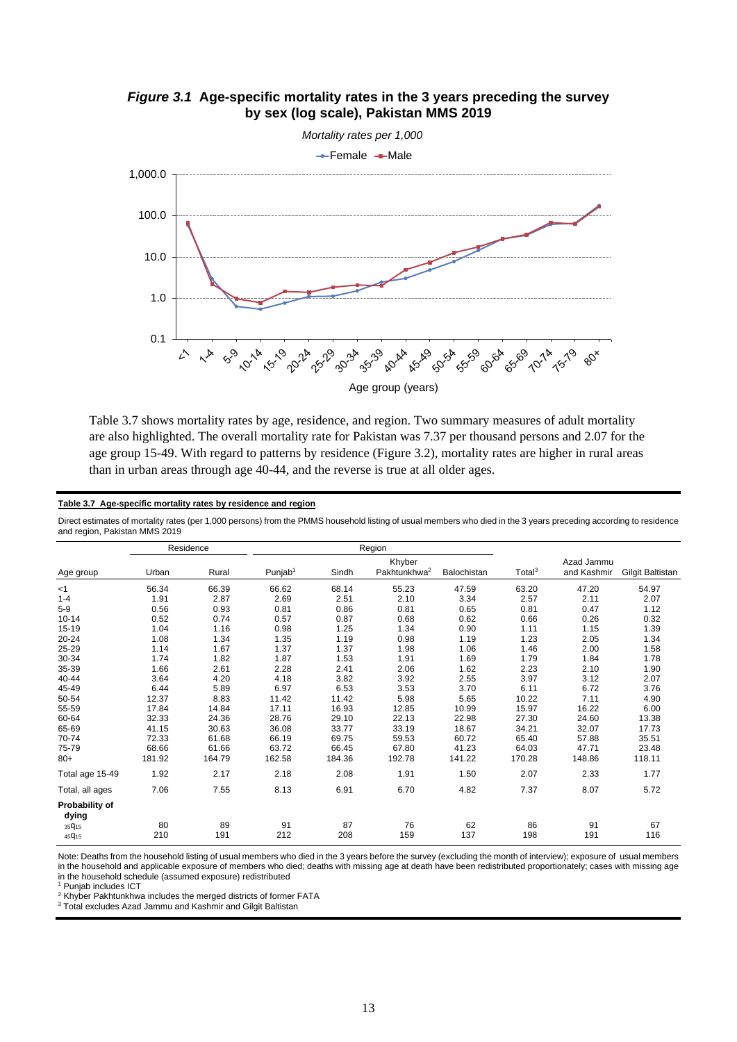***Figure 3.1*** **Age-specific mortality rates in the 3 years preceding the survey by sex (log scale), Pakistan MMS 2019**

*Mortality rates per 1,000*

Table 3.7 shows mortality rates by age, residence, and region. Two summary measures of adult mortality are also highlighted. The overall mortality rate for Pakistan was 7.37 per thousand persons and 2.07 for the age group 15-49. With regard to patterns by residence (Figure 3.2), mortality rates are higher in rural areas than in urban areas through age 40-44, and the reverse is true at all older ages.

**Table 3.7 Age-specific mortality rates by residence and region**

Direct estimates of mortality rates (per 1,000 persons) from the PMMS household listing of usual members who died in the 3 years preceding according to residence and region, Pakistan MMS 2019

| | Residence | | Region | | | | | | |
|---|---|---|---|---|---|---|---|---|---|
| Age group | Urban | Rural | Punjab[1] | Sindh | Khyber Pakhtunkhwa[2] | Balochistan | Total[3] | Azad Jammu and Kashmir | Gilgit Baltistan |
| <1 | 56.34 | 66.39 | 66.62 | 68.14 | 55.23 | 47.59 | 63.20 | 47.20 | 54.97 |
| 1-4 | 1.91 | 2.87 | 2.69 | 2.51 | 2.10 | 3.34 | 2.57 | 2.11 | 2.07 |
| 5-9 | 0.56 | 0.93 | 0.81 | 0.86 | 0.81 | 0.65 | 0.81 | 0.47 | 1.12 |
| 10-14 | 0.52 | 0.74 | 0.57 | 0.87 | 0.68 | 0.62 | 0.66 | 0.26 | 0.32 |
| 15-19 | 1.04 | 1.16 | 0.98 | 1.25 | 1.34 | 0.90 | 1.11 | 1.15 | 1.39 |
| 20-24 | 1.08 | 1.34 | 1.35 | 1.19 | 0.98 | 1.19 | 1.23 | 2.05 | 1.34 |
| 25-29 | 1.14 | 1.67 | 1.37 | 1.37 | 1.98 | 1.06 | 1.46 | 2.00 | 1.58 |
| 30-34 | 1.74 | 1.82 | 1.87 | 1.53 | 1.91 | 1.69 | 1.79 | 1.84 | 1.78 |
| 35-39 | 1.66 | 2.61 | 2.28 | 2.41 | 2.06 | 1.62 | 2.23 | 2.10 | 1.90 |
| 40-44 | 3.64 | 4.20 | 4.18 | 3.82 | 3.92 | 2.55 | 3.97 | 3.12 | 2.07 |
| 45-49 | 6.44 | 5.89 | 6.97 | 6.53 | 3.53 | 3.70 | 6.11 | 6.72 | 3.76 |
| 50-54 | 12.37 | 8.83 | 11.42 | 11.42 | 5.98 | 5.65 | 10.22 | 7.11 | 4.90 |
| 55-59 | 17.84 | 14.84 | 17.11 | 16.93 | 12.85 | 10.99 | 15.97 | 16.22 | 6.00 |
| 60-64 | 32.33 | 24.36 | 28.76 | 29.10 | 22.13 | 22.98 | 27.30 | 24.60 | 13.38 |
| 65-69 | 41.15 | 30.63 | 36.08 | 33.77 | 33.19 | 18.67 | 34.21 | 32.07 | 17.73 |
| 70-74 | 72.33 | 61.68 | 66.19 | 69.75 | 59.53 | 60.72 | 65.40 | 57.88 | 35.51 |
| 75-79 | 68.66 | 61.66 | 63.72 | 66.45 | 67.80 | 41.23 | 64.03 | 47.71 | 23.48 |
| 80+ | 181.92 | 164.79 | 162.58 | 184.36 | 192.78 | 141.22 | 170.28 | 148.86 | 118.11 |
| Total age 15-49 | 1.92 | 2.17 | 2.18 | 2.08 | 1.91 | 1.50 | 2.07 | 2.33 | 1.77 |
| Total, all ages | 7.06 | 7.55 | 8.13 | 6.91 | 6.70 | 4.82 | 7.37 | 8.07 | 5.72 |
| **Probability of dying** | | | | | | | | | |
| $_{35}q_{15}$ | 80 | 89 | 91 | 87 | 76 | 62 | 86 | 91 | 67 |
| $_{45}q_{15}$ | 210 | 191 | 212 | 208 | 159 | 137 | 198 | 191 | 116 |

Note: Deaths from the household listing of usual members who died in the 3 years before the survey (excluding the month of interview); exposure of usual members in the household and applicable exposure of members who died; deaths with missing age at death have been redistributed proportionately; cases with missing age in the household schedule (assumed exposure) redistributed

[1] Punjab includes ICT

[2] Khyber Pakhtunkhwa includes the merged districts of former FATA

[3] Total excludes Azad Jammu and Kashmir and Gilgit Baltistan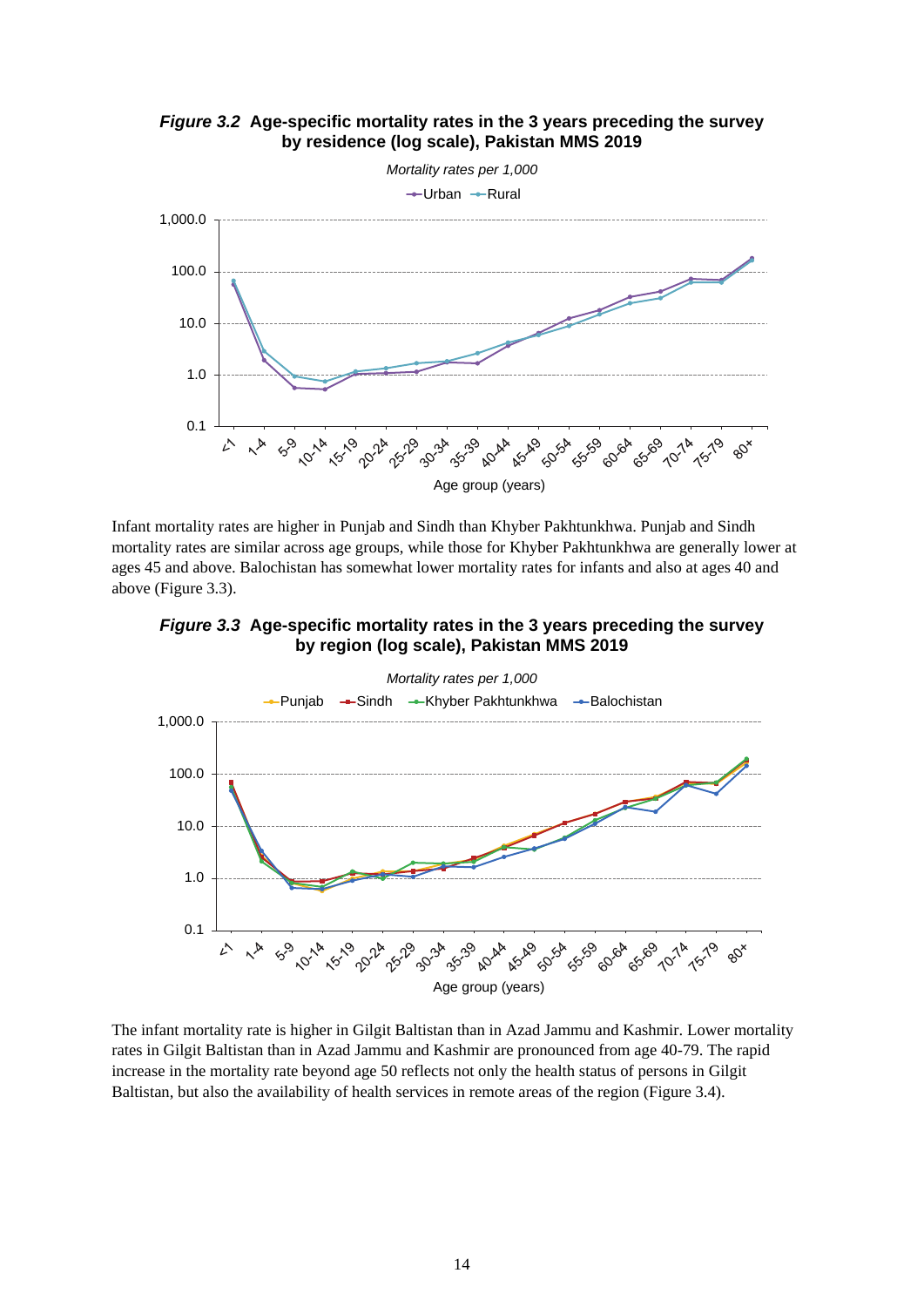***Figure 3.2*** **Age-specific mortality rates in the 3 years preceding the survey by residence (log scale), Pakistan MMS 2019**

Infant mortality rates are higher in Punjab and Sindh than Khyber Pakhtunkhwa. Punjab and Sindh mortality rates are similar across age groups, while those for Khyber Pakhtunkhwa are generally lower at ages 45 and above. Balochistan has somewhat lower mortality rates for infants and also at ages 40 and above (Figure 3.3).

***Figure 3.3*** **Age-specific mortality rates in the 3 years preceding the survey by region (log scale), Pakistan MMS 2019**

The infant mortality rate is higher in Gilgit Baltistan than in Azad Jammu and Kashmir. Lower mortality rates in Gilgit Baltistan than in Azad Jammu and Kashmir are pronounced from age 40-79. The rapid increase in the mortality rate beyond age 50 reflects not only the health status of persons in Gilgit Baltistan, but also the availability of health services in remote areas of the region (Figure 3.4).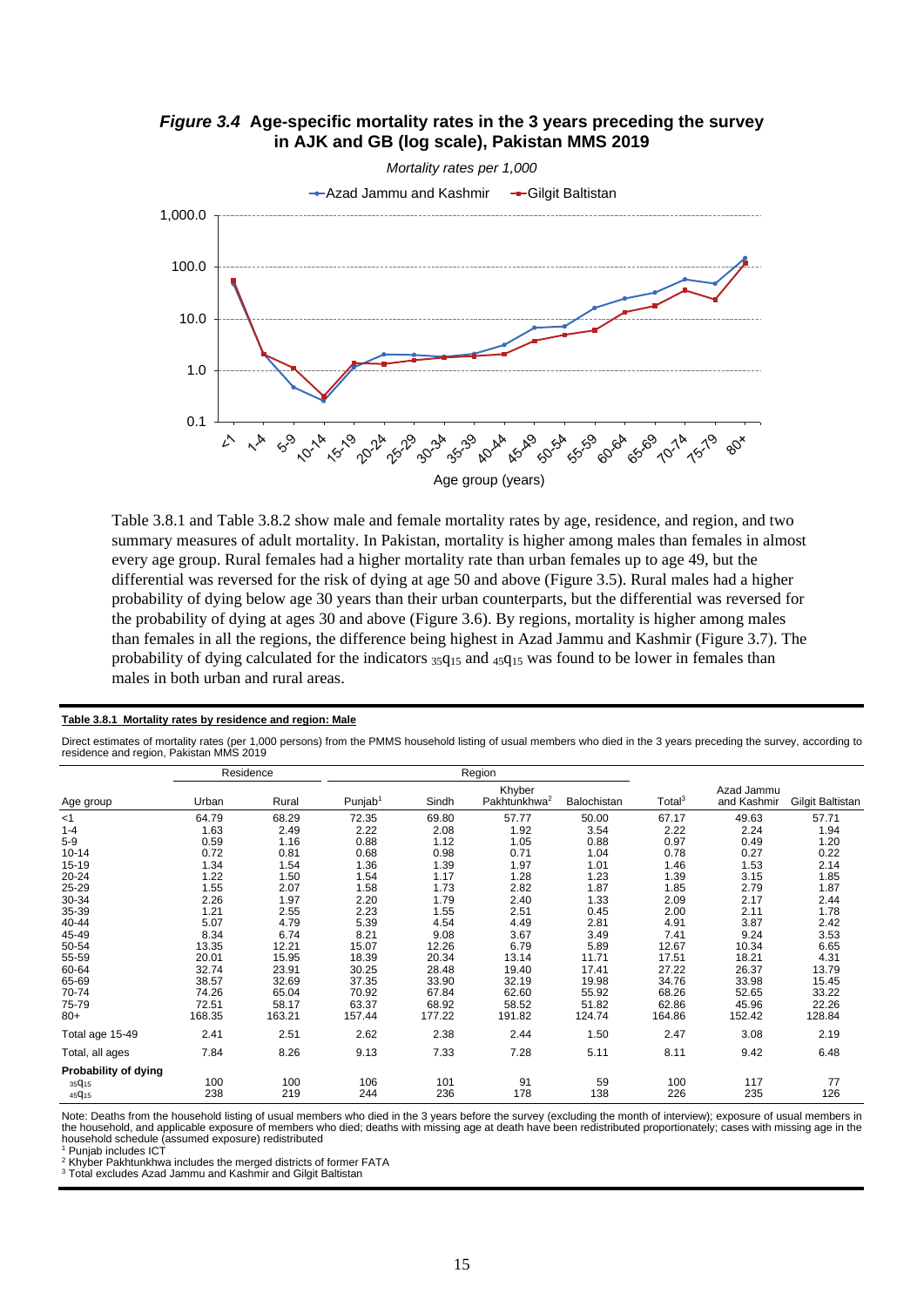***Figure 3.4*** **Age-specific mortality rates in the 3 years preceding the survey in AJK and GB (log scale), Pakistan MMS 2019**

*Mortality rates per 1,000*

Azad Jammu and Kashmir — Gilgit Baltistan

Age group (years)

Table 3.8.1 and Table 3.8.2 show male and female mortality rates by age, residence, and region, and two summary measures of adult mortality. In Pakistan, mortality is higher among males than females in almost every age group. Rural females had a higher mortality rate than urban females up to age 49, but the differential was reversed for the risk of dying at age 50 and above (Figure 3.5). Rural males had a higher probability of dying below age 30 years than their urban counterparts, but the differential was reversed for the probability of dying at ages 30 and above (Figure 3.6). By regions, mortality is higher among males than females in all the regions, the difference being highest in Azad Jammu and Kashmir (Figure 3.7). The probability of dying calculated for the indicators $_{35}q_{15}$ and $_{45}q_{15}$ was found to be lower in females than males in both urban and rural areas.

**Table 3.8.1 Mortality rates by residence and region: Male**

Direct estimates of mortality rates (per 1,000 persons) from the PMMS household listing of usual members who died in the 3 years preceding the survey, according to residence and region, Pakistan MMS 2019

| | Residence | | Region | | | | | | |
|---|---|---|---|---|---|---|---|---|---|
| Age group | Urban | Rural | Punjab[1] | Sindh | Khyber Pakhtunkhwa[2] | Balochistan | Total[3] | Azad Jammu and Kashmir | Gilgit Baltistan |
| <1 | 64.79 | 68.29 | 72.35 | 69.80 | 57.77 | 50.00 | 67.17 | 49.63 | 57.71 |
| 1-4 | 1.63 | 2.49 | 2.22 | 2.08 | 1.92 | 3.54 | 2.22 | 2.24 | 1.94 |
| 5-9 | 0.59 | 1.16 | 0.88 | 1.12 | 1.05 | 0.88 | 0.97 | 0.49 | 1.20 |
| 10-14 | 0.72 | 0.81 | 0.68 | 0.98 | 0.71 | 1.04 | 0.78 | 0.27 | 0.22 |
| 15-19 | 1.34 | 1.54 | 1.36 | 1.39 | 1.97 | 1.01 | 1.46 | 1.53 | 2.14 |
| 20-24 | 1.22 | 1.50 | 1.54 | 1.17 | 1.28 | 1.23 | 1.39 | 3.15 | 1.85 |
| 25-29 | 1.55 | 2.07 | 1.58 | 1.73 | 2.82 | 1.87 | 1.85 | 2.79 | 1.87 |
| 30-34 | 2.26 | 1.97 | 2.20 | 1.79 | 2.40 | 1.33 | 2.09 | 2.17 | 2.44 |
| 35-39 | 1.21 | 2.55 | 2.23 | 1.55 | 2.51 | 0.45 | 2.00 | 2.11 | 1.78 |
| 40-44 | 5.07 | 4.79 | 5.39 | 4.54 | 4.49 | 2.81 | 4.91 | 3.87 | 2.42 |
| 45-49 | 8.34 | 6.74 | 8.21 | 9.08 | 3.67 | 3.49 | 7.41 | 9.24 | 3.53 |
| 50-54 | 13.35 | 12.21 | 15.07 | 12.26 | 6.79 | 5.89 | 12.67 | 10.34 | 6.65 |
| 55-59 | 20.01 | 15.95 | 18.39 | 20.34 | 13.14 | 11.71 | 17.51 | 18.21 | 4.31 |
| 60-64 | 32.74 | 23.91 | 30.25 | 28.48 | 19.40 | 17.41 | 27.22 | 26.37 | 13.79 |
| 65-69 | 38.57 | 32.69 | 37.35 | 33.90 | 32.19 | 19.98 | 34.76 | 33.98 | 15.45 |
| 70-74 | 74.26 | 65.04 | 70.92 | 67.84 | 62.60 | 55.92 | 68.26 | 52.65 | 33.22 |
| 75-79 | 72.51 | 58.17 | 63.37 | 68.92 | 58.52 | 51.82 | 62.86 | 45.96 | 22.26 |
| 80+ | 168.35 | 163.21 | 157.44 | 177.22 | 191.82 | 124.74 | 164.86 | 152.42 | 128.84 |
| Total age 15-49 | 2.41 | 2.51 | 2.62 | 2.38 | 2.44 | 1.50 | 2.47 | 3.08 | 2.19 |
| Total, all ages | 7.84 | 8.26 | 9.13 | 7.33 | 7.28 | 5.11 | 8.11 | 9.42 | 6.48 |
| **Probability of dying** | | | | | | | | | |
| $_{35}q_{15}$ | 100 | 100 | 106 | 101 | 91 | 59 | 100 | 117 | 77 |
| $_{45}q_{15}$ | 238 | 219 | 244 | 236 | 178 | 138 | 226 | 235 | 126 |

Note: Deaths from the household listing of usual members who died in the 3 years before the survey (excluding the month of interview); exposure of usual members in the household, and applicable exposure of members who died; deaths with missing age at death have been redistributed proportionately; cases with missing age in the household schedule (assumed exposure) redistributed

[1] Punjab includes ICT

[2] Khyber Pakhtunkhwa includes the merged districts of former FATA

[3] Total excludes Azad Jammu and Kashmir and Gilgit Baltistan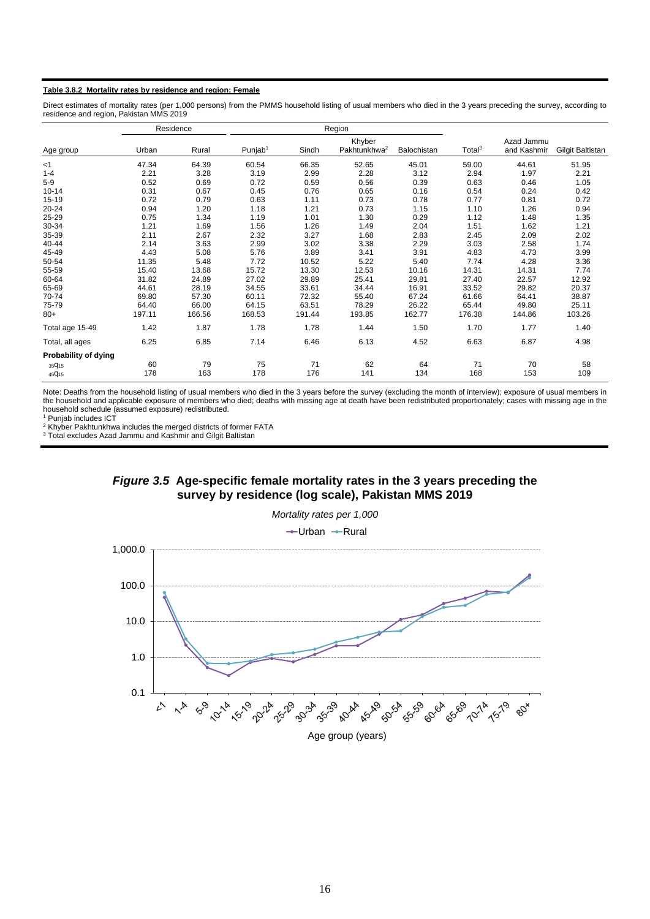**Table 3.8.2 Mortality rates by residence and region: Female**

Direct estimates of mortality rates (per 1,000 persons) from the PMMS household listing of usual members who died in the 3 years preceding the survey, according to residence and region, Pakistan MMS 2019

| | Residence | | Region | | | | | | |
|---|---|---|---|---|---|---|---|---|---|
| Age group | Urban | Rural | Punjab[1] | Sindh | Khyber Pakhtunkhwa[2] | Balochistan | Total[3] | Azad Jammu and Kashmir | Gilgit Baltistan |
| <1 | 47.34 | 64.39 | 60.54 | 66.35 | 52.65 | 45.01 | 59.00 | 44.61 | 51.95 |
| 1-4 | 2.21 | 3.28 | 3.19 | 2.99 | 2.28 | 3.12 | 2.94 | 1.97 | 2.21 |
| 5-9 | 0.52 | 0.69 | 0.72 | 0.59 | 0.56 | 0.39 | 0.63 | 0.46 | 1.05 |
| 10-14 | 0.31 | 0.67 | 0.45 | 0.76 | 0.65 | 0.16 | 0.54 | 0.24 | 0.42 |
| 15-19 | 0.72 | 0.79 | 0.63 | 1.11 | 0.73 | 0.78 | 0.77 | 0.81 | 0.72 |
| 20-24 | 0.94 | 1.20 | 1.18 | 1.21 | 0.73 | 1.15 | 1.10 | 1.26 | 0.94 |
| 25-29 | 0.75 | 1.34 | 1.19 | 1.01 | 1.30 | 0.29 | 1.12 | 1.48 | 1.35 |
| 30-34 | 1.21 | 1.69 | 1.56 | 1.26 | 1.49 | 2.04 | 1.51 | 1.62 | 1.21 |
| 35-39 | 2.11 | 2.67 | 2.32 | 3.27 | 1.68 | 2.83 | 2.45 | 2.09 | 2.02 |
| 40-44 | 2.14 | 3.63 | 2.99 | 3.02 | 3.38 | 2.29 | 3.03 | 2.58 | 1.74 |
| 45-49 | 4.43 | 5.08 | 5.76 | 3.89 | 3.41 | 3.91 | 4.83 | 4.73 | 3.99 |
| 50-54 | 11.35 | 5.48 | 7.72 | 10.52 | 5.22 | 5.40 | 7.74 | 4.28 | 3.36 |
| 55-59 | 15.40 | 13.68 | 15.72 | 13.30 | 12.53 | 10.16 | 14.31 | 14.31 | 7.74 |
| 60-64 | 31.82 | 24.89 | 27.02 | 29.89 | 25.41 | 29.81 | 27.40 | 22.57 | 12.92 |
| 65-69 | 44.61 | 28.19 | 34.55 | 33.61 | 34.44 | 16.91 | 33.52 | 29.82 | 20.37 |
| 70-74 | 69.80 | 57.30 | 60.11 | 72.32 | 55.40 | 67.24 | 61.66 | 64.41 | 38.87 |
| 75-79 | 64.40 | 66.00 | 64.15 | 63.51 | 78.29 | 26.22 | 65.44 | 49.80 | 25.11 |
| 80+ | 197.11 | 166.56 | 168.53 | 191.44 | 193.85 | 162.77 | 176.38 | 144.86 | 103.26 |
| Total age 15-49 | 1.42 | 1.87 | 1.78 | 1.78 | 1.44 | 1.50 | 1.70 | 1.77 | 1.40 |
| Total, all ages | 6.25 | 6.85 | 7.14 | 6.46 | 6.13 | 4.52 | 6.63 | 6.87 | 4.98 |
| **Probability of dying** | | | | | | | | | |
| $_{35}q_{15}$ | 60 | 79 | 75 | 71 | 62 | 64 | 71 | 70 | 58 |
| $_{45}q_{15}$ | 178 | 163 | 178 | 176 | 141 | 134 | 168 | 153 | 109 |

Note: Deaths from the household listing of usual members who died in the 3 years before the survey (excluding the month of interview); exposure of usual members in the household and applicable exposure of members who died; deaths with missing age at death have been redistributed proportionately; cases with missing age in the household schedule (assumed exposure) redistributed.
[1] Punjab includes ICT
[2] Khyber Pakhtunkhwa includes the merged districts of former FATA
[3] Total excludes Azad Jammu and Kashmir and Gilgit Baltistan

***Figure 3.5*** **Age-specific female mortality rates in the 3 years preceding the survey by residence (log scale), Pakistan MMS 2019**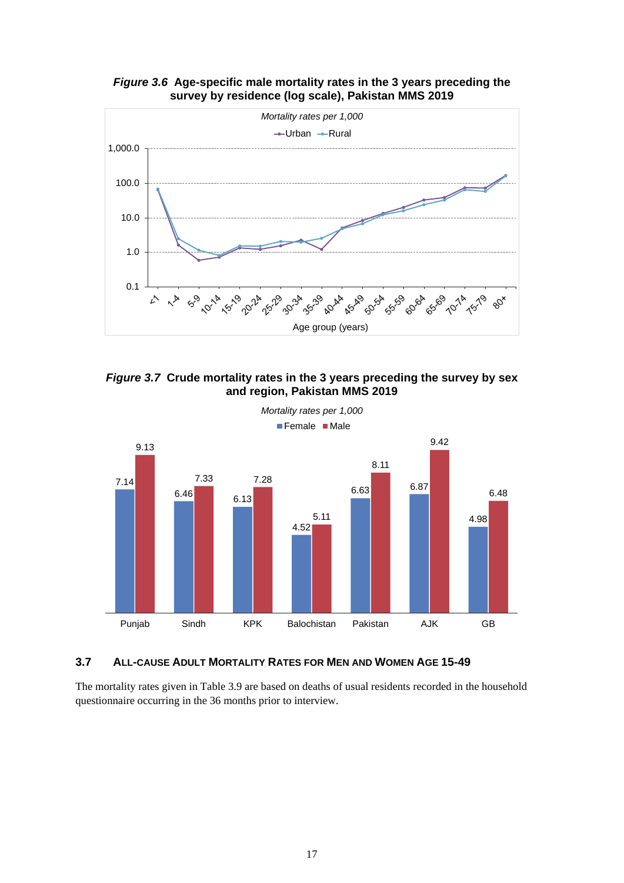*Figure 3.6* **Age-specific male mortality rates in the 3 years preceding the survey by residence (log scale), Pakistan MMS 2019**

*Figure 3.7* **Crude mortality rates in the 3 years preceding the survey by sex and region, Pakistan MMS 2019**

| Region | Female | Male |
|---|---|---|
| Punjab | 7.14 | 9.13 |
| Sindh | 6.46 | 7.33 |
| KPK | 6.13 | 7.28 |
| Balochistan | 4.52 | 5.11 |
| Pakistan | 6.63 | 8.11 |
| AJK | 6.87 | 9.42 |
| GB | 4.98 | 6.48 |

### 3.7 ALL-CAUSE ADULT MORTALITY RATES FOR MEN AND WOMEN AGE 15-49

The mortality rates given in Table 3.9 are based on deaths of usual residents recorded in the household questionnaire occurring in the 36 months prior to interview.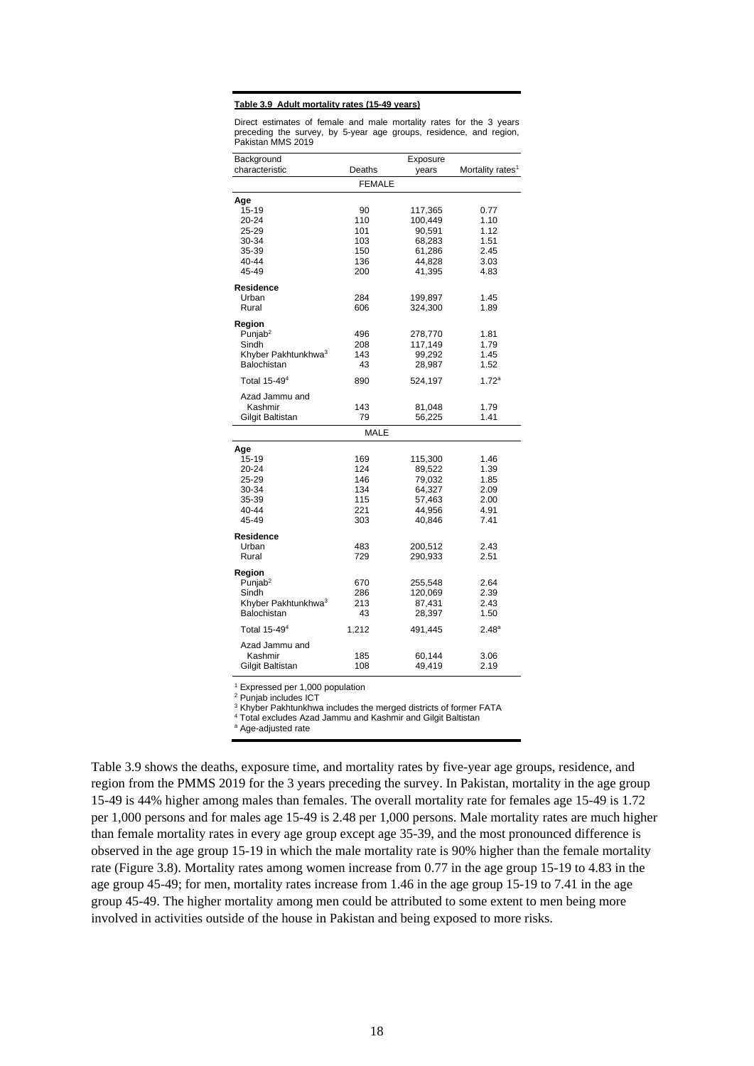**Table 3.9 Adult mortality rates (15-49 years)**

Direct estimates of female and male mortality rates for the 3 years preceding the survey, by 5-year age groups, residence, and region, Pakistan MMS 2019

| Background characteristic | Deaths | Exposure years | Mortality rates[1] |
|---|---|---|---|
| | FEMALE | | |
| **Age** | | | |
| 15-19 | 90 | 117,365 | 0.77 |
| 20-24 | 110 | 100,449 | 1.10 |
| 25-29 | 101 | 90,591 | 1.12 |
| 30-34 | 103 | 68,283 | 1.51 |
| 35-39 | 150 | 61,286 | 2.45 |
| 40-44 | 136 | 44,828 | 3.03 |
| 45-49 | 200 | 41,395 | 4.83 |
| **Residence** | | | |
| Urban | 284 | 199,897 | 1.45 |
| Rural | 606 | 324,300 | 1.89 |
| **Region** | | | |
| Punjab[2] | 496 | 278,770 | 1.81 |
| Sindh | 208 | 117,149 | 1.79 |
| Khyber Pakhtunkhwa[3] | 143 | 99,292 | 1.45 |
| Balochistan | 43 | 28,987 | 1.52 |
| Total 15-49[4] | 890 | 524,197 | 1.72[a] |
| Azad Jammu and Kashmir | 143 | 81,048 | 1.79 |
| Gilgit Baltistan | 79 | 56,225 | 1.41 |
| | MALE | | |
| **Age** | | | |
| 15-19 | 169 | 115,300 | 1.46 |
| 20-24 | 124 | 89,522 | 1.39 |
| 25-29 | 146 | 79,032 | 1.85 |
| 30-34 | 134 | 64,327 | 2.09 |
| 35-39 | 115 | 57,463 | 2.00 |
| 40-44 | 221 | 44,956 | 4.91 |
| 45-49 | 303 | 40,846 | 7.41 |
| **Residence** | | | |
| Urban | 483 | 200,512 | 2.43 |
| Rural | 729 | 290,933 | 2.51 |
| **Region** | | | |
| Punjab[2] | 670 | 255,548 | 2.64 |
| Sindh | 286 | 120,069 | 2.39 |
| Khyber Pakhtunkhwa[3] | 213 | 87,431 | 2.43 |
| Balochistan | 43 | 28,397 | 1.50 |
| Total 15-49[4] | 1,212 | 491,445 | 2.48[a] |
| Azad Jammu and Kashmir | 185 | 60,144 | 3.06 |
| Gilgit Baltistan | 108 | 49,419 | 2.19 |

[1] Expressed per 1,000 population
[2] Punjab includes ICT
[3] Khyber Pakhtunkhwa includes the merged districts of former FATA
[4] Total excludes Azad Jammu and Kashmir and Gilgit Baltistan
[a] Age-adjusted rate

Table 3.9 shows the deaths, exposure time, and mortality rates by five-year age groups, residence, and region from the PMMS 2019 for the 3 years preceding the survey. In Pakistan, mortality in the age group 15-49 is 44% higher among males than females. The overall mortality rate for females age 15-49 is 1.72 per 1,000 persons and for males age 15-49 is 2.48 per 1,000 persons. Male mortality rates are much higher than female mortality rates in every age group except age 35-39, and the most pronounced difference is observed in the age group 15-19 in which the male mortality rate is 90% higher than the female mortality rate (Figure 3.8). Mortality rates among women increase from 0.77 in the age group 15-19 to 4.83 in the age group 45-49; for men, mortality rates increase from 1.46 in the age group 15-19 to 7.41 in the age group 45-49. The higher mortality among men could be attributed to some extent to men being more involved in activities outside of the house in Pakistan and being exposed to more risks.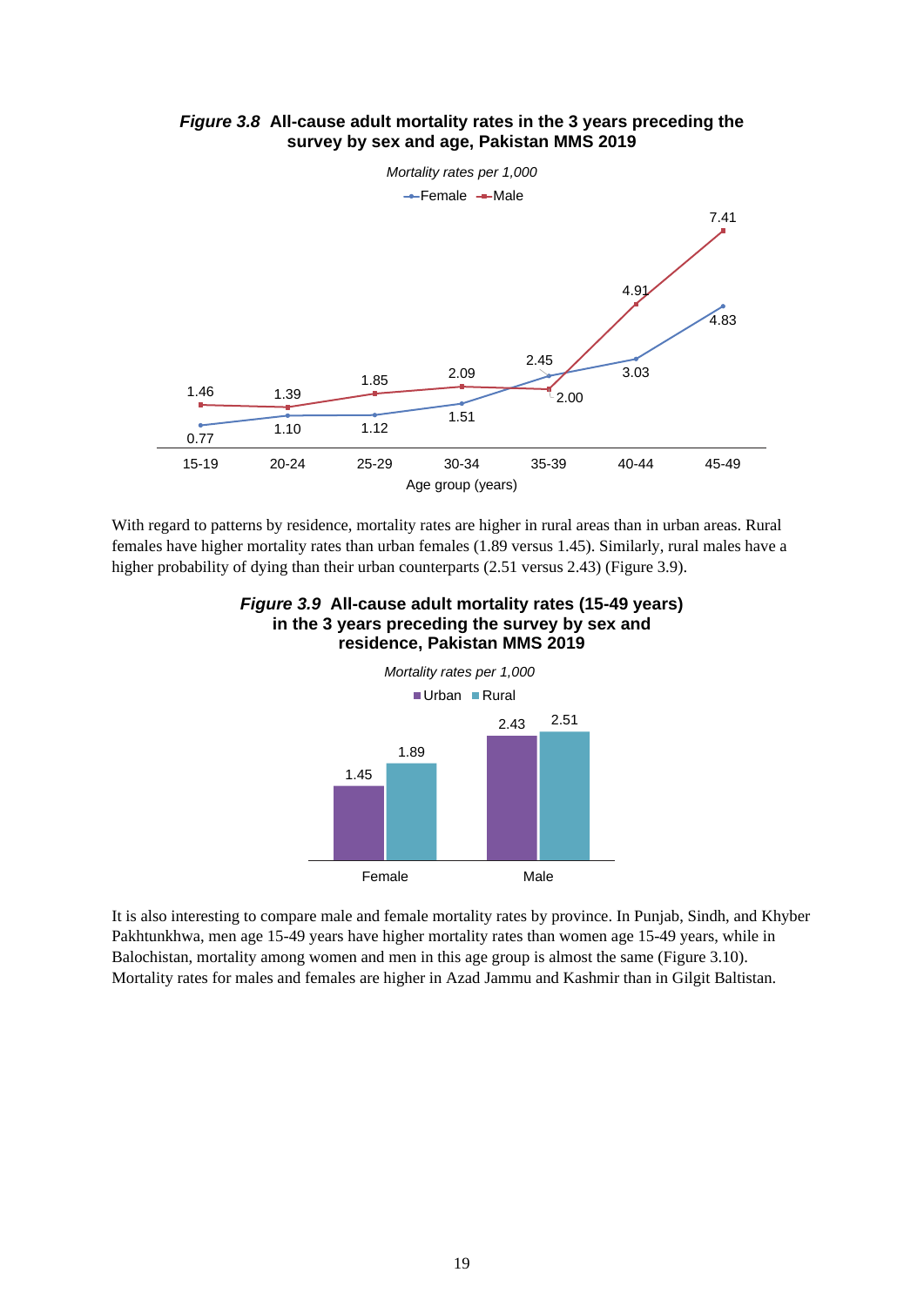***Figure 3.8* All-cause adult mortality rates in the 3 years preceding the survey by sex and age, Pakistan MMS 2019**

*Mortality rates per 1,000*

| Age group (years) | Female | Male |
|---|---|---|
| 15-19 | 0.77 | 1.46 |
| 20-24 | 1.10 | 1.39 |
| 25-29 | 1.12 | 1.85 |
| 30-34 | 1.51 | 2.09 |
| 35-39 | 2.45 | 2.00 |
| 40-44 | 3.03 | 4.91 |
| 45-49 | 4.83 | 7.41 |

With regard to patterns by residence, mortality rates are higher in rural areas than in urban areas. Rural females have higher mortality rates than urban females (1.89 versus 1.45). Similarly, rural males have a higher probability of dying than their urban counterparts (2.51 versus 2.43) (Figure 3.9).

***Figure 3.9* All-cause adult mortality rates (15-49 years) in the 3 years preceding the survey by sex and residence, Pakistan MMS 2019**

*Mortality rates per 1,000*

| | Urban | Rural |
|---|---|---|
| Female | 1.45 | 1.89 |
| Male | 2.43 | 2.51 |

It is also interesting to compare male and female mortality rates by province. In Punjab, Sindh, and Khyber Pakhtunkhwa, men age 15-49 years have higher mortality rates than women age 15-49 years, while in Balochistan, mortality among women and men in this age group is almost the same (Figure 3.10). Mortality rates for males and females are higher in Azad Jammu and Kashmir than in Gilgit Baltistan.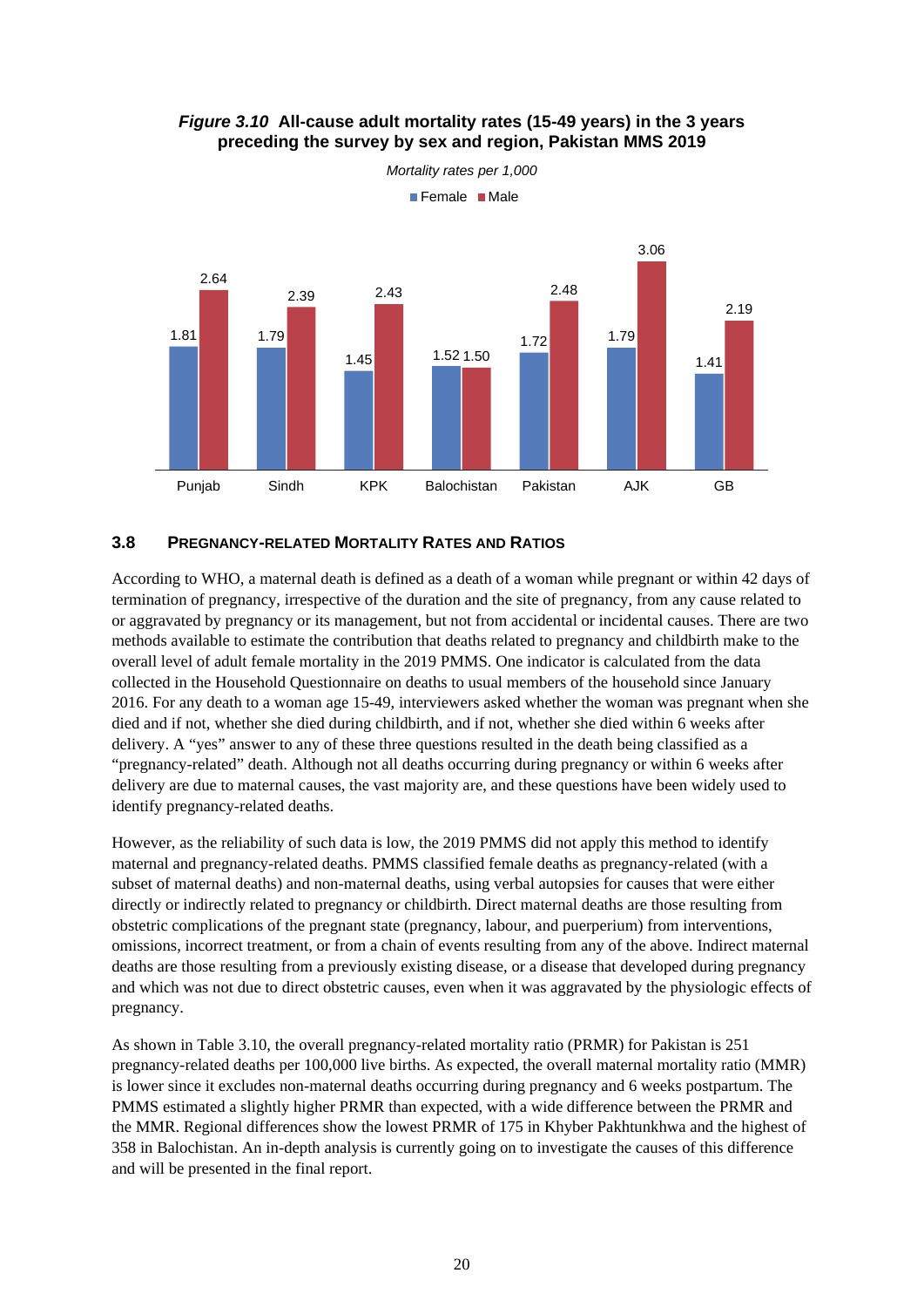***Figure 3.10*** **All-cause adult mortality rates (15-49 years) in the 3 years preceding the survey by sex and region, Pakistan MMS 2019**

*Mortality rates per 1,000*

| Region | Female | Male |
|---|---|---|
| Punjab | 1.81 | 2.64 |
| Sindh | 1.79 | 2.39 |
| KPK | 1.45 | 2.43 |
| Balochistan | 1.52 | 1.50 |
| Pakistan | 1.72 | 2.48 |
| AJK | 1.79 | 3.06 |
| GB | 1.41 | 2.19 |

## 3.8 Pregnancy-Related Mortality Rates and Ratios

According to WHO, a maternal death is defined as a death of a woman while pregnant or within 42 days of termination of pregnancy, irrespective of the duration and the site of pregnancy, from any cause related to or aggravated by pregnancy or its management, but not from accidental or incidental causes. There are two methods available to estimate the contribution that deaths related to pregnancy and childbirth make to the overall level of adult female mortality in the 2019 PMMS. One indicator is calculated from the data collected in the Household Questionnaire on deaths to usual members of the household since January 2016. For any death to a woman age 15-49, interviewers asked whether the woman was pregnant when she died and if not, whether she died during childbirth, and if not, whether she died within 6 weeks after delivery. A "yes" answer to any of these three questions resulted in the death being classified as a "pregnancy-related" death. Although not all deaths occurring during pregnancy or within 6 weeks after delivery are due to maternal causes, the vast majority are, and these questions have been widely used to identify pregnancy-related deaths.

However, as the reliability of such data is low, the 2019 PMMS did not apply this method to identify maternal and pregnancy-related deaths. PMMS classified female deaths as pregnancy-related (with a subset of maternal deaths) and non-maternal deaths, using verbal autopsies for causes that were either directly or indirectly related to pregnancy or childbirth. Direct maternal deaths are those resulting from obstetric complications of the pregnant state (pregnancy, labour, and puerperium) from interventions, omissions, incorrect treatment, or from a chain of events resulting from any of the above. Indirect maternal deaths are those resulting from a previously existing disease, or a disease that developed during pregnancy and which was not due to direct obstetric causes, even when it was aggravated by the physiologic effects of pregnancy.

As shown in Table 3.10, the overall pregnancy-related mortality ratio (PRMR) for Pakistan is 251 pregnancy-related deaths per 100,000 live births. As expected, the overall maternal mortality ratio (MMR) is lower since it excludes non-maternal deaths occurring during pregnancy and 6 weeks postpartum. The PMMS estimated a slightly higher PRMR than expected, with a wide difference between the PRMR and the MMR. Regional differences show the lowest PRMR of 175 in Khyber Pakhtunkhwa and the highest of 358 in Balochistan. An in-depth analysis is currently going on to investigate the causes of this difference and will be presented in the final report.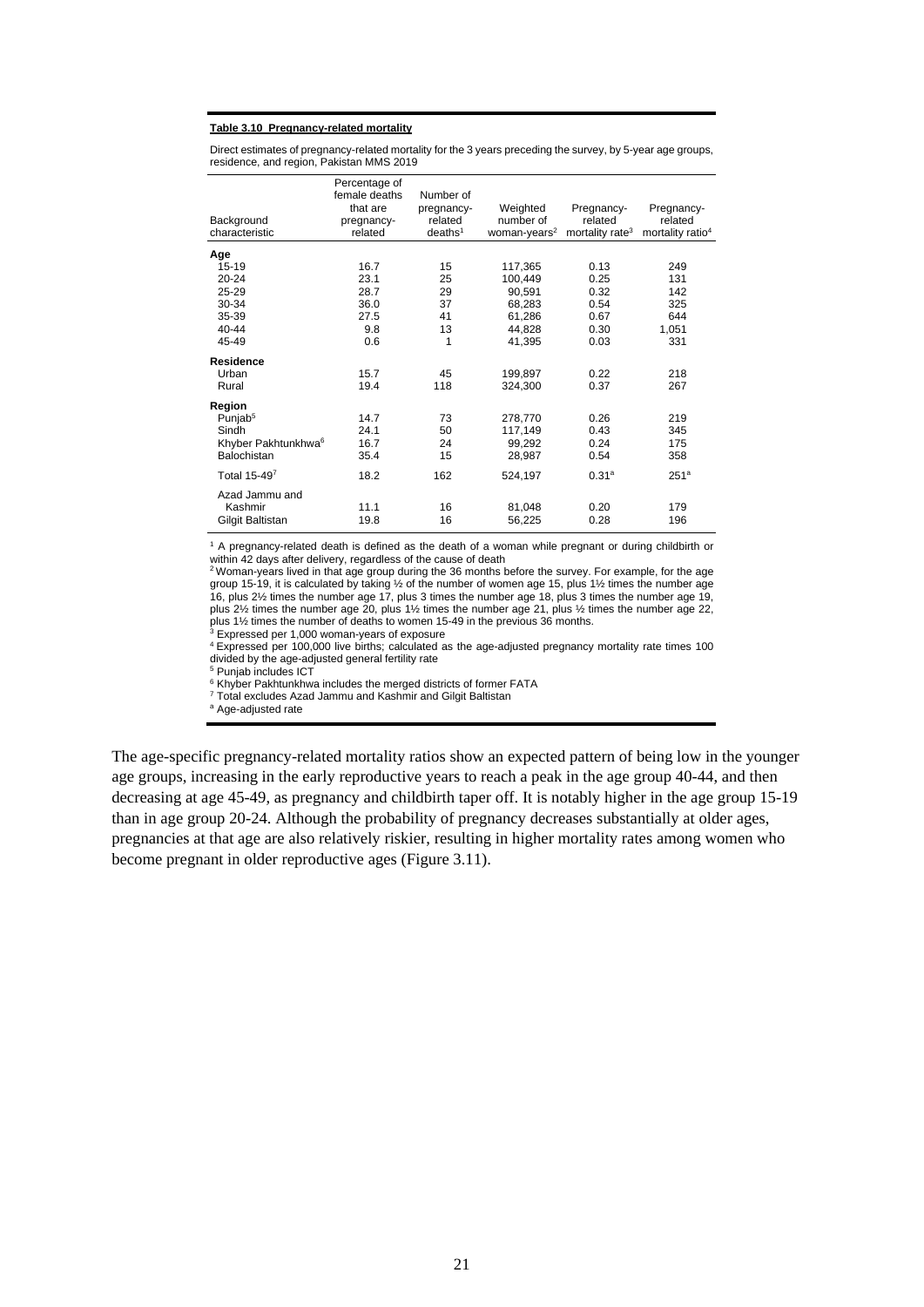**Table 3.10 Pregnancy-related mortality**

Direct estimates of pregnancy-related mortality for the 3 years preceding the survey, by 5-year age groups, residence, and region, Pakistan MMS 2019

| Background characteristic | Percentage of female deaths that are pregnancy-related | Number of pregnancy-related deaths[1] | Weighted number of woman-years[2] | Pregnancy-related mortality rate[3] | Pregnancy-related mortality ratio[4] |
|---|---|---|---|---|---|
| **Age** | | | | | |
| 15-19 | 16.7 | 15 | 117,365 | 0.13 | 249 |
| 20-24 | 23.1 | 25 | 100,449 | 0.25 | 131 |
| 25-29 | 28.7 | 29 | 90,591 | 0.32 | 142 |
| 30-34 | 36.0 | 37 | 68,283 | 0.54 | 325 |
| 35-39 | 27.5 | 41 | 61,286 | 0.67 | 644 |
| 40-44 | 9.8 | 13 | 44,828 | 0.30 | 1,051 |
| 45-49 | 0.6 | 1 | 41,395 | 0.03 | 331 |
| **Residence** | | | | | |
| Urban | 15.7 | 45 | 199,897 | 0.22 | 218 |
| Rural | 19.4 | 118 | 324,300 | 0.37 | 267 |
| **Region** | | | | | |
| Punjab[5] | 14.7 | 73 | 278,770 | 0.26 | 219 |
| Sindh | 24.1 | 50 | 117,149 | 0.43 | 345 |
| Khyber Pakhtunkhwa[6] | 16.7 | 24 | 99,292 | 0.24 | 175 |
| Balochistan | 35.4 | 15 | 28,987 | 0.54 | 358 |
| Total 15-49[7] | 18.2 | 162 | 524,197 | 0.31[a] | 251[a] |
| Azad Jammu and Kashmir | 11.1 | 16 | 81,048 | 0.20 | 179 |
| Gilgit Baltistan | 19.8 | 16 | 56,225 | 0.28 | 196 |

[1] A pregnancy-related death is defined as the death of a woman while pregnant or during childbirth or within 42 days after delivery, regardless of the cause of death
[2] Woman-years lived in that age group during the 36 months before the survey. For example, for the age group 15-19, it is calculated by taking ½ of the number of women age 15, plus 1½ times the number age 16, plus 2½ times the number age 17, plus 3 times the number age 18, plus 3 times the number age 19, plus 2½ times the number age 20, plus 1½ times the number age 21, plus ½ times the number age 22, plus 1½ times the number of deaths to women 15-49 in the previous 36 months.
[3] Expressed per 1,000 woman-years of exposure
[4] Expressed per 100,000 live births; calculated as the age-adjusted pregnancy mortality rate times 100 divided by the age-adjusted general fertility rate
[5] Punjab includes ICT
[6] Khyber Pakhtunkhwa includes the merged districts of former FATA
[7] Total excludes Azad Jammu and Kashmir and Gilgit Baltistan
[a] Age-adjusted rate

The age-specific pregnancy-related mortality ratios show an expected pattern of being low in the younger age groups, increasing in the early reproductive years to reach a peak in the age group 40-44, and then decreasing at age 45-49, as pregnancy and childbirth taper off. It is notably higher in the age group 15-19 than in age group 20-24. Although the probability of pregnancy decreases substantially at older ages, pregnancies at that age are also relatively riskier, resulting in higher mortality rates among women who become pregnant in older reproductive ages (Figure 3.11).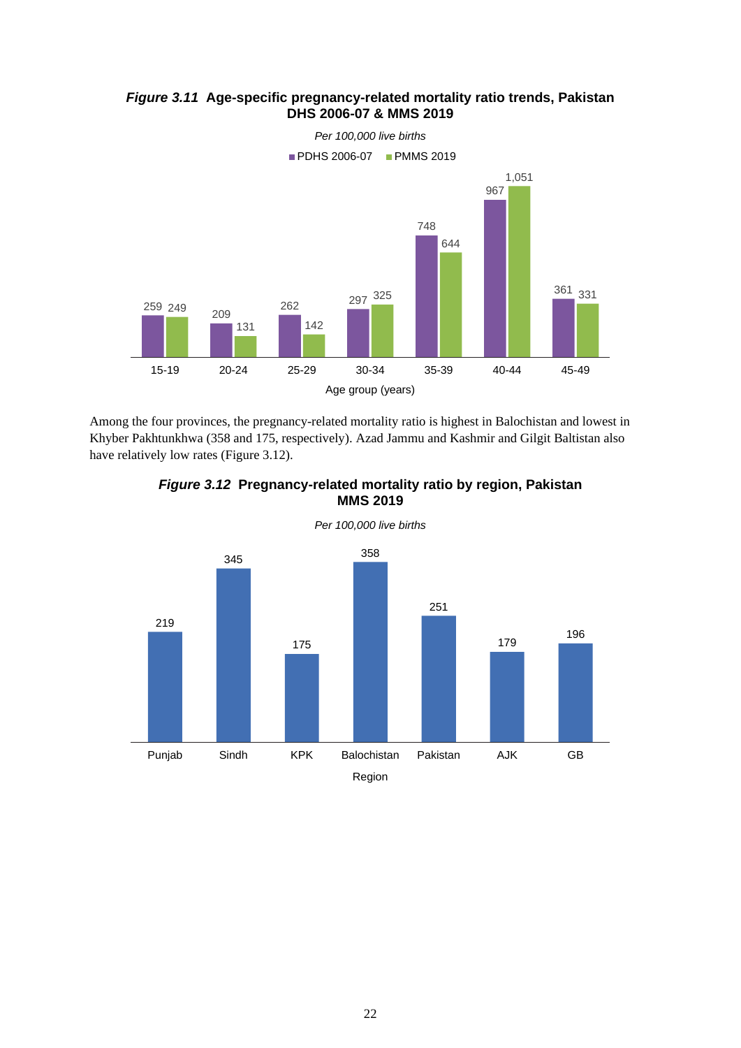***Figure 3.11*** **Age-specific pregnancy-related mortality ratio trends, Pakistan DHS 2006-07 & MMS 2019**

*Per 100,000 live births*

| Age group (years) | PDHS 2006-07 | PMMS 2019 |
|---|---|---|
| 15-19 | 259 | 249 |
| 20-24 | 209 | 131 |
| 25-29 | 262 | 142 |
| 30-34 | 297 | 325 |
| 35-39 | 748 | 644 |
| 40-44 | 967 | 1,051 |
| 45-49 | 361 | 331 |

Among the four provinces, the pregnancy-related mortality ratio is highest in Balochistan and lowest in Khyber Pakhtunkhwa (358 and 175, respectively). Azad Jammu and Kashmir and Gilgit Baltistan also have relatively low rates (Figure 3.12).

***Figure 3.12*** **Pregnancy-related mortality ratio by region, Pakistan MMS 2019**

*Per 100,000 live births*

| Region | Ratio |
|---|---|
| Punjab | 219 |
| Sindh | 345 |
| KPK | 175 |
| Balochistan | 358 |
| Pakistan | 251 |
| AJK | 179 |
| GB | 196 |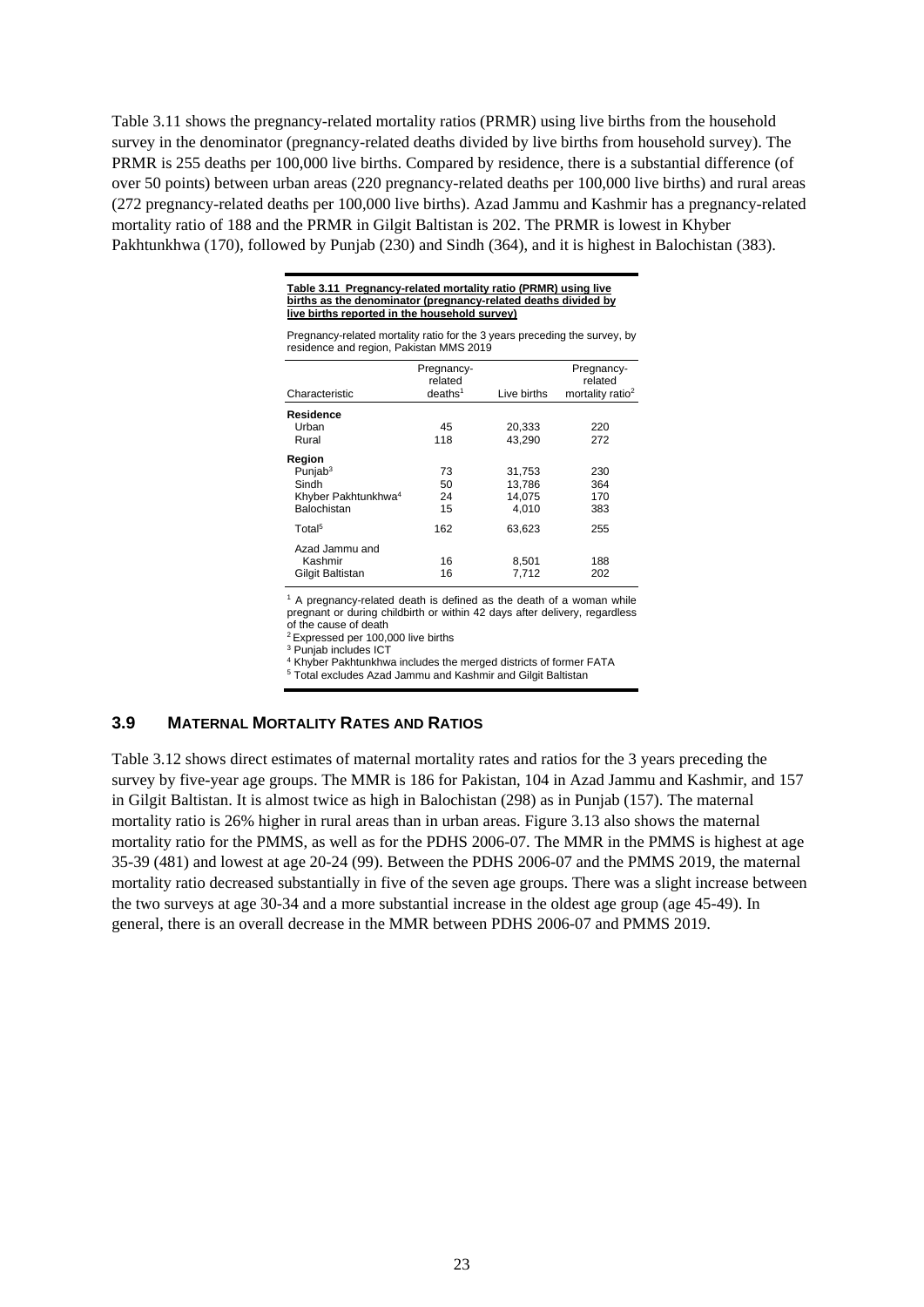Table 3.11 shows the pregnancy-related mortality ratios (PRMR) using live births from the household survey in the denominator (pregnancy-related deaths divided by live births from household survey). The PRMR is 255 deaths per 100,000 live births. Compared by residence, there is a substantial difference (of over 50 points) between urban areas (220 pregnancy-related deaths per 100,000 live births) and rural areas (272 pregnancy-related deaths per 100,000 live births). Azad Jammu and Kashmir has a pregnancy-related mortality ratio of 188 and the PRMR in Gilgit Baltistan is 202. The PRMR is lowest in Khyber Pakhtunkhwa (170), followed by Punjab (230) and Sindh (364), and it is highest in Balochistan (383).

**Table 3.11 Pregnancy-related mortality ratio (PRMR) using live births as the denominator (pregnancy-related deaths divided by live births reported in the household survey)**

Pregnancy-related mortality ratio for the 3 years preceding the survey, by residence and region, Pakistan MMS 2019

| Characteristic | Pregnancy-related deaths[1] | Live births | Pregnancy-related mortality ratio[2] |
|---|---|---|---|
| **Residence** | | | |
| Urban | 45 | 20,333 | 220 |
| Rural | 118 | 43,290 | 272 |
| **Region** | | | |
| Punjab[3] | 73 | 31,753 | 230 |
| Sindh | 50 | 13,786 | 364 |
| Khyber Pakhtunkhwa[4] | 24 | 14,075 | 170 |
| Balochistan | 15 | 4,010 | 383 |
| Total[5] | 162 | 63,623 | 255 |
| Azad Jammu and Kashmir | 16 | 8,501 | 188 |
| Gilgit Baltistan | 16 | 7,712 | 202 |

[1] A pregnancy-related death is defined as the death of a woman while pregnant or during childbirth or within 42 days after delivery, regardless of the cause of death
[2] Expressed per 100,000 live births
[3] Punjab includes ICT
[4] Khyber Pakhtunkhwa includes the merged districts of former FATA
[5] Total excludes Azad Jammu and Kashmir and Gilgit Baltistan

### 3.9 MATERNAL MORTALITY RATES AND RATIOS

Table 3.12 shows direct estimates of maternal mortality rates and ratios for the 3 years preceding the survey by five-year age groups. The MMR is 186 for Pakistan, 104 in Azad Jammu and Kashmir, and 157 in Gilgit Baltistan. It is almost twice as high in Balochistan (298) as in Punjab (157). The maternal mortality ratio is 26% higher in rural areas than in urban areas. Figure 3.13 also shows the maternal mortality ratio for the PMMS, as well as for the PDHS 2006-07. The MMR in the PMMS is highest at age 35-39 (481) and lowest at age 20-24 (99). Between the PDHS 2006-07 and the PMMS 2019, the maternal mortality ratio decreased substantially in five of the seven age groups. There was a slight increase between the two surveys at age 30-34 and a more substantial increase in the oldest age group (age 45-49). In general, there is an overall decrease in the MMR between PDHS 2006-07 and PMMS 2019.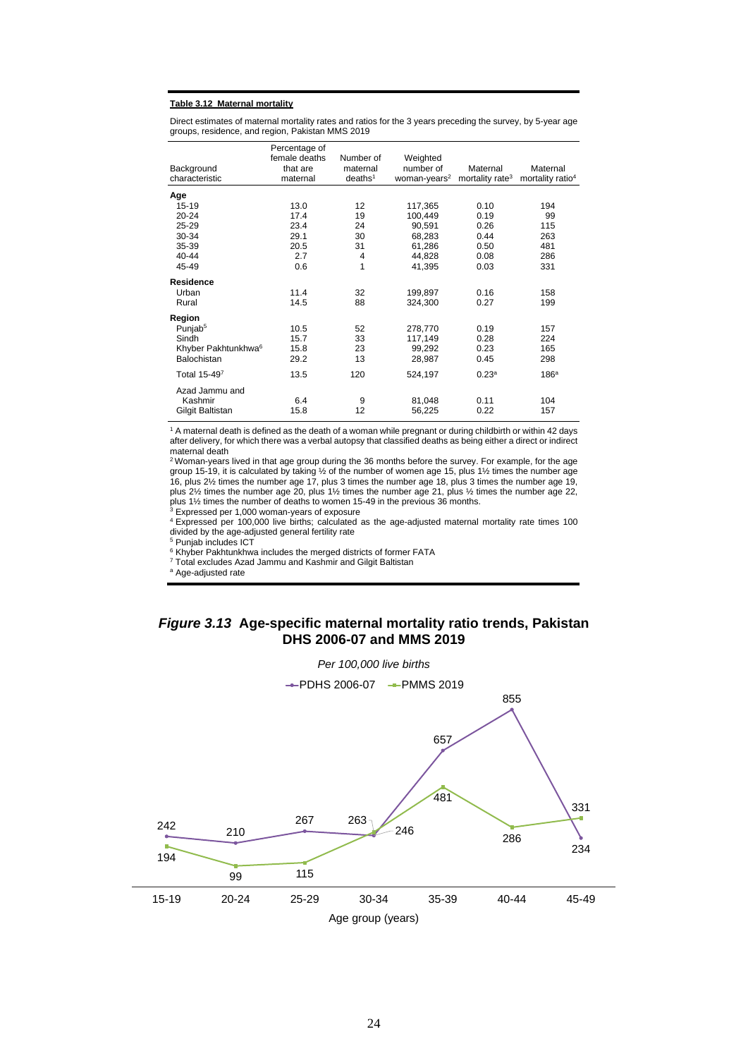**Table 3.12 Maternal mortality**

Direct estimates of maternal mortality rates and ratios for the 3 years preceding the survey, by 5-year age groups, residence, and region, Pakistan MMS 2019

| Background characteristic | Percentage of female deaths that are maternal | Number of maternal deaths[1] | Weighted number of woman-years[2] | Maternal mortality rate[3] | Maternal mortality ratio[4] |
|---|---|---|---|---|---|
| **Age** | | | | | |
| 15-19 | 13.0 | 12 | 117,365 | 0.10 | 194 |
| 20-24 | 17.4 | 19 | 100,449 | 0.19 | 99 |
| 25-29 | 23.4 | 24 | 90,591 | 0.26 | 115 |
| 30-34 | 29.1 | 30 | 68,283 | 0.44 | 263 |
| 35-39 | 20.5 | 31 | 61,286 | 0.50 | 481 |
| 40-44 | 2.7 | 4 | 44,828 | 0.08 | 286 |
| 45-49 | 0.6 | 1 | 41,395 | 0.03 | 331 |
| **Residence** | | | | | |
| Urban | 11.4 | 32 | 199,897 | 0.16 | 158 |
| Rural | 14.5 | 88 | 324,300 | 0.27 | 199 |
| **Region** | | | | | |
| Punjab[5] | 10.5 | 52 | 278,770 | 0.19 | 157 |
| Sindh | 15.7 | 33 | 117,149 | 0.28 | 224 |
| Khyber Pakhtunkhwa[6] | 15.8 | 23 | 99,292 | 0.23 | 165 |
| Balochistan | 29.2 | 13 | 28,987 | 0.45 | 298 |
| Total 15-49[7] | 13.5 | 120 | 524,197 | 0.23[a] | 186[a] |
| Azad Jammu and Kashmir | 6.4 | 9 | 81,048 | 0.11 | 104 |
| Gilgit Baltistan | 15.8 | 12 | 56,225 | 0.22 | 157 |

[1] A maternal death is defined as the death of a woman while pregnant or during childbirth or within 42 days after delivery, for which there was a verbal autopsy that classified deaths as being either a direct or indirect maternal death

[2] Woman-years lived in that age group during the 36 months before the survey. For example, for the age group 15-19, it is calculated by taking ½ of the number of women age 15, plus 1½ times the number age 16, plus 2½ times the number age 17, plus 3 times the number age 18, plus 3 times the number age 19, plus 2½ times the number age 20, plus 1½ times the number age 21, plus ½ times the number age 22, plus 1½ times the number of deaths to women 15-49 in the previous 36 months.

[3] Expressed per 1,000 woman-years of exposure

[4] Expressed per 100,000 live births; calculated as the age-adjusted maternal mortality rate times 100 divided by the age-adjusted general fertility rate

[5] Punjab includes ICT

[6] Khyber Pakhtunkhwa includes the merged districts of former FATA

[7] Total excludes Azad Jammu and Kashmir and Gilgit Baltistan

[a] Age-adjusted rate

## *Figure 3.13* Age-specific maternal mortality ratio trends, Pakistan DHS 2006-07 and MMS 2019

*Per 100,000 live births*

| Age group (years) | PDHS 2006-07 | PMMS 2019 |
|---|---|---|
| 15-19 | 242 | 194 |
| 20-24 | 210 | 99 |
| 25-29 | 267 | 115 |
| 30-34 | 246 | 263 |
| 35-39 | 657 | 481 |
| 40-44 | 855 | 286 |
| 45-49 | 234 | 331 |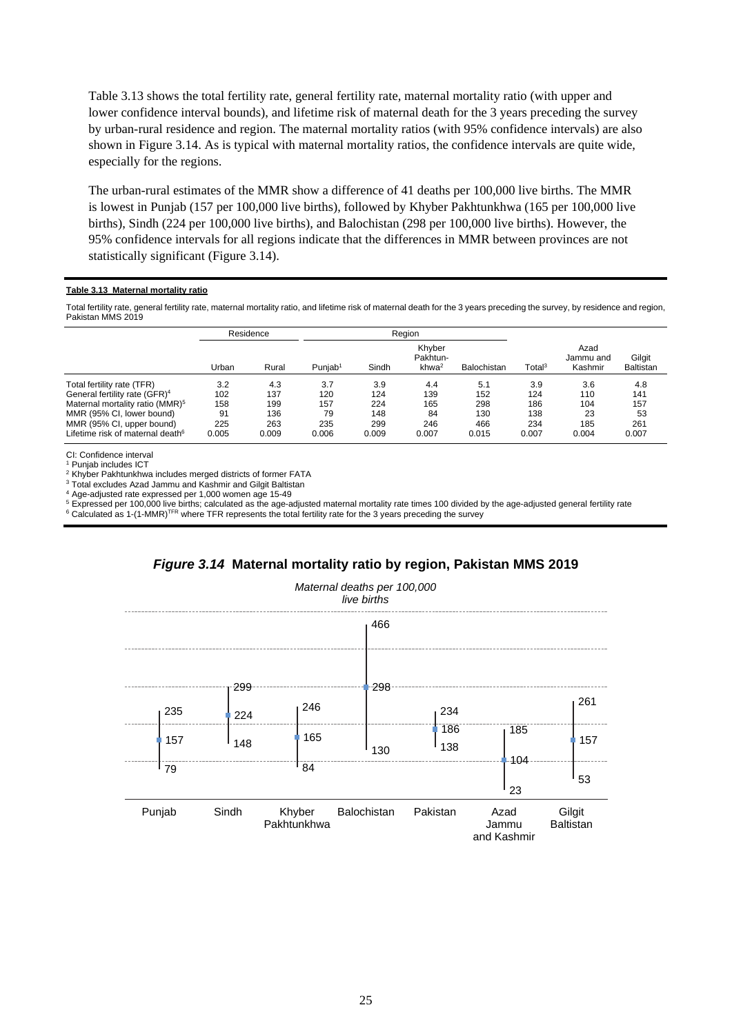Table 3.13 shows the total fertility rate, general fertility rate, maternal mortality ratio (with upper and lower confidence interval bounds), and lifetime risk of maternal death for the 3 years preceding the survey by urban-rural residence and region. The maternal mortality ratios (with 95% confidence intervals) are also shown in Figure 3.14. As is typical with maternal mortality ratios, the confidence intervals are quite wide, especially for the regions.

The urban-rural estimates of the MMR show a difference of 41 deaths per 100,000 live births. The MMR is lowest in Punjab (157 per 100,000 live births), followed by Khyber Pakhtunkhwa (165 per 100,000 live births), Sindh (224 per 100,000 live births), and Balochistan (298 per 100,000 live births). However, the 95% confidence intervals for all regions indicate that the differences in MMR between provinces are not statistically significant (Figure 3.14).

**Table 3.13 Maternal mortality ratio**

Total fertility rate, general fertility rate, maternal mortality ratio, and lifetime risk of maternal death for the 3 years preceding the survey, by residence and region, Pakistan MMS 2019

| | Residence | | Region | | | | | | |
|---|---|---|---|---|---|---|---|---|---|
| | Urban | Rural | Punjab[1] | Sindh | Khyber Pakhtun-khwa[2] | Balochistan | Total[3] | Azad Jammu and Kashmir | Gilgit Baltistan |
| Total fertility rate (TFR) | 3.2 | 4.3 | 3.7 | 3.9 | 4.4 | 5.1 | 3.9 | 3.6 | 4.8 |
| General fertility rate (GFR)[4] | 102 | 137 | 120 | 124 | 139 | 152 | 124 | 110 | 141 |
| Maternal mortality ratio (MMR)[5] | 158 | 199 | 157 | 224 | 165 | 298 | 186 | 104 | 157 |
| MMR (95% CI, lower bound) | 91 | 136 | 79 | 148 | 84 | 130 | 138 | 23 | 53 |
| MMR (95% CI, upper bound) | 225 | 263 | 235 | 299 | 246 | 466 | 234 | 185 | 261 |
| Lifetime risk of maternal death[6] | 0.005 | 0.009 | 0.006 | 0.009 | 0.007 | 0.015 | 0.007 | 0.004 | 0.007 |

CI: Confidence interval
[1] Punjab includes ICT
[2] Khyber Pakhtunkhwa includes merged districts of former FATA
[3] Total excludes Azad Jammu and Kashmir and Gilgit Baltistan
[4] Age-adjusted rate expressed per 1,000 women age 15-49
[5] Expressed per 100,000 live births; calculated as the age-adjusted maternal mortality rate times 100 divided by the age-adjusted general fertility rate
[6] Calculated as $1-(1-\text{MMR})^{\text{TFR}}$ where TFR represents the total fertility rate for the 3 years preceding the survey

***Figure 3.14*** **Maternal mortality ratio by region, Pakistan MMS 2019**

*Maternal deaths per 100,000 live births*

| Region | Lower bound | MMR | Upper bound |
|---|---|---|---|
| Punjab | 79 | 157 | 235 |
| Sindh | 148 | 224 | 299 |
| Khyber Pakhtunkhwa | 84 | 165 | 246 |
| Balochistan | 130 | 298 | 466 |
| Pakistan | 138 | 186 | 234 |
| Azad Jammu and Kashmir | 23 | 104 | 185 |
| Gilgit Baltistan | 53 | 157 | 261 |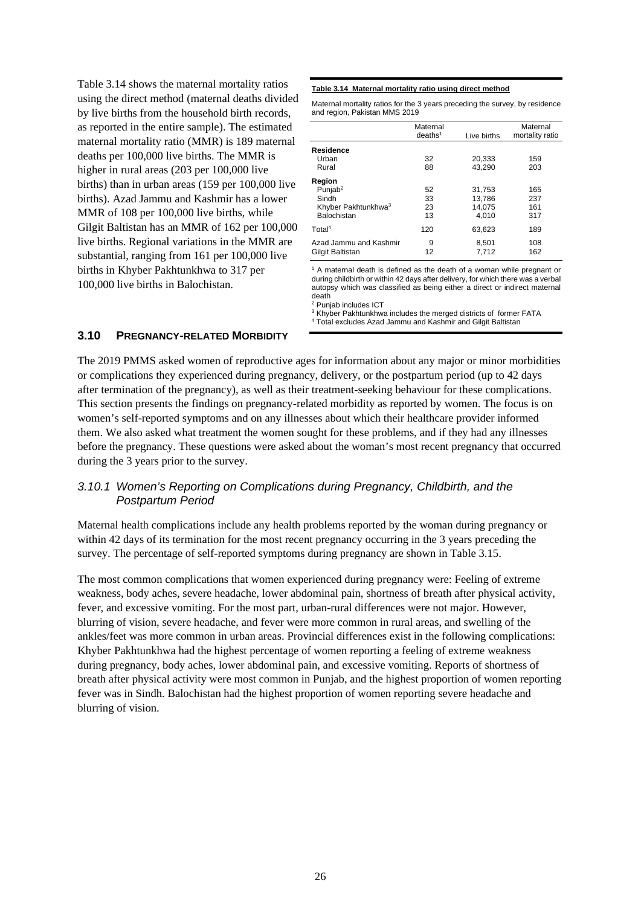Table 3.14 shows the maternal mortality ratios using the direct method (maternal deaths divided by live births from the household birth records, as reported in the entire sample). The estimated maternal mortality ratio (MMR) is 189 maternal deaths per 100,000 live births. The MMR is higher in rural areas (203 per 100,000 live births) than in urban areas (159 per 100,000 live births). Azad Jammu and Kashmir has a lower MMR of 108 per 100,000 live births, while Gilgit Baltistan has an MMR of 162 per 100,000 live births. Regional variations in the MMR are substantial, ranging from 161 per 100,000 live births in Khyber Pakhtunkhwa to 317 per 100,000 live births in Balochistan.

**Table 3.14 Maternal mortality ratio using direct method**

Maternal mortality ratios for the 3 years preceding the survey, by residence and region, Pakistan MMS 2019

| | Maternal deaths[1] | Live births | Maternal mortality ratio |
|---|---|---|---|
| **Residence** | | | |
| Urban | 32 | 20,333 | 159 |
| Rural | 88 | 43,290 | 203 |
| **Region** | | | |
| Punjab[2] | 52 | 31,753 | 165 |
| Sindh | 33 | 13,786 | 237 |
| Khyber Pakhtunkhwa[3] | 23 | 14,075 | 161 |
| Balochistan | 13 | 4,010 | 317 |
| Total[4] | 120 | 63,623 | 189 |
| Azad Jammu and Kashmir | 9 | 8,501 | 108 |
| Gilgit Baltistan | 12 | 7,712 | 162 |

[1] A maternal death is defined as the death of a woman while pregnant or during childbirth or within 42 days after delivery, for which there was a verbal autopsy which was classified as being either a direct or indirect maternal death
[2] Punjab includes ICT
[3] Khyber Pakhtunkhwa includes the merged districts of former FATA
[4] Total excludes Azad Jammu and Kashmir and Gilgit Baltistan

## 3.10 Pregnancy-related Morbidity

The 2019 PMMS asked women of reproductive ages for information about any major or minor morbidities or complications they experienced during pregnancy, delivery, or the postpartum period (up to 42 days after termination of the pregnancy), as well as their treatment-seeking behaviour for these complications. This section presents the findings on pregnancy-related morbidity as reported by women. The focus is on women's self-reported symptoms and on any illnesses about which their healthcare provider informed them. We also asked what treatment the women sought for these problems, and if they had any illnesses before the pregnancy. These questions were asked about the woman's most recent pregnancy that occurred during the 3 years prior to the survey.

### *3.10.1 Women's Reporting on Complications during Pregnancy, Childbirth, and the Postpartum Period*

Maternal health complications include any health problems reported by the woman during pregnancy or within 42 days of its termination for the most recent pregnancy occurring in the 3 years preceding the survey. The percentage of self-reported symptoms during pregnancy are shown in Table 3.15.

The most common complications that women experienced during pregnancy were: Feeling of extreme weakness, body aches, severe headache, lower abdominal pain, shortness of breath after physical activity, fever, and excessive vomiting. For the most part, urban-rural differences were not major. However, blurring of vision, severe headache, and fever were more common in rural areas, and swelling of the ankles/feet was more common in urban areas. Provincial differences exist in the following complications: Khyber Pakhtunkhwa had the highest percentage of women reporting a feeling of extreme weakness during pregnancy, body aches, lower abdominal pain, and excessive vomiting. Reports of shortness of breath after physical activity were most common in Punjab, and the highest proportion of women reporting fever was in Sindh. Balochistan had the highest proportion of women reporting severe headache and blurring of vision.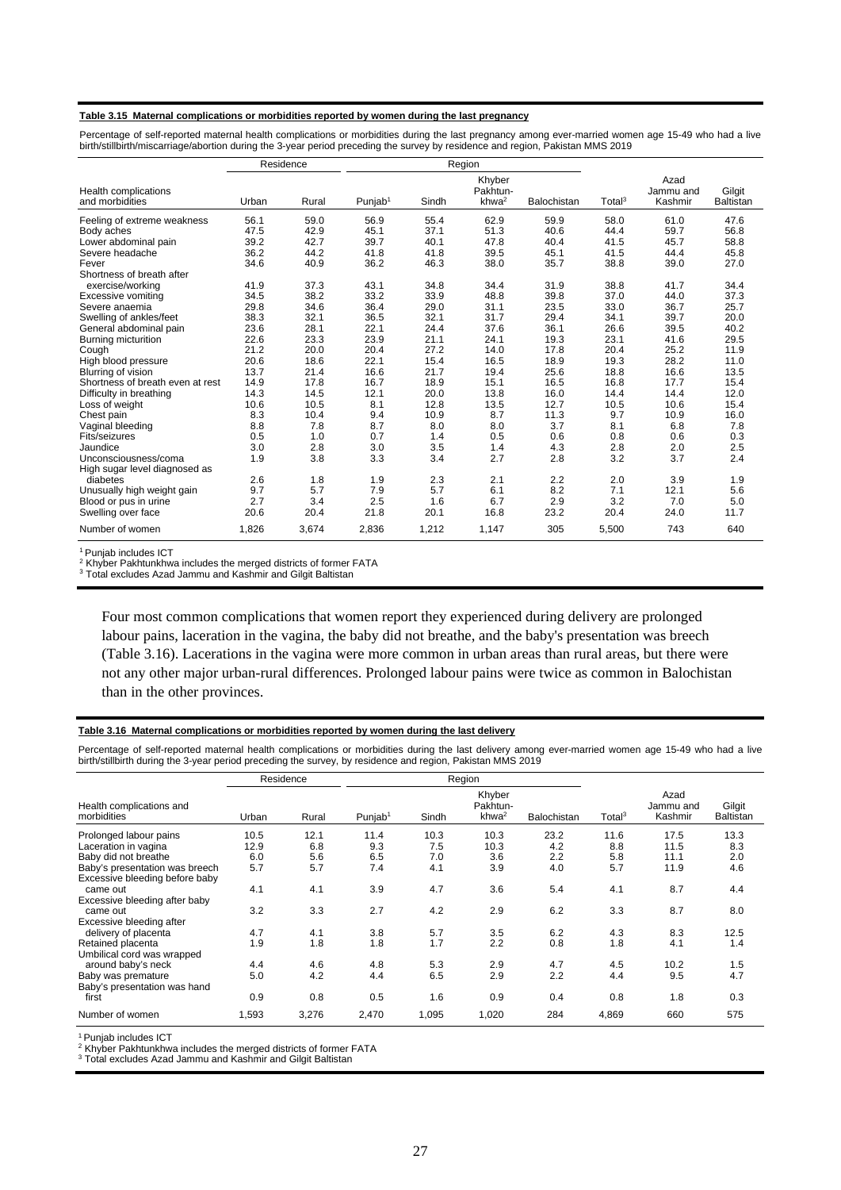**Table 3.15 Maternal complications or morbidities reported by women during the last pregnancy**

Percentage of self-reported maternal health complications or morbidities during the last pregnancy among ever-married women age 15-49 who had a live birth/stillbirth/miscarriage/abortion during the 3-year period preceding the survey by residence and region, Pakistan MMS 2019

| | Residence | | Region | | | | | | |
|---|---|---|---|---|---|---|---|---|---|
| Health complications and morbidities | Urban | Rural | Punjab[1] | Sindh | Khyber Pakhtun-khwa[2] | Balochistan | Total[3] | Azad Jammu and Kashmir | Gilgit Baltistan |
| Feeling of extreme weakness | 56.1 | 59.0 | 56.9 | 55.4 | 62.9 | 59.9 | 58.0 | 61.0 | 47.6 |
| Body aches | 47.5 | 42.9 | 45.1 | 37.1 | 51.3 | 40.6 | 44.4 | 59.7 | 56.8 |
| Lower abdominal pain | 39.2 | 42.7 | 39.7 | 40.1 | 47.8 | 40.4 | 41.5 | 45.7 | 58.8 |
| Severe headache | 36.2 | 44.2 | 41.8 | 41.8 | 39.5 | 45.1 | 41.5 | 44.4 | 45.8 |
| Fever | 34.6 | 40.9 | 36.2 | 46.3 | 38.0 | 35.7 | 38.8 | 39.0 | 27.0 |
| Shortness of breath after exercise/working | 41.9 | 37.3 | 43.1 | 34.8 | 34.4 | 31.9 | 38.8 | 41.7 | 34.4 |
| Excessive vomiting | 34.5 | 38.2 | 33.2 | 33.9 | 48.8 | 39.8 | 37.0 | 44.0 | 37.3 |
| Severe anaemia | 29.8 | 34.6 | 36.4 | 29.0 | 31.1 | 23.5 | 33.0 | 36.7 | 25.7 |
| Swelling of ankles/feet | 38.3 | 32.1 | 36.5 | 32.1 | 31.7 | 29.4 | 34.1 | 39.7 | 20.0 |
| General abdominal pain | 23.6 | 28.1 | 22.1 | 24.4 | 37.6 | 36.1 | 26.6 | 39.5 | 40.2 |
| Burning micturition | 22.6 | 23.3 | 23.9 | 21.1 | 24.1 | 19.3 | 23.1 | 41.6 | 29.5 |
| Cough | 21.2 | 20.0 | 20.4 | 27.2 | 14.0 | 17.8 | 20.4 | 25.2 | 11.9 |
| High blood pressure | 20.6 | 18.6 | 22.1 | 15.4 | 16.5 | 18.9 | 19.3 | 28.2 | 11.0 |
| Blurring of vision | 13.7 | 21.4 | 16.6 | 21.7 | 19.4 | 25.6 | 18.8 | 16.6 | 13.5 |
| Shortness of breath even at rest | 14.9 | 17.8 | 16.7 | 18.9 | 15.1 | 16.5 | 16.8 | 17.7 | 15.4 |
| Difficulty in breathing | 14.3 | 14.5 | 12.1 | 20.0 | 13.8 | 16.0 | 14.4 | 14.4 | 12.0 |
| Loss of weight | 10.6 | 10.5 | 8.1 | 12.8 | 13.5 | 12.7 | 10.5 | 10.6 | 15.4 |
| Chest pain | 8.3 | 10.4 | 9.4 | 10.9 | 8.7 | 11.3 | 9.7 | 10.9 | 16.0 |
| Vaginal bleeding | 8.8 | 7.8 | 8.7 | 8.0 | 8.0 | 3.7 | 8.1 | 6.8 | 7.8 |
| Fits/seizures | 0.5 | 1.0 | 0.7 | 1.4 | 0.5 | 0.6 | 0.8 | 0.6 | 0.3 |
| Jaundice | 3.0 | 2.8 | 3.0 | 3.5 | 1.4 | 4.3 | 2.8 | 2.0 | 2.5 |
| Unconsciousness/coma | 1.9 | 3.8 | 3.3 | 3.4 | 2.7 | 2.8 | 3.2 | 3.7 | 2.4 |
| High sugar level diagnosed as diabetes | 2.6 | 1.8 | 1.9 | 2.3 | 2.1 | 2.2 | 2.0 | 3.9 | 1.9 |
| Unusually high weight gain | 9.7 | 5.7 | 7.9 | 5.7 | 6.1 | 8.2 | 7.1 | 12.1 | 5.6 |
| Blood or pus in urine | 2.7 | 3.4 | 2.5 | 1.6 | 6.7 | 2.9 | 3.2 | 7.0 | 5.0 |
| Swelling over face | 20.6 | 20.4 | 21.8 | 20.1 | 16.8 | 23.2 | 20.4 | 24.0 | 11.7 |
| Number of women | 1,826 | 3,674 | 2,836 | 1,212 | 1,147 | 305 | 5,500 | 743 | 640 |

[1] Punjab includes ICT
[2] Khyber Pakhtunkhwa includes the merged districts of former FATA
[3] Total excludes Azad Jammu and Kashmir and Gilgit Baltistan

Four most common complications that women report they experienced during delivery are prolonged labour pains, laceration in the vagina, the baby did not breathe, and the baby's presentation was breech (Table 3.16). Lacerations in the vagina were more common in urban areas than rural areas, but there were not any other major urban-rural differences. Prolonged labour pains were twice as common in Balochistan than in the other provinces.

**Table 3.16 Maternal complications or morbidities reported by women during the last delivery**

Percentage of self-reported maternal health complications or morbidities during the last delivery among ever-married women age 15-49 who had a live birth/stillbirth during the 3-year period preceding the survey, by residence and region, Pakistan MMS 2019

| | Residence | | Region | | | | | | |
|---|---|---|---|---|---|---|---|---|---|
| Health complications and morbidities | Urban | Rural | Punjab[1] | Sindh | Khyber Pakhtun-khwa[2] | Balochistan | Total[3] | Azad Jammu and Kashmir | Gilgit Baltistan |
| Prolonged labour pains | 10.5 | 12.1 | 11.4 | 10.3 | 10.3 | 23.2 | 11.6 | 17.5 | 13.3 |
| Laceration in vagina | 12.9 | 6.8 | 9.3 | 7.5 | 10.3 | 4.2 | 8.8 | 11.5 | 8.3 |
| Baby did not breathe | 6.0 | 5.6 | 6.5 | 7.0 | 3.6 | 2.2 | 5.8 | 11.1 | 2.0 |
| Baby's presentation was breech | 5.7 | 5.7 | 7.4 | 4.1 | 3.9 | 4.0 | 5.7 | 11.9 | 4.6 |
| Excessive bleeding before baby came out | 4.1 | 4.1 | 3.9 | 4.7 | 3.6 | 5.4 | 4.1 | 8.7 | 4.4 |
| Excessive bleeding after baby came out | 3.2 | 3.3 | 2.7 | 4.2 | 2.9 | 6.2 | 3.3 | 8.7 | 8.0 |
| Excessive bleeding after delivery of placenta | 4.7 | 4.1 | 3.8 | 5.7 | 3.5 | 6.2 | 4.3 | 8.3 | 12.5 |
| Retained placenta | 1.9 | 1.8 | 1.8 | 1.7 | 2.2 | 0.8 | 1.8 | 4.1 | 1.4 |
| Umbilical cord was wrapped around baby's neck | 4.4 | 4.6 | 4.8 | 5.3 | 2.9 | 4.7 | 4.5 | 10.2 | 1.5 |
| Baby was premature | 5.0 | 4.2 | 4.4 | 6.5 | 2.9 | 2.2 | 4.4 | 9.5 | 4.7 |
| Baby's presentation was hand first | 0.9 | 0.8 | 0.5 | 1.6 | 0.9 | 0.4 | 0.8 | 1.8 | 0.3 |
| Number of women | 1,593 | 3,276 | 2,470 | 1,095 | 1,020 | 284 | 4,869 | 660 | 575 |

[1] Punjab includes ICT
[2] Khyber Pakhtunkhwa includes the merged districts of former FATA
[3] Total excludes Azad Jammu and Kashmir and Gilgit Baltistan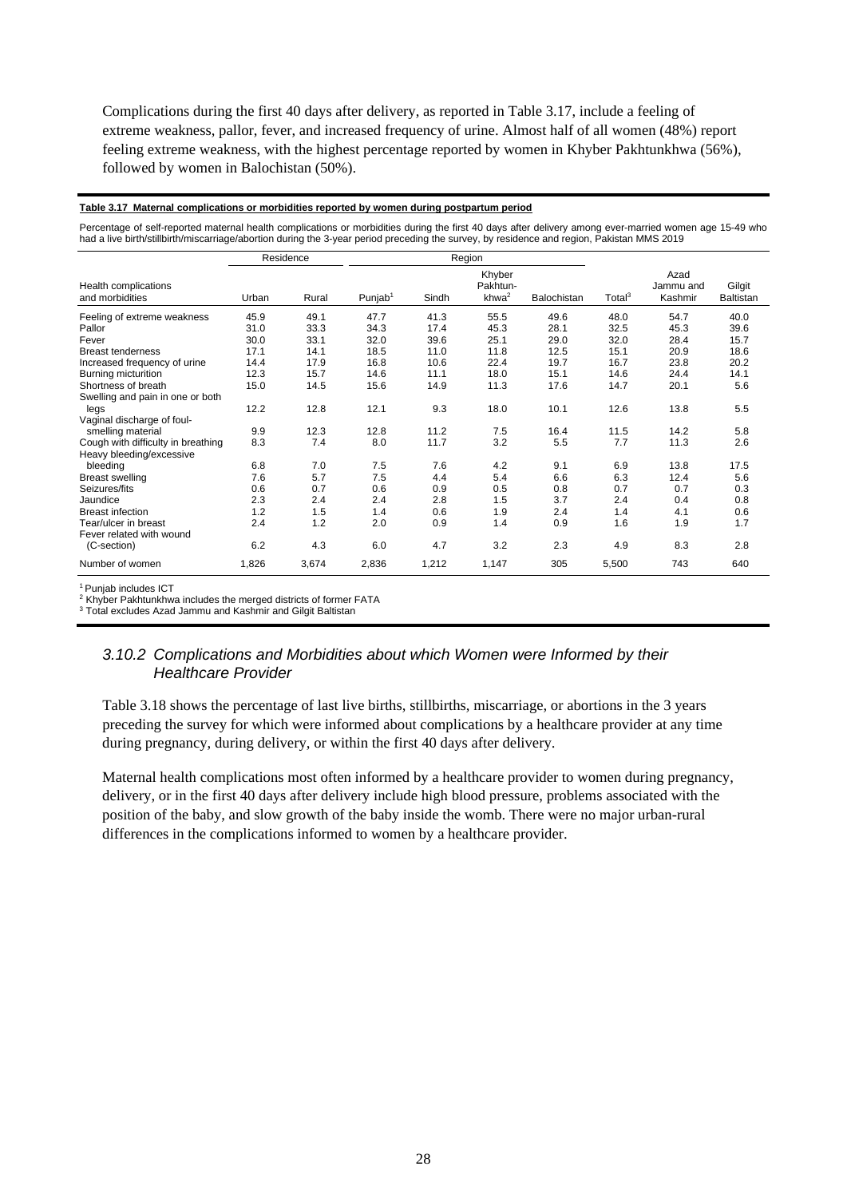Complications during the first 40 days after delivery, as reported in Table 3.17, include a feeling of extreme weakness, pallor, fever, and increased frequency of urine. Almost half of all women (48%) report feeling extreme weakness, with the highest percentage reported by women in Khyber Pakhtunkhwa (56%), followed by women in Balochistan (50%).

**Table 3.17 Maternal complications or morbidities reported by women during postpartum period**

Percentage of self-reported maternal health complications or morbidities during the first 40 days after delivery among ever-married women age 15-49 who had a live birth/stillbirth/miscarriage/abortion during the 3-year period preceding the survey, by residence and region, Pakistan MMS 2019

| Health complications and morbidities | Residence | | Region | | | | | | |
|---|---|---|---|---|---|---|---|---|---|
| | Urban | Rural | Punjab[1] | Sindh | Khyber Pakhtunkhwa[2] | Balochistan | Total[3] | Azad Jammu and Kashmir | Gilgit Baltistan |
| Feeling of extreme weakness | 45.9 | 49.1 | 47.7 | 41.3 | 55.5 | 49.6 | 48.0 | 54.7 | 40.0 |
| Pallor | 31.0 | 33.3 | 34.3 | 17.4 | 45.3 | 28.1 | 32.5 | 45.3 | 39.6 |
| Fever | 30.0 | 33.1 | 32.0 | 39.6 | 25.1 | 29.0 | 32.0 | 28.4 | 15.7 |
| Breast tenderness | 17.1 | 14.1 | 18.5 | 11.0 | 11.8 | 12.5 | 15.1 | 20.9 | 18.6 |
| Increased frequency of urine | 14.4 | 17.9 | 16.8 | 10.6 | 22.4 | 19.7 | 16.7 | 23.8 | 20.2 |
| Burning micturition | 12.3 | 15.7 | 14.6 | 11.1 | 18.0 | 15.1 | 14.6 | 24.4 | 14.1 |
| Shortness of breath | 15.0 | 14.5 | 15.6 | 14.9 | 11.3 | 17.6 | 14.7 | 20.1 | 5.6 |
| Swelling and pain in one or both legs | 12.2 | 12.8 | 12.1 | 9.3 | 18.0 | 10.1 | 12.6 | 13.8 | 5.5 |
| Vaginal discharge of foul-smelling material | 9.9 | 12.3 | 12.8 | 11.2 | 7.5 | 16.4 | 11.5 | 14.2 | 5.8 |
| Cough with difficulty in breathing | 8.3 | 7.4 | 8.0 | 11.7 | 3.2 | 5.5 | 7.7 | 11.3 | 2.6 |
| Heavy bleeding/excessive bleeding | 6.8 | 7.0 | 7.5 | 7.6 | 4.2 | 9.1 | 6.9 | 13.8 | 17.5 |
| Breast swelling | 7.6 | 5.7 | 7.5 | 4.4 | 5.4 | 6.6 | 6.3 | 12.4 | 5.6 |
| Seizures/fits | 0.6 | 0.7 | 0.6 | 0.9 | 0.5 | 0.8 | 0.7 | 0.7 | 0.3 |
| Jaundice | 2.3 | 2.4 | 2.4 | 2.8 | 1.5 | 3.7 | 2.4 | 0.4 | 0.8 |
| Breast infection | 1.2 | 1.5 | 1.4 | 0.6 | 1.9 | 2.4 | 1.4 | 4.1 | 0.6 |
| Tear/ulcer in breast | 2.4 | 1.2 | 2.0 | 0.9 | 1.4 | 0.9 | 1.6 | 1.9 | 1.7 |
| Fever related with wound (C-section) | 6.2 | 4.3 | 6.0 | 4.7 | 3.2 | 2.3 | 4.9 | 8.3 | 2.8 |
| Number of women | 1,826 | 3,674 | 2,836 | 1,212 | 1,147 | 305 | 5,500 | 743 | 640 |

[1] Punjab includes ICT
[2] Khyber Pakhtunkhwa includes the merged districts of former FATA
[3] Total excludes Azad Jammu and Kashmir and Gilgit Baltistan

### *3.10.2 Complications and Morbidities about which Women were Informed by their Healthcare Provider*

Table 3.18 shows the percentage of last live births, stillbirths, miscarriage, or abortions in the 3 years preceding the survey for which were informed about complications by a healthcare provider at any time during pregnancy, during delivery, or within the first 40 days after delivery.

Maternal health complications most often informed by a healthcare provider to women during pregnancy, delivery, or in the first 40 days after delivery include high blood pressure, problems associated with the position of the baby, and slow growth of the baby inside the womb. There were no major urban-rural differences in the complications informed to women by a healthcare provider.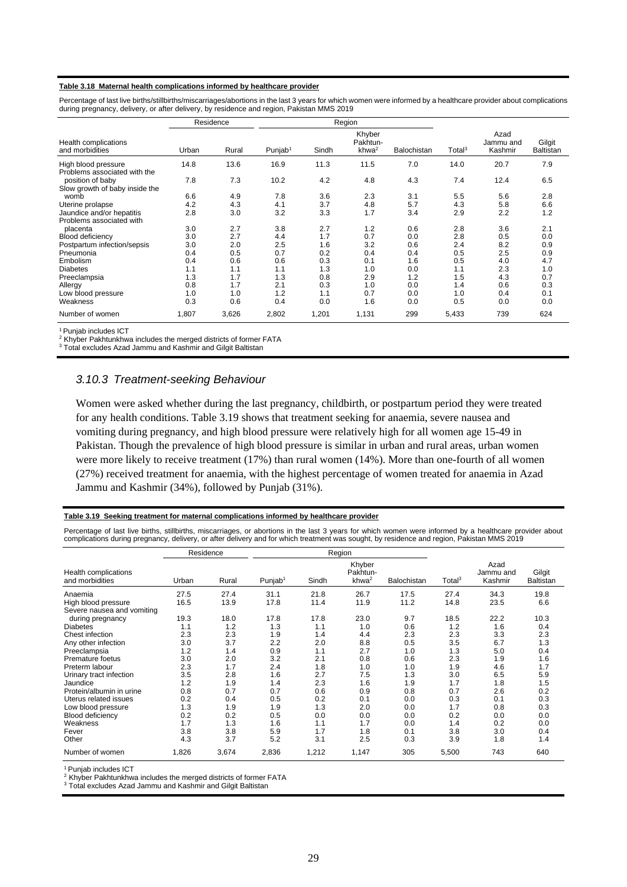**Table 3.18 Maternal health complications informed by healthcare provider**

Percentage of last live births/stillbirths/miscarriages/abortions in the last 3 years for which women were informed by a healthcare provider about complications during pregnancy, delivery, or after delivery, by residence and region, Pakistan MMS 2019

| | Residence | | Region | | | | | | |
|---|---|---|---|---|---|---|---|---|---|
| Health complications | Urban | Rural | Punjab[1] | Sindh | Khyber Pakhtun-khwa[2] | Balochistan | Total[3] | Azad Jammu and Kashmir | Gilgit Baltistan |
| High blood pressure | 14.8 | 13.6 | 16.9 | 11.3 | 11.5 | 7.0 | 14.0 | 20.7 | 7.9 |
| Problems associated with the position of baby | 7.8 | 7.3 | 10.2 | 4.2 | 4.8 | 4.3 | 7.4 | 12.4 | 6.5 |
| Slow growth of baby inside the womb | 6.6 | 4.9 | 7.8 | 3.6 | 2.3 | 3.1 | 5.5 | 5.6 | 2.8 |
| Uterine prolapse | 4.2 | 4.3 | 4.1 | 3.7 | 4.8 | 5.7 | 4.3 | 5.8 | 6.6 |
| Jaundice and/or hepatitis | 2.8 | 3.0 | 3.2 | 3.3 | 1.7 | 3.4 | 2.9 | 2.2 | 1.2 |
| Problems associated with placenta | 3.0 | 2.7 | 3.8 | 2.7 | 1.2 | 0.6 | 2.8 | 3.6 | 2.1 |
| Blood deficiency | 3.0 | 2.7 | 4.4 | 1.7 | 0.7 | 0.0 | 2.8 | 0.5 | 0.0 |
| Postpartum infection/sepsis | 3.0 | 2.0 | 2.5 | 1.6 | 3.2 | 0.6 | 2.4 | 8.2 | 0.9 |
| Pneumonia | 0.4 | 0.5 | 0.7 | 0.2 | 0.4 | 0.4 | 0.5 | 2.5 | 0.9 |
| Embolism | 0.4 | 0.6 | 0.6 | 0.3 | 0.1 | 1.6 | 0.5 | 4.0 | 4.7 |
| Diabetes | 1.1 | 1.1 | 1.1 | 1.3 | 1.0 | 0.0 | 1.1 | 2.3 | 1.0 |
| Preeclampsia | 1.3 | 1.7 | 1.3 | 0.8 | 2.9 | 1.2 | 1.5 | 4.3 | 0.7 |
| Allergy | 0.8 | 1.7 | 2.1 | 0.3 | 1.0 | 0.0 | 1.4 | 0.6 | 0.3 |
| Low blood pressure | 1.0 | 1.0 | 1.2 | 1.1 | 0.7 | 0.0 | 1.0 | 0.4 | 0.1 |
| Weakness | 0.3 | 0.6 | 0.4 | 0.0 | 1.6 | 0.0 | 0.5 | 0.0 | 0.0 |
| Number of women | 1,807 | 3,626 | 2,802 | 1,201 | 1,131 | 299 | 5,433 | 739 | 624 |

[1] Punjab includes ICT
[2] Khyber Pakhtunkhwa includes the merged districts of former FATA
[3] Total excludes Azad Jammu and Kashmir and Gilgit Baltistan

### *3.10.3 Treatment-seeking Behaviour*

Women were asked whether during the last pregnancy, childbirth, or postpartum period they were treated for any health conditions. Table 3.19 shows that treatment seeking for anaemia, severe nausea and vomiting during pregnancy, and high blood pressure were relatively high for all women age 15-49 in Pakistan. Though the prevalence of high blood pressure is similar in urban and rural areas, urban women were more likely to receive treatment (17%) than rural women (14%). More than one-fourth of all women (27%) received treatment for anaemia, with the highest percentage of women treated for anaemia in Azad Jammu and Kashmir (34%), followed by Punjab (31%).

**Table 3.19 Seeking treatment for maternal complications informed by healthcare provider**

Percentage of last live births, stillbirths, miscarriages, or abortions in the last 3 years for which women were informed by a healthcare provider about complications during pregnancy, delivery, or after delivery and for which treatment was sought, by residence and region, Pakistan MMS 2019

| | Residence | | Region | | | | | | |
|---|---|---|---|---|---|---|---|---|---|
| Health complications and morbidities | Urban | Rural | Punjab[1] | Sindh | Khyber Pakhtun-khwa[2] | Balochistan | Total[3] | Azad Jammu and Kashmir | Gilgit Baltistan |
| Anaemia | 27.5 | 27.4 | 31.1 | 21.8 | 26.7 | 17.5 | 27.4 | 34.3 | 19.8 |
| High blood pressure | 16.5 | 13.9 | 17.8 | 11.4 | 11.9 | 11.2 | 14.8 | 23.5 | 6.6 |
| Severe nausea and vomiting during pregnancy | 19.3 | 18.0 | 17.8 | 17.8 | 23.0 | 9.7 | 18.5 | 22.2 | 10.3 |
| Diabetes | 1.1 | 1.2 | 1.3 | 1.1 | 1.0 | 0.6 | 1.2 | 1.6 | 0.4 |
| Chest infection | 2.3 | 2.3 | 1.9 | 1.4 | 4.4 | 2.3 | 2.3 | 3.3 | 2.3 |
| Any other infection | 3.0 | 3.7 | 2.2 | 2.0 | 8.8 | 0.5 | 3.5 | 6.7 | 1.3 |
| Preeclampsia | 1.2 | 1.4 | 0.9 | 1.1 | 2.7 | 1.0 | 1.3 | 5.0 | 0.4 |
| Premature foetus | 3.0 | 2.0 | 3.2 | 2.1 | 0.8 | 0.6 | 2.3 | 1.9 | 1.6 |
| Preterm labour | 2.3 | 1.7 | 2.4 | 1.8 | 1.0 | 1.0 | 1.9 | 4.6 | 1.7 |
| Urinary tract infection | 3.5 | 2.8 | 1.6 | 2.7 | 7.5 | 1.3 | 3.0 | 6.5 | 5.9 |
| Jaundice | 1.2 | 1.9 | 1.4 | 2.3 | 1.6 | 1.9 | 1.7 | 1.8 | 1.5 |
| Protein/albumin in urine | 0.8 | 0.7 | 0.7 | 0.6 | 0.9 | 0.8 | 0.7 | 2.6 | 0.2 |
| Uterus related issues | 0.2 | 0.4 | 0.5 | 0.2 | 0.1 | 0.0 | 0.3 | 0.1 | 0.3 |
| Low blood pressure | 1.3 | 1.9 | 1.9 | 1.3 | 2.0 | 0.0 | 1.7 | 0.8 | 0.3 |
| Blood deficiency | 0.2 | 0.2 | 0.5 | 0.0 | 0.0 | 0.0 | 0.2 | 0.0 | 0.0 |
| Weakness | 1.7 | 1.3 | 1.6 | 1.1 | 1.7 | 0.0 | 1.4 | 0.2 | 0.0 |
| Fever | 3.8 | 3.8 | 5.9 | 1.7 | 1.8 | 0.1 | 3.8 | 3.0 | 0.4 |
| Other | 4.3 | 3.7 | 5.2 | 3.1 | 2.5 | 0.3 | 3.9 | 1.8 | 1.4 |
| Number of women | 1,826 | 3,674 | 2,836 | 1,212 | 1,147 | 305 | 5,500 | 743 | 640 |

[1] Punjab includes ICT
[2] Khyber Pakhtunkhwa includes the merged districts of former FATA
[3] Total excludes Azad Jammu and Kashmir and Gilgit Baltistan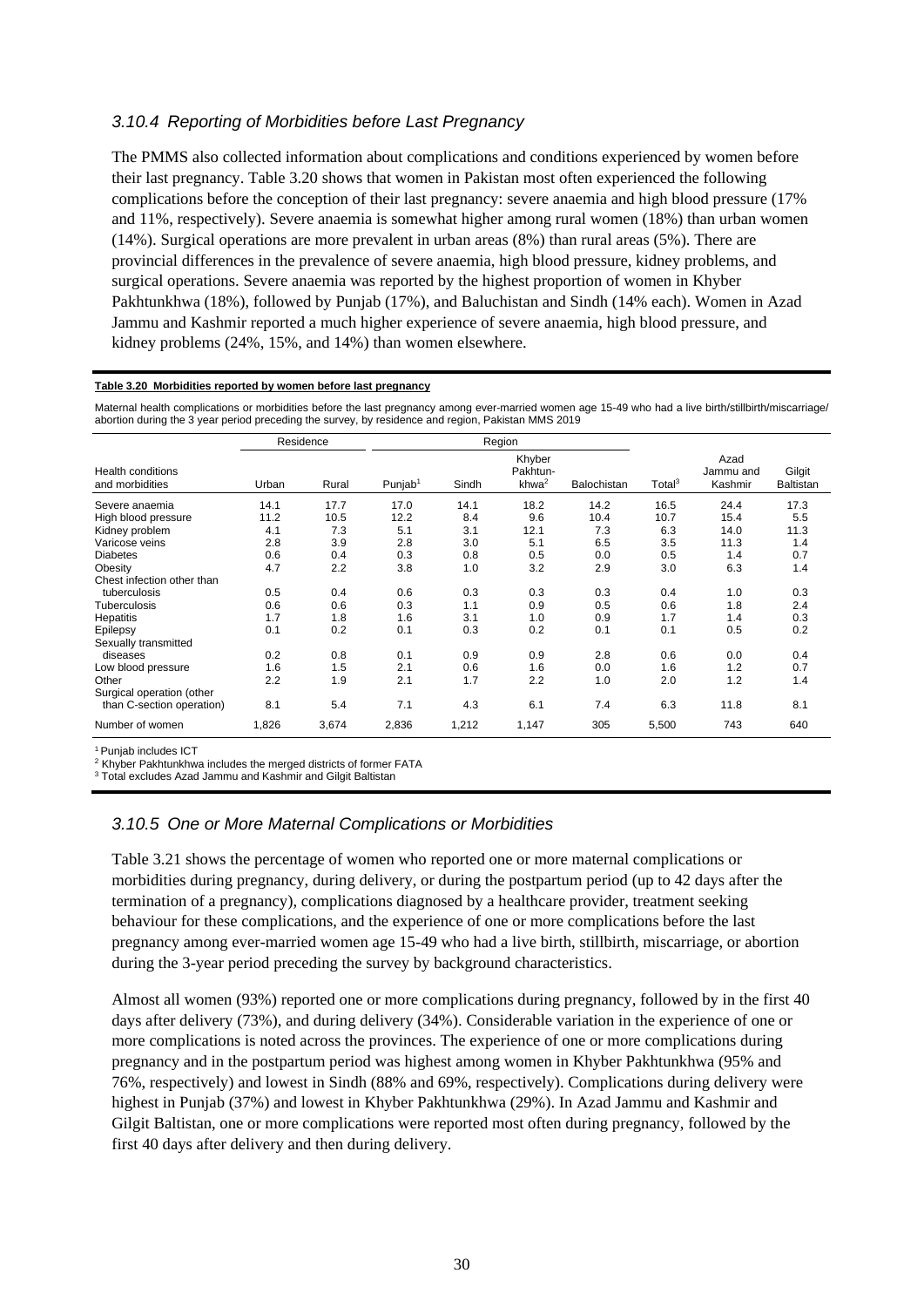### *3.10.4 Reporting of Morbidities before Last Pregnancy*

The PMMS also collected information about complications and conditions experienced by women before their last pregnancy. Table 3.20 shows that women in Pakistan most often experienced the following complications before the conception of their last pregnancy: severe anaemia and high blood pressure (17% and 11%, respectively). Severe anaemia is somewhat higher among rural women (18%) than urban women (14%). Surgical operations are more prevalent in urban areas (8%) than rural areas (5%). There are provincial differences in the prevalence of severe anaemia, high blood pressure, kidney problems, and surgical operations. Severe anaemia was reported by the highest proportion of women in Khyber Pakhtunkhwa (18%), followed by Punjab (17%), and Baluchistan and Sindh (14% each). Women in Azad Jammu and Kashmir reported a much higher experience of severe anaemia, high blood pressure, and kidney problems (24%, 15%, and 14%) than women elsewhere.

**Table 3.20 Morbidities reported by women before last pregnancy**

Maternal health complications or morbidities before the last pregnancy among ever-married women age 15-49 who had a live birth/stillbirth/miscarriage/ abortion during the 3 year period preceding the survey, by residence and region, Pakistan MMS 2019

| | Residence | | Region | | | | | | |
|---|---|---|---|---|---|---|---|---|---|
| Health conditions and morbidities | Urban | Rural | Punjab[1] | Sindh | Khyber Pakhtun-khwa[2] | Balochistan | Total[3] | Azad Jammu and Kashmir | Gilgit Baltistan |
| Severe anaemia | 14.1 | 17.7 | 17.0 | 14.1 | 18.2 | 14.2 | 16.5 | 24.4 | 17.3 |
| High blood pressure | 11.2 | 10.5 | 12.2 | 8.4 | 9.6 | 10.4 | 10.7 | 15.4 | 5.5 |
| Kidney problem | 4.1 | 7.3 | 5.1 | 3.1 | 12.1 | 7.3 | 6.3 | 14.0 | 11.3 |
| Varicose veins | 2.8 | 3.9 | 2.8 | 3.0 | 5.1 | 6.5 | 3.5 | 11.3 | 1.4 |
| Diabetes | 0.6 | 0.4 | 0.3 | 0.8 | 0.5 | 0.0 | 0.5 | 1.4 | 0.7 |
| Obesity | 4.7 | 2.2 | 3.8 | 1.0 | 3.2 | 2.9 | 3.0 | 6.3 | 1.4 |
| Chest infection other than tuberculosis | 0.5 | 0.4 | 0.6 | 0.3 | 0.3 | 0.3 | 0.4 | 1.0 | 0.3 |
| Tuberculosis | 0.6 | 0.6 | 0.3 | 1.1 | 0.9 | 0.5 | 0.6 | 1.8 | 2.4 |
| Hepatitis | 1.7 | 1.8 | 1.6 | 3.1 | 1.0 | 0.9 | 1.7 | 1.4 | 0.3 |
| Epilepsy | 0.1 | 0.2 | 0.1 | 0.3 | 0.2 | 0.1 | 0.1 | 0.5 | 0.2 |
| Sexually transmitted diseases | 0.2 | 0.8 | 0.1 | 0.9 | 0.9 | 2.8 | 0.6 | 0.0 | 0.4 |
| Low blood pressure | 1.6 | 1.5 | 2.1 | 0.6 | 1.6 | 0.0 | 1.6 | 1.2 | 0.7 |
| Other | 2.2 | 1.9 | 2.1 | 1.7 | 2.2 | 1.0 | 2.0 | 1.2 | 1.4 |
| Surgical operation (other than C-section operation) | 8.1 | 5.4 | 7.1 | 4.3 | 6.1 | 7.4 | 6.3 | 11.8 | 8.1 |
| Number of women | 1,826 | 3,674 | 2,836 | 1,212 | 1,147 | 305 | 5,500 | 743 | 640 |

[1] Punjab includes ICT
[2] Khyber Pakhtunkhwa includes the merged districts of former FATA
[3] Total excludes Azad Jammu and Kashmir and Gilgit Baltistan

### *3.10.5 One or More Maternal Complications or Morbidities*

Table 3.21 shows the percentage of women who reported one or more maternal complications or morbidities during pregnancy, during delivery, or during the postpartum period (up to 42 days after the termination of a pregnancy), complications diagnosed by a healthcare provider, treatment seeking behaviour for these complications, and the experience of one or more complications before the last pregnancy among ever-married women age 15-49 who had a live birth, stillbirth, miscarriage, or abortion during the 3-year period preceding the survey by background characteristics.

Almost all women (93%) reported one or more complications during pregnancy, followed by in the first 40 days after delivery (73%), and during delivery (34%). Considerable variation in the experience of one or more complications is noted across the provinces. The experience of one or more complications during pregnancy and in the postpartum period was highest among women in Khyber Pakhtunkhwa (95% and 76%, respectively) and lowest in Sindh (88% and 69%, respectively). Complications during delivery were highest in Punjab (37%) and lowest in Khyber Pakhtunkhwa (29%). In Azad Jammu and Kashmir and Gilgit Baltistan, one or more complications were reported most often during pregnancy, followed by the first 40 days after delivery and then during delivery.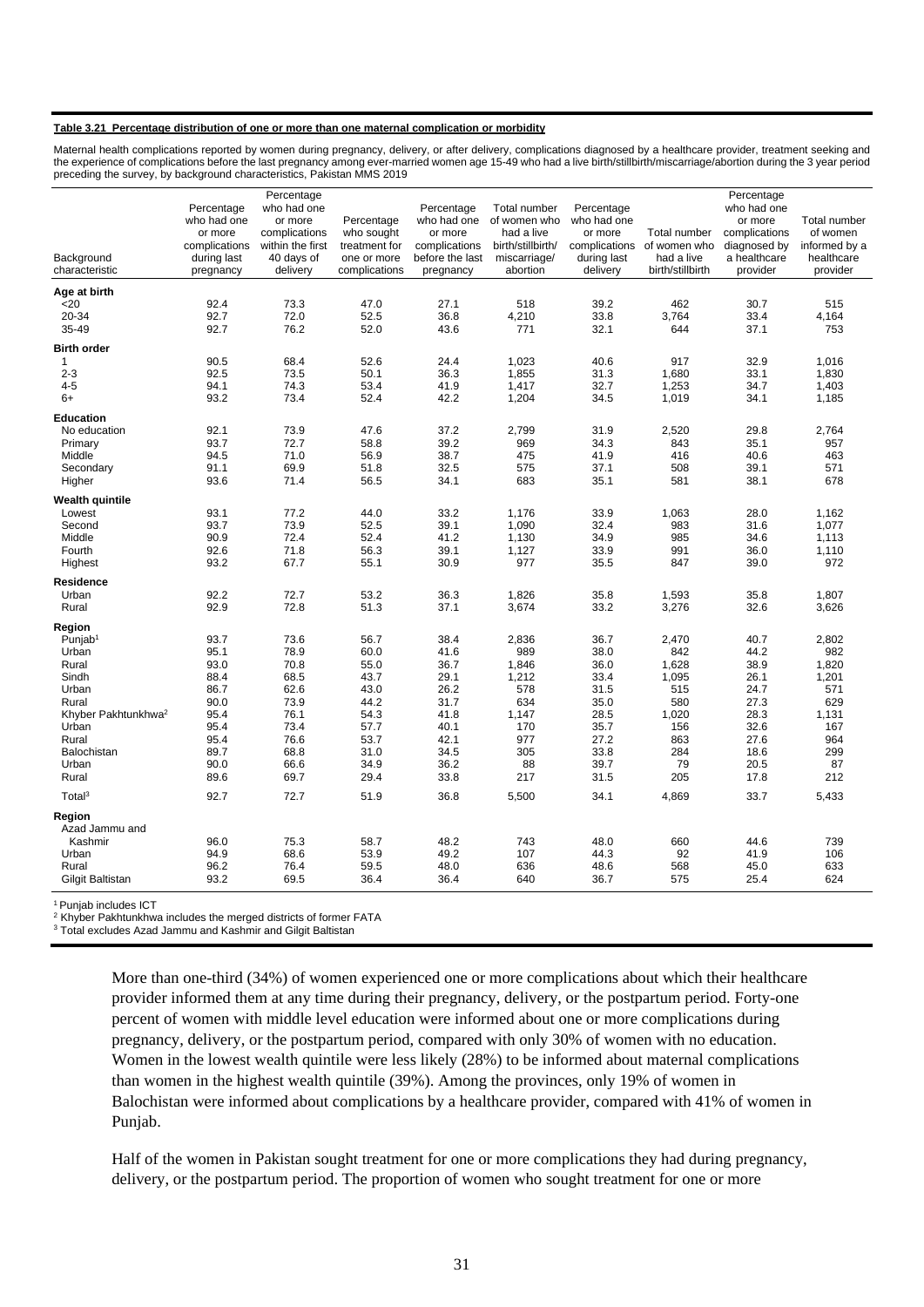**Table 3.21 Percentage distribution of one or more than one maternal complication or morbidity**

Maternal health complications reported by women during pregnancy, delivery, or after delivery, complications diagnosed by a healthcare provider, treatment seeking and the experience of complications before the last pregnancy among ever-married women age 15-49 who had a live birth/stillbirth/miscarriage/abortion during the 3 year period preceding the survey, by background characteristics, Pakistan MMS 2019

| Background characteristic | Percentage who had one or more complications during last pregnancy | Percentage who had one or more complications within the first 40 days of delivery | Percentage who sought treatment for one or more complications | Percentage who had one or more complications before the last pregnancy | Total number of women who had a live birth/stillbirth/ miscarriage/ abortion | Percentage who had one or more complications during last delivery | Total number of women who had a live birth/stillbirth | Percentage who had one or more complications diagnosed by a healthcare provider | Total number of women informed by a healthcare provider |
|---|---|---|---|---|---|---|---|---|---|
| **Age at birth** | | | | | | | | | |
| <20 | 92.4 | 73.3 | 47.0 | 27.1 | 518 | 39.2 | 462 | 30.7 | 515 |
| 20-34 | 92.7 | 72.0 | 52.5 | 36.8 | 4,210 | 33.8 | 3,764 | 33.4 | 4,164 |
| 35-49 | 92.7 | 76.2 | 52.0 | 43.6 | 771 | 32.1 | 644 | 37.1 | 753 |
| **Birth order** | | | | | | | | | |
| 1 | 90.5 | 68.4 | 52.6 | 24.4 | 1,023 | 40.6 | 917 | 32.9 | 1,016 |
| 2-3 | 92.5 | 73.5 | 50.1 | 36.3 | 1,855 | 31.3 | 1,680 | 33.1 | 1,830 |
| 4-5 | 94.1 | 74.3 | 53.4 | 41.9 | 1,417 | 32.7 | 1,253 | 34.7 | 1,403 |
| 6+ | 93.2 | 73.4 | 52.4 | 42.2 | 1,204 | 34.5 | 1,019 | 34.1 | 1,185 |
| **Education** | | | | | | | | | |
| No education | 92.1 | 73.9 | 47.6 | 37.2 | 2,799 | 31.9 | 2,520 | 29.8 | 2,764 |
| Primary | 93.7 | 72.7 | 58.8 | 39.2 | 969 | 34.3 | 843 | 35.1 | 957 |
| Middle | 94.5 | 71.0 | 56.9 | 38.7 | 475 | 41.9 | 416 | 40.6 | 463 |
| Secondary | 91.1 | 69.9 | 51.8 | 32.5 | 575 | 37.1 | 508 | 39.1 | 571 |
| Higher | 93.6 | 71.4 | 56.5 | 34.1 | 683 | 35.1 | 581 | 38.1 | 678 |
| **Wealth quintile** | | | | | | | | | |
| Lowest | 93.1 | 77.2 | 44.0 | 33.2 | 1,176 | 33.9 | 1,063 | 28.0 | 1,162 |
| Second | 93.7 | 73.9 | 52.5 | 39.1 | 1,090 | 32.4 | 983 | 31.6 | 1,077 |
| Middle | 90.9 | 72.4 | 52.4 | 41.2 | 1,130 | 34.9 | 985 | 34.6 | 1,113 |
| Fourth | 92.6 | 71.8 | 56.3 | 39.1 | 1,127 | 33.9 | 991 | 36.0 | 1,110 |
| Highest | 93.2 | 67.7 | 55.1 | 30.9 | 977 | 35.5 | 847 | 39.0 | 972 |
| **Residence** | | | | | | | | | |
| Urban | 92.2 | 72.7 | 53.2 | 36.3 | 1,826 | 35.8 | 1,593 | 35.8 | 1,807 |
| Rural | 92.9 | 72.8 | 51.3 | 37.1 | 3,674 | 33.2 | 3,276 | 32.6 | 3,626 |
| **Region** | | | | | | | | | |
| Punjab[1] | 93.7 | 73.6 | 56.7 | 38.4 | 2,836 | 36.7 | 2,470 | 40.7 | 2,802 |
| Urban | 95.1 | 78.9 | 60.0 | 41.6 | 989 | 38.0 | 842 | 44.2 | 982 |
| Rural | 93.0 | 70.8 | 55.0 | 36.7 | 1,846 | 36.0 | 1,628 | 38.9 | 1,820 |
| Sindh | 88.4 | 68.5 | 43.7 | 29.1 | 1,212 | 33.4 | 1,095 | 26.1 | 1,201 |
| Urban | 86.7 | 62.6 | 43.0 | 26.2 | 578 | 31.5 | 515 | 24.7 | 571 |
| Rural | 90.0 | 73.9 | 44.2 | 31.7 | 634 | 35.0 | 580 | 27.3 | 629 |
| Khyber Pakhtunkhwa[2] | 95.4 | 76.1 | 54.3 | 41.8 | 1,147 | 28.5 | 1,020 | 28.3 | 1,131 |
| Urban | 95.4 | 73.4 | 57.7 | 40.1 | 170 | 35.7 | 156 | 32.6 | 167 |
| Rural | 95.4 | 76.6 | 53.7 | 42.1 | 977 | 27.2 | 863 | 27.6 | 964 |
| Balochistan | 89.7 | 68.8 | 31.0 | 34.5 | 305 | 33.8 | 284 | 18.6 | 299 |
| Urban | 90.0 | 66.6 | 34.9 | 36.2 | 88 | 39.7 | 79 | 20.5 | 87 |
| Rural | 89.6 | 69.7 | 29.4 | 33.8 | 217 | 31.5 | 205 | 17.8 | 212 |
| Total[3] | 92.7 | 72.7 | 51.9 | 36.8 | 5,500 | 34.1 | 4,869 | 33.7 | 5,433 |
| **Region** | | | | | | | | | |
| Azad Jammu and Kashmir | 96.0 | 75.3 | 58.7 | 48.2 | 743 | 48.0 | 660 | 44.6 | 739 |
| Urban | 94.9 | 68.6 | 53.9 | 49.2 | 107 | 44.3 | 92 | 41.9 | 106 |
| Rural | 96.2 | 76.4 | 59.5 | 48.0 | 636 | 48.6 | 568 | 45.0 | 633 |
| Gilgit Baltistan | 93.2 | 69.5 | 36.4 | 36.4 | 640 | 36.7 | 575 | 25.4 | 624 |

[1] Punjab includes ICT
[2] Khyber Pakhtunkhwa includes the merged districts of former FATA
[3] Total excludes Azad Jammu and Kashmir and Gilgit Baltistan

More than one-third (34%) of women experienced one or more complications about which their healthcare provider informed them at any time during their pregnancy, delivery, or the postpartum period. Forty-one percent of women with middle level education were informed about one or more complications during pregnancy, delivery, or the postpartum period, compared with only 30% of women with no education. Women in the lowest wealth quintile were less likely (28%) to be informed about maternal complications than women in the highest wealth quintile (39%). Among the provinces, only 19% of women in Balochistan were informed about complications by a healthcare provider, compared with 41% of women in Punjab.

Half of the women in Pakistan sought treatment for one or more complications they had during pregnancy, delivery, or the postpartum period. The proportion of women who sought treatment for one or more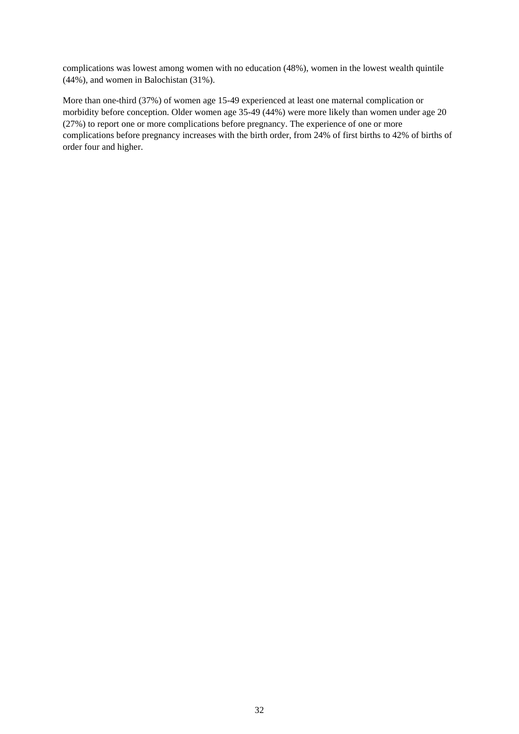complications was lowest among women with no education (48%), women in the lowest wealth quintile (44%), and women in Balochistan (31%).

More than one-third (37%) of women age 15-49 experienced at least one maternal complication or morbidity before conception. Older women age 35-49 (44%) were more likely than women under age 20 (27%) to report one or more complications before pregnancy. The experience of one or more complications before pregnancy increases with the birth order, from 24% of first births to 42% of births of order four and higher.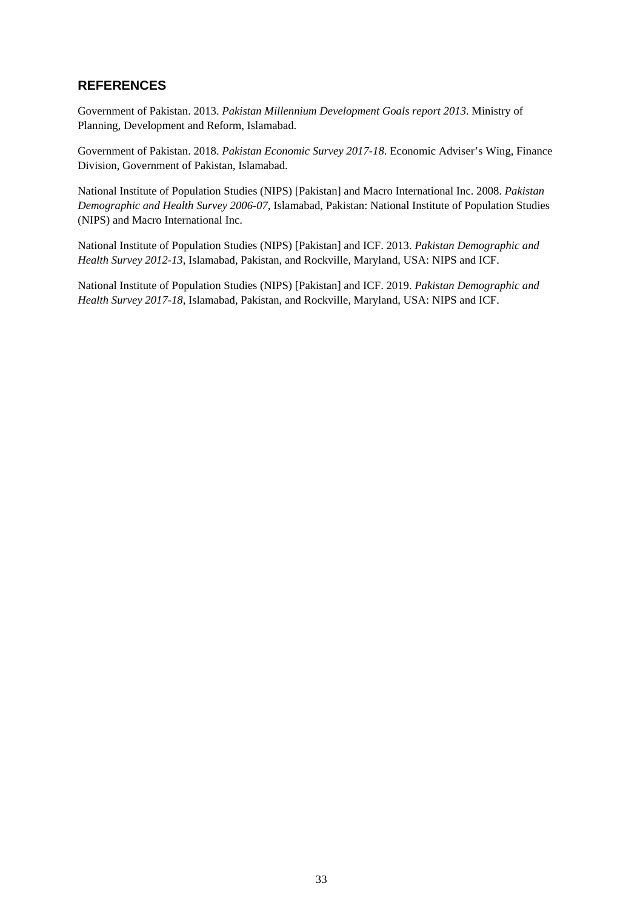## REFERENCES

Government of Pakistan. 2013. *Pakistan Millennium Development Goals report 2013*. Ministry of Planning, Development and Reform, Islamabad.

Government of Pakistan. 2018. *Pakistan Economic Survey 2017-18*. Economic Adviser's Wing, Finance Division, Government of Pakistan, Islamabad.

National Institute of Population Studies (NIPS) [Pakistan] and Macro International Inc. 2008. *Pakistan Demographic and Health Survey 2006-07*, Islamabad, Pakistan: National Institute of Population Studies (NIPS) and Macro International Inc.

National Institute of Population Studies (NIPS) [Pakistan] and ICF. 2013. *Pakistan Demographic and Health Survey 2012-13*, Islamabad, Pakistan, and Rockville, Maryland, USA: NIPS and ICF.

National Institute of Population Studies (NIPS) [Pakistan] and ICF. 2019. *Pakistan Demographic and Health Survey 2017-18*, Islamabad, Pakistan, and Rockville, Maryland, USA: NIPS and ICF.